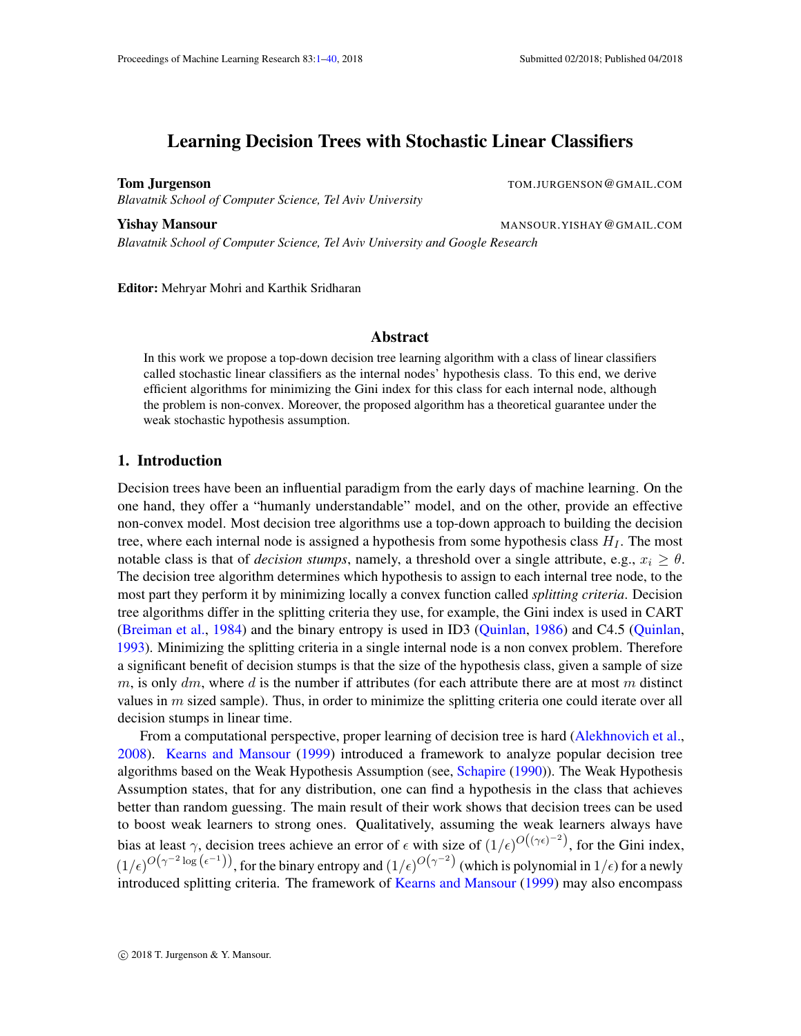# Learning Decision Trees with Stochastic Linear Classifiers

**Tom Jurgenson** TOM.JURGENSON@GMAIL.COM
*Blavatnik School of Computer Science, Tel Aviv University*

**Yishay Mansour** MANSOUR.YISHAY@GMAIL.COM
*Blavatnik School of Computer Science, Tel Aviv University and Google Research*

**Editor:** Mehryar Mohri and Karthik Sridharan

## Abstract

In this work we propose a top-down decision tree learning algorithm with a class of linear classifiers called stochastic linear classifiers as the internal nodes' hypothesis class. To this end, we derive efficient algorithms for minimizing the Gini index for this class for each internal node, although the problem is non-convex. Moreover, the proposed algorithm has a theoretical guarantee under the weak stochastic hypothesis assumption.

## 1. Introduction

Decision trees have been an influential paradigm from the early days of machine learning. On the one hand, they offer a "humanly understandable" model, and on the other, provide an effective non-convex model. Most decision tree algorithms use a top-down approach to building the decision tree, where each internal node is assigned a hypothesis from some hypothesis class $H_I$. The most notable class is that of *decision stumps*, namely, a threshold over a single attribute, e.g., $x_i \geq \theta$. The decision tree algorithm determines which hypothesis to assign to each internal tree node, to the most part they perform it by minimizing locally a convex function called *splitting criteria*. Decision tree algorithms differ in the splitting criteria they use, for example, the Gini index is used in CART (Breiman et al., 1984) and the binary entropy is used in ID3 (Quinlan, 1986) and C4.5 (Quinlan, 1993). Minimizing the splitting criteria in a single internal node is a non convex problem. Therefore a significant benefit of decision stumps is that the size of the hypothesis class, given a sample of size $m$, is only $dm$, where $d$ is the number if attributes (for each attribute there are at most $m$ distinct values in $m$ sized sample). Thus, in order to minimize the splitting criteria one could iterate over all decision stumps in linear time.

From a computational perspective, proper learning of decision tree is hard (Alekhnovich et al., 2008). Kearns and Mansour (1999) introduced a framework to analyze popular decision tree algorithms based on the Weak Hypothesis Assumption (see, Schapire (1990)). The Weak Hypothesis Assumption states, that for any distribution, one can find a hypothesis in the class that achieves better than random guessing. The main result of their work shows that decision trees can be used to boost weak learners to strong ones. Qualitatively, assuming the weak learners always have bias at least $\gamma$, decision trees achieve an error of $\epsilon$ with size of $(1/\epsilon)^{O\left((\gamma\epsilon)^{-2}\right)}$, for the Gini index, $(1/\epsilon)^{O\left(\gamma^{-2}\log\left(\epsilon^{-1}\right)\right)}$, for the binary entropy and $(1/\epsilon)^{O\left(\gamma^{-2}\right)}$ (which is polynomial in $1/\epsilon$) for a newly introduced splitting criteria. The framework of Kearns and Mansour (1999) may also encompass

© 2018 T. Jurgenson & Y. Mansour.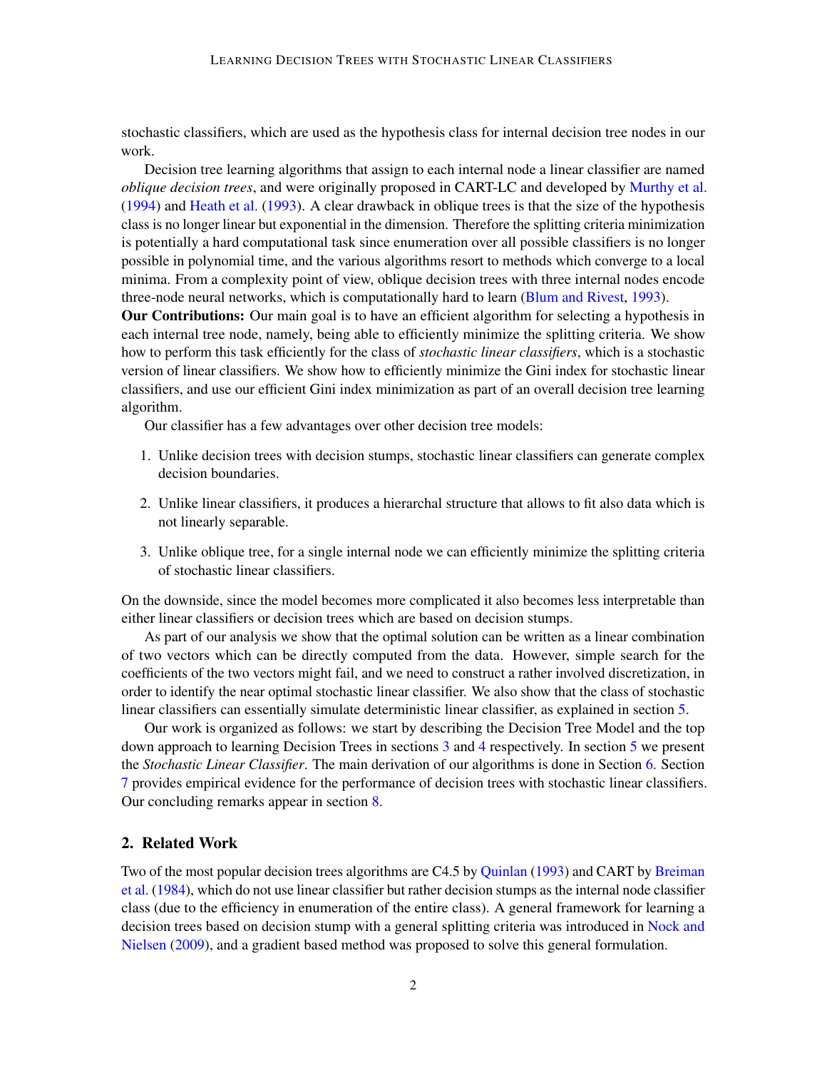stochastic classifiers, which are used as the hypothesis class for internal decision tree nodes in our work.

Decision tree learning algorithms that assign to each internal node a linear classifier are named *oblique decision trees*, and were originally proposed in CART-LC and developed by Murthy et al. (1994) and Heath et al. (1993). A clear drawback in oblique trees is that the size of the hypothesis class is no longer linear but exponential in the dimension. Therefore the splitting criteria minimization is potentially a hard computational task since enumeration over all possible classifiers is no longer possible in polynomial time, and the various algorithms resort to methods which converge to a local minima. From a complexity point of view, oblique decision trees with three internal nodes encode three-node neural networks, which is computationally hard to learn (Blum and Rivest, 1993).

**Our Contributions:** Our main goal is to have an efficient algorithm for selecting a hypothesis in each internal tree node, namely, being able to efficiently minimize the splitting criteria. We show how to perform this task efficiently for the class of *stochastic linear classifiers*, which is a stochastic version of linear classifiers. We show how to efficiently minimize the Gini index for stochastic linear classifiers, and use our efficient Gini index minimization as part of an overall decision tree learning algorithm.

Our classifier has a few advantages over other decision tree models:

1. Unlike decision trees with decision stumps, stochastic linear classifiers can generate complex decision boundaries.
2. Unlike linear classifiers, it produces a hierarchal structure that allows to fit also data which is not linearly separable.
3. Unlike oblique tree, for a single internal node we can efficiently minimize the splitting criteria of stochastic linear classifiers.

On the downside, since the model becomes more complicated it also becomes less interpretable than either linear classifiers or decision trees which are based on decision stumps.

As part of our analysis we show that the optimal solution can be written as a linear combination of two vectors which can be directly computed from the data. However, simple search for the coefficients of the two vectors might fail, and we need to construct a rather involved discretization, in order to identify the near optimal stochastic linear classifier. We also show that the class of stochastic linear classifiers can essentially simulate deterministic linear classifier, as explained in section 5.

Our work is organized as follows: we start by describing the Decision Tree Model and the top down approach to learning Decision Trees in sections 3 and 4 respectively. In section 5 we present the *Stochastic Linear Classifier*. The main derivation of our algorithms is done in Section 6. Section 7 provides empirical evidence for the performance of decision trees with stochastic linear classifiers. Our concluding remarks appear in section 8.

## 2. Related Work

Two of the most popular decision trees algorithms are C4.5 by Quinlan (1993) and CART by Breiman et al. (1984), which do not use linear classifier but rather decision stumps as the internal node classifier class (due to the efficiency in enumeration of the entire class). A general framework for learning a decision trees based on decision stump with a general splitting criteria was introduced in Nock and Nielsen (2009), and a gradient based method was proposed to solve this general formulation.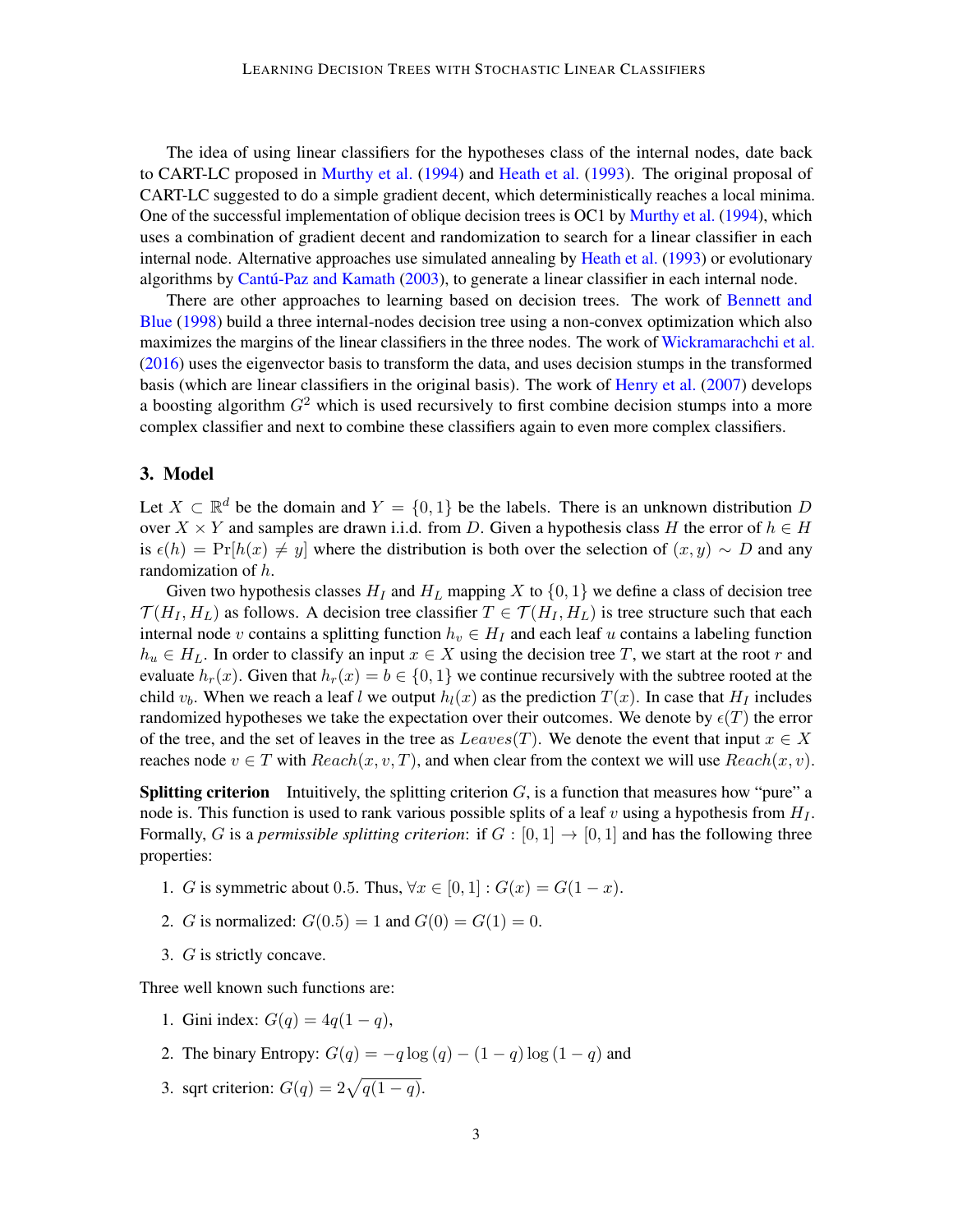The idea of using linear classifiers for the hypotheses class of the internal nodes, date back to CART-LC proposed in Murthy et al. (1994) and Heath et al. (1993). The original proposal of CART-LC suggested to do a simple gradient decent, which deterministically reaches a local minima. One of the successful implementation of oblique decision trees is OC1 by Murthy et al. (1994), which uses a combination of gradient decent and randomization to search for a linear classifier in each internal node. Alternative approaches use simulated annealing by Heath et al. (1993) or evolutionary algorithms by Cantú-Paz and Kamath (2003), to generate a linear classifier in each internal node.

There are other approaches to learning based on decision trees. The work of Bennett and Blue (1998) build a three internal-nodes decision tree using a non-convex optimization which also maximizes the margins of the linear classifiers in the three nodes. The work of Wickramarachchi et al. (2016) uses the eigenvector basis to transform the data, and uses decision stumps in the transformed basis (which are linear classifiers in the original basis). The work of Henry et al. (2007) develops a boosting algorithm $G^2$ which is used recursively to first combine decision stumps into a more complex classifier and next to combine these classifiers again to even more complex classifiers.

## 3. Model

Let $X \subset \mathbb{R}^d$ be the domain and $Y = \{0, 1\}$ be the labels. There is an unknown distribution $D$ over $X \times Y$ and samples are drawn i.i.d. from $D$. Given a hypothesis class $H$ the error of $h \in H$ is $\epsilon(h) = \Pr[h(x) \neq y]$ where the distribution is both over the selection of $(x, y) \sim D$ and any randomization of $h$.

Given two hypothesis classes $H_I$ and $H_L$ mapping $X$ to $\{0, 1\}$ we define a class of decision tree $\mathcal{T}(H_I, H_L)$ as follows. A decision tree classifier $T \in \mathcal{T}(H_I, H_L)$ is tree structure such that each internal node $v$ contains a splitting function $h_v \in H_I$ and each leaf $u$ contains a labeling function $h_u \in H_L$. In order to classify an input $x \in X$ using the decision tree $T$, we start at the root $r$ and evaluate $h_r(x)$. Given that $h_r(x) = b \in \{0, 1\}$ we continue recursively with the subtree rooted at the child $v_b$. When we reach a leaf $l$ we output $h_l(x)$ as the prediction $T(x)$. In case that $H_I$ includes randomized hypotheses we take the expectation over their outcomes. We denote by $\epsilon(T)$ the error of the tree, and the set of leaves in the tree as $Leaves(T)$. We denote the event that input $x \in X$ reaches node $v \in T$ with $Reach(x, v, T)$, and when clear from the context we will use $Reach(x, v)$.

**Splitting criterion** Intuitively, the splitting criterion $G$, is a function that measures how "pure" a node is. This function is used to rank various possible splits of a leaf $v$ using a hypothesis from $H_I$. Formally, $G$ is a *permissible splitting criterion*: if $G : [0, 1] \to [0, 1]$ and has the following three properties:

1. $G$ is symmetric about 0.5. Thus, $\forall x \in [0, 1] : G(x) = G(1 - x)$.
2. $G$ is normalized: $G(0.5) = 1$ and $G(0) = G(1) = 0$.
3. $G$ is strictly concave.

Three well known such functions are:

1. Gini index: $G(q) = 4q(1 - q)$,
2. The binary Entropy: $G(q) = -q \log(q) - (1 - q) \log(1 - q)$ and
3. sqrt criterion: $G(q) = 2\sqrt{q(1 - q)}$.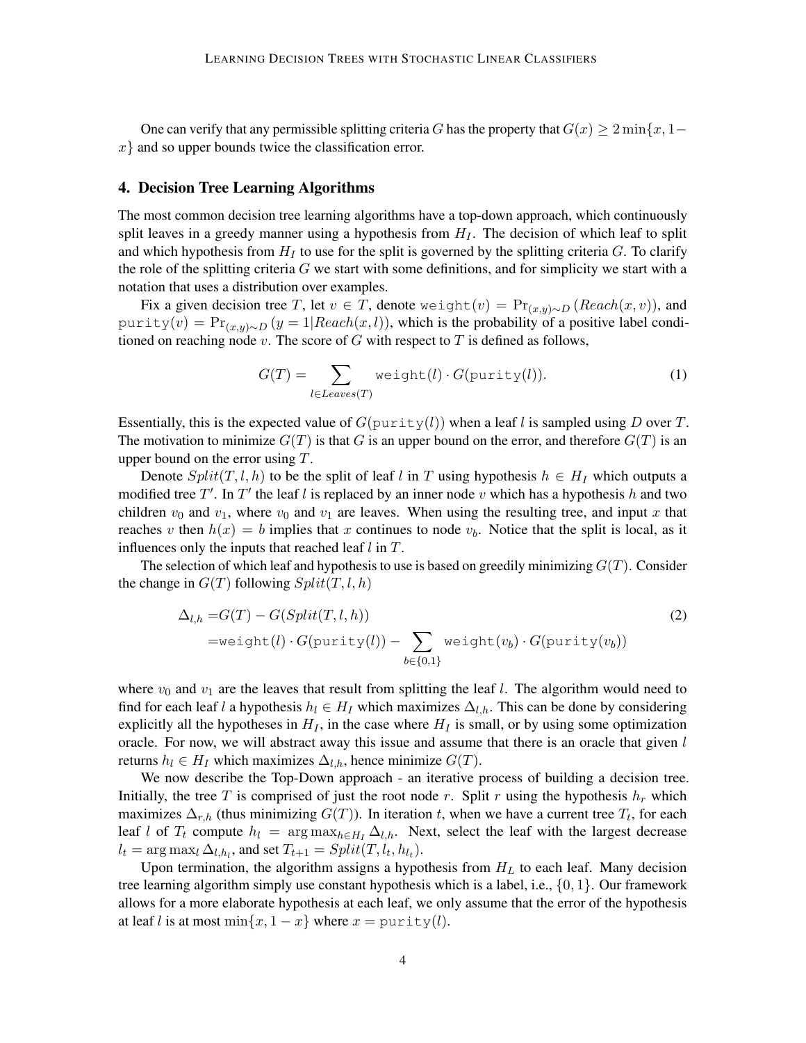One can verify that any permissible splitting criteria $G$ has the property that $G(x) \geq 2\min\{x, 1-x\}$ and so upper bounds twice the classification error.

## 4. Decision Tree Learning Algorithms

The most common decision tree learning algorithms have a top-down approach, which continuously split leaves in a greedy manner using a hypothesis from $H_I$. The decision of which leaf to split and which hypothesis from $H_I$ to use for the split is governed by the splitting criteria $G$. To clarify the role of the splitting criteria $G$ we start with some definitions, and for simplicity we start with a notation that uses a distribution over examples.

Fix a given decision tree $T$, let $v \in T$, denote $\texttt{weight}(v) = \Pr_{(x,y)\sim D}(Reach(x, v))$, and $\texttt{purity}(v) = \Pr_{(x,y)\sim D}(y = 1|Reach(x, l))$, which is the probability of a positive label conditioned on reaching node $v$. The score of $G$ with respect to $T$ is defined as follows,

$$G(T) = \sum_{l \in Leaves(T)} \texttt{weight}(l) \cdot G(\texttt{purity}(l)). \tag{1}$$

Essentially, this is the expected value of $G(\texttt{purity}(l))$ when a leaf $l$ is sampled using $D$ over $T$. The motivation to minimize $G(T)$ is that $G$ is an upper bound on the error, and therefore $G(T)$ is an upper bound on the error using $T$.

Denote $Split(T, l, h)$ to be the split of leaf $l$ in $T$ using hypothesis $h \in H_I$ which outputs a modified tree $T'$. In $T'$ the leaf $l$ is replaced by an inner node $v$ which has a hypothesis $h$ and two children $v_0$ and $v_1$, where $v_0$ and $v_1$ are leaves. When using the resulting tree, and input $x$ that reaches $v$ then $h(x) = b$ implies that $x$ continues to node $v_b$. Notice that the split is local, as it influences only the inputs that reached leaf $l$ in $T$.

The selection of which leaf and hypothesis to use is based on greedily minimizing $G(T)$. Consider the change in $G(T)$ following $Split(T, l, h)$

$$\begin{aligned}\Delta_{l,h} =& G(T) - G(Split(T, l, h)) \\ =& \texttt{weight}(l) \cdot G(\texttt{purity}(l)) - \sum_{b\in\{0,1\}} \texttt{weight}(v_b) \cdot G(\texttt{purity}(v_b))\end{aligned} \tag{2}$$

where $v_0$ and $v_1$ are the leaves that result from splitting the leaf $l$. The algorithm would need to find for each leaf $l$ a hypothesis $h_l \in H_I$ which maximizes $\Delta_{l,h}$. This can be done by considering explicitly all the hypotheses in $H_I$, in the case where $H_I$ is small, or by using some optimization oracle. For now, we will abstract away this issue and assume that there is an oracle that given $l$ returns $h_l \in H_I$ which maximizes $\Delta_{l,h}$, hence minimize $G(T)$.

We now describe the Top-Down approach - an iterative process of building a decision tree. Initially, the tree $T$ is comprised of just the root node $r$. Split $r$ using the hypothesis $h_r$ which maximizes $\Delta_{r,h}$ (thus minimizing $G(T)$). In iteration $t$, when we have a current tree $T_t$, for each leaf $l$ of $T_t$ compute $h_l = \arg\max_{h\in H_I} \Delta_{l,h}$. Next, select the leaf with the largest decrease $l_t = \arg\max_l \Delta_{l,h_l}$, and set $T_{t+1} = Split(T, l_t, h_{l_t})$.

Upon termination, the algorithm assigns a hypothesis from $H_L$ to each leaf. Many decision tree learning algorithm simply use constant hypothesis which is a label, i.e., $\{0, 1\}$. Our framework allows for a more elaborate hypothesis at each leaf, we only assume that the error of the hypothesis at leaf $l$ is at most $\min\{x, 1-x\}$ where $x = \texttt{purity}(l)$.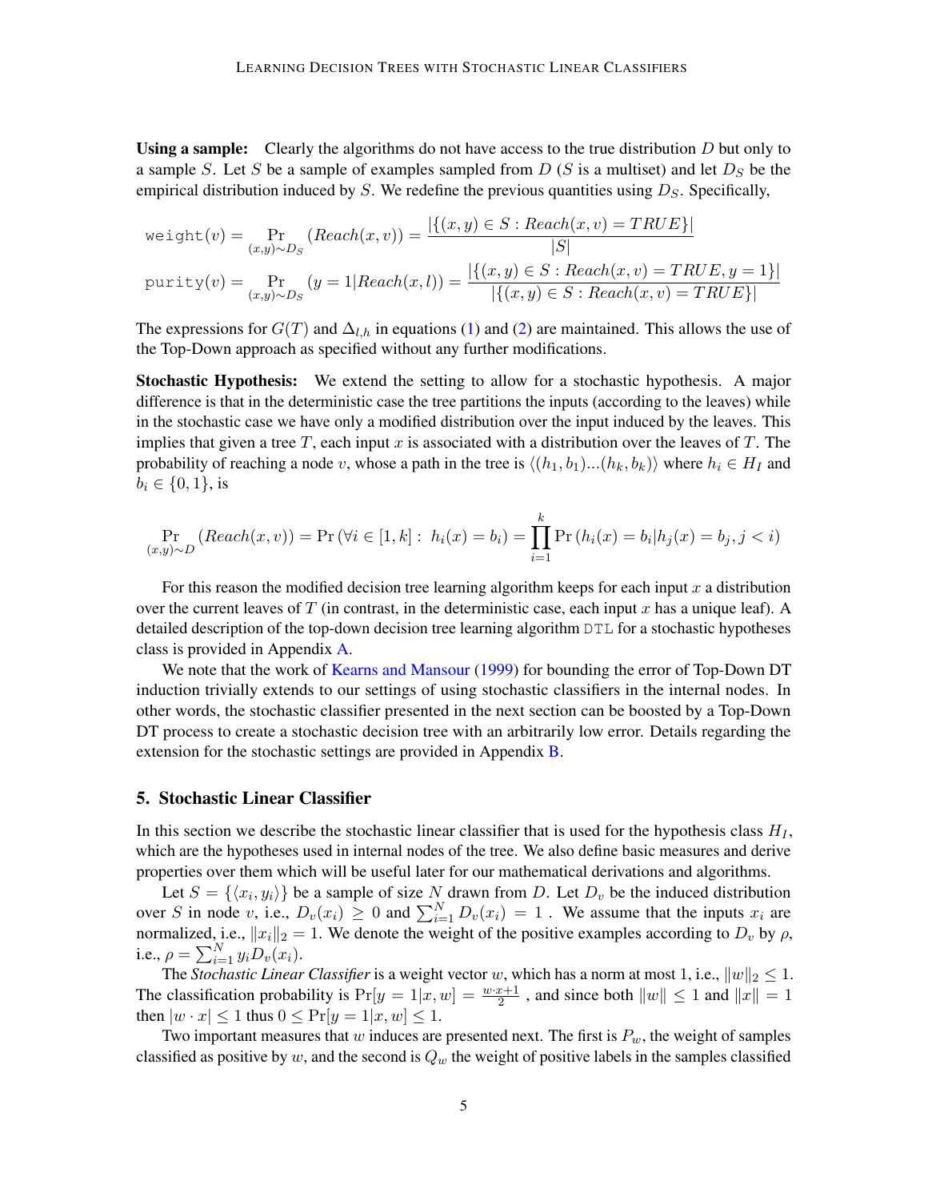**Using a sample:** Clearly the algorithms do not have access to the true distribution $D$ but only to a sample $S$. Let $S$ be a sample of examples sampled from $D$ ($S$ is a multiset) and let $D_S$ be the empirical distribution induced by $S$. We redefine the previous quantities using $D_S$. Specifically,

$$\texttt{weight}(v) = \Pr_{(x,y)\sim D_S}(Reach(x,v)) = \frac{|\{(x,y) \in S : Reach(x,v) = TRUE\}|}{|S|}$$

$$\texttt{purity}(v) = \Pr_{(x,y)\sim D_S}(y = 1 | Reach(x,l)) = \frac{|\{(x,y) \in S : Reach(x,v) = TRUE, y = 1\}|}{|\{(x,y) \in S : Reach(x,v) = TRUE\}|}$$

The expressions for $G(T)$ and $\Delta_{l,h}$ in equations (1) and (2) are maintained. This allows the use of the Top-Down approach as specified without any further modifications.

**Stochastic Hypothesis:** We extend the setting to allow for a stochastic hypothesis. A major difference is that in the deterministic case the tree partitions the inputs (according to the leaves) while in the stochastic case we have only a modified distribution over the input induced by the leaves. This implies that given a tree $T$, each input $x$ is associated with a distribution over the leaves of $T$. The probability of reaching a node $v$, whose a path in the tree is $\langle (h_1, b_1) ... (h_k, b_k) \rangle$ where $h_i \in H_I$ and $b_i \in \{0, 1\}$, is

$$\Pr_{(x,y)\sim D}(Reach(x,v)) = \Pr(\forall i \in [1,k]: \ h_i(x) = b_i) = \prod_{i=1}^{k} \Pr(h_i(x) = b_i | h_j(x) = b_j, j < i)$$

For this reason the modified decision tree learning algorithm keeps for each input $x$ a distribution over the current leaves of $T$ (in contrast, in the deterministic case, each input $x$ has a unique leaf). A detailed description of the top-down decision tree learning algorithm DTL for a stochastic hypotheses class is provided in Appendix A.

We note that the work of Kearns and Mansour (1999) for bounding the error of Top-Down DT induction trivially extends to our settings of using stochastic classifiers in the internal nodes. In other words, the stochastic classifier presented in the next section can be boosted by a Top-Down DT process to create a stochastic decision tree with an arbitrarily low error. Details regarding the extension for the stochastic settings are provided in Appendix B.

## 5. Stochastic Linear Classifier

In this section we describe the stochastic linear classifier that is used for the hypothesis class $H_I$, which are the hypotheses used in internal nodes of the tree. We also define basic measures and derive properties over them which will be useful later for our mathematical derivations and algorithms.

Let $S = \{\langle x_i, y_i \rangle\}$ be a sample of size $N$ drawn from $D$. Let $D_v$ be the induced distribution over $S$ in node $v$, i.e., $D_v(x_i) \geq 0$ and $\sum_{i=1}^{N} D_v(x_i) = 1$ . We assume that the inputs $x_i$ are normalized, i.e., $\|x_i\|_2 = 1$. We denote the weight of the positive examples according to $D_v$ by $\rho$, i.e., $\rho = \sum_{i=1}^{N} y_i D_v(x_i)$.

The *Stochastic Linear Classifier* is a weight vector $w$, which has a norm at most 1, i.e., $\|w\|_2 \leq 1$. The classification probability is $\Pr[y = 1|x, w] = \frac{w \cdot x + 1}{2}$ , and since both $\|w\| \leq 1$ and $\|x\| = 1$ then $|w \cdot x| \leq 1$ thus $0 \leq \Pr[y = 1|x, w] \leq 1$.

Two important measures that $w$ induces are presented next. The first is $P_w$, the weight of samples classified as positive by $w$, and the second is $Q_w$ the weight of positive labels in the samples classified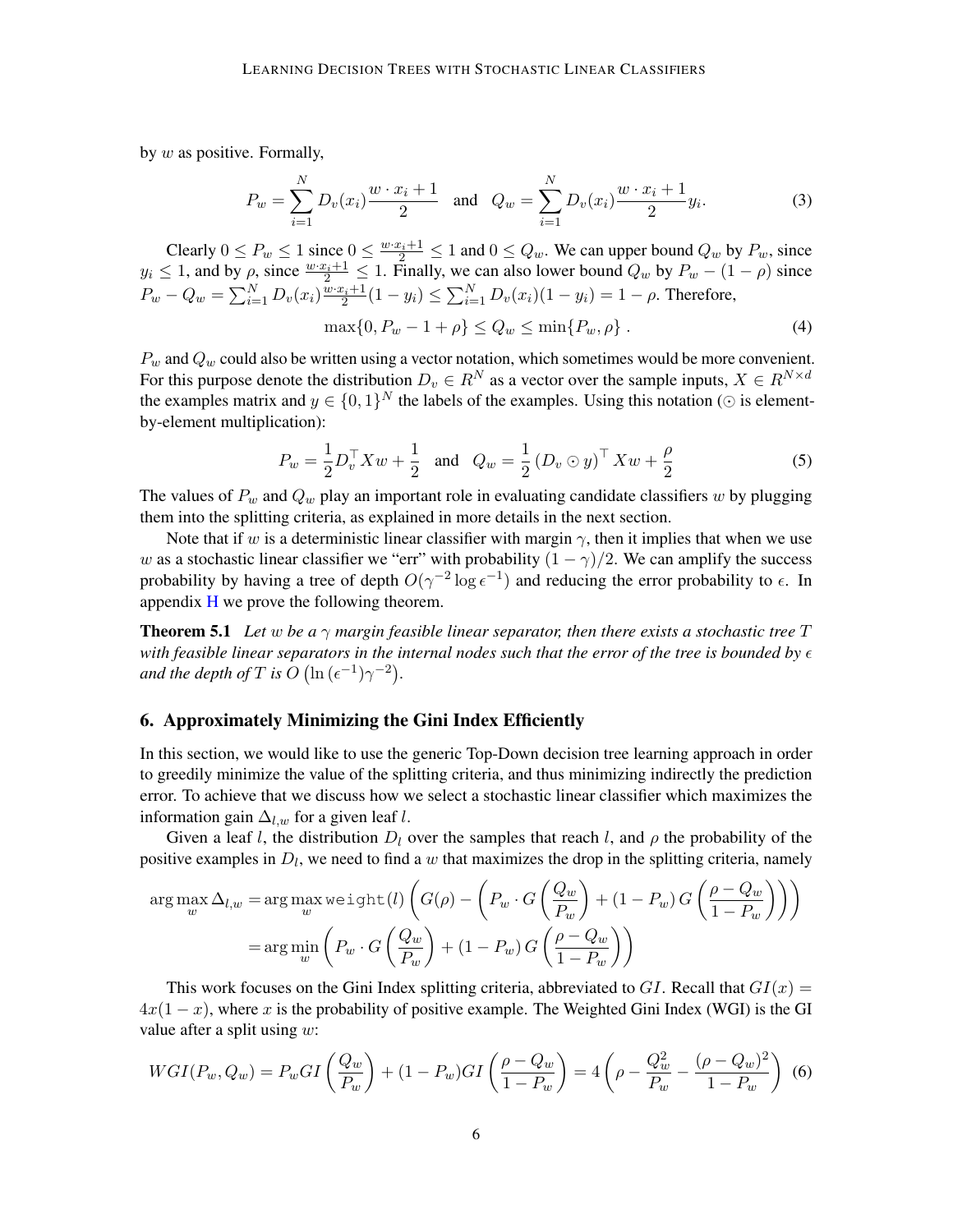by $w$ as positive. Formally,

$$P_w = \sum_{i=1}^{N} D_v(x_i) \frac{w \cdot x_i + 1}{2} \quad \text{and} \quad Q_w = \sum_{i=1}^{N} D_v(x_i) \frac{w \cdot x_i + 1}{2} y_i. \tag{3}$$

Clearly $0 \le P_w \le 1$ since $0 \le \frac{w \cdot x_i + 1}{2} \le 1$ and $0 \le Q_w$. We can upper bound $Q_w$ by $P_w$, since $y_i \le 1$, and by $\rho$, since $\frac{w \cdot x_i + 1}{2} \le 1$. Finally, we can also lower bound $Q_w$ by $P_w - (1 - \rho)$ since $P_w - Q_w = \sum_{i=1}^{N} D_v(x_i) \frac{w \cdot x_i + 1}{2}(1 - y_i) \le \sum_{i=1}^{N} D_v(x_i)(1 - y_i) = 1 - \rho$. Therefore,

$$\max\{0, P_w - 1 + \rho\} \le Q_w \le \min\{P_w, \rho\} \,. \tag{4}$$

$P_w$ and $Q_w$ could also be written using a vector notation, which sometimes would be more convenient. For this purpose denote the distribution $D_v \in R^N$ as a vector over the sample inputs, $X \in R^{N \times d}$ the examples matrix and $y \in \{0, 1\}^N$ the labels of the examples. Using this notation ($\odot$ is element-by-element multiplication):

$$P_w = \frac{1}{2} D_v^\top X w + \frac{1}{2} \quad \text{and} \quad Q_w = \frac{1}{2} \left(D_v \odot y\right)^\top X w + \frac{\rho}{2} \tag{5}$$

The values of $P_w$ and $Q_w$ play an important role in evaluating candidate classifiers $w$ by plugging them into the splitting criteria, as explained in more details in the next section.

Note that if $w$ is a deterministic linear classifier with margin $\gamma$, then it implies that when we use $w$ as a stochastic linear classifier we "err" with probability $(1 - \gamma)/2$. We can amplify the success probability by having a tree of depth $O(\gamma^{-2} \log \epsilon^{-1})$ and reducing the error probability to $\epsilon$. In appendix H we prove the following theorem.

**Theorem 5.1** *Let $w$ be a $\gamma$ margin feasible linear separator, then there exists a stochastic tree $T$ with feasible linear separators in the internal nodes such that the error of the tree is bounded by $\epsilon$ and the depth of $T$ is $O\left(\ln(\epsilon^{-1})\gamma^{-2}\right)$.*

## 6. Approximately Minimizing the Gini Index Efficiently

In this section, we would like to use the generic Top-Down decision tree learning approach in order to greedily minimize the value of the splitting criteria, and thus minimizing indirectly the prediction error. To achieve that we discuss how we select a stochastic linear classifier which maximizes the information gain $\Delta_{l,w}$ for a given leaf $l$.

Given a leaf $l$, the distribution $D_l$ over the samples that reach $l$, and $\rho$ the probability of the positive examples in $D_l$, we need to find a $w$ that maximizes the drop in the splitting criteria, namely

$$\begin{aligned}
\arg\max_w \Delta_{l,w} &= \arg\max_w \texttt{weight}(l) \left( G(\rho) - \left( P_w \cdot G\left(\frac{Q_w}{P_w}\right) + (1 - P_w)\, G\left(\frac{\rho - Q_w}{1 - P_w}\right) \right) \right) \\
&= \arg\min_w \left( P_w \cdot G\left(\frac{Q_w}{P_w}\right) + (1 - P_w)\, G\left(\frac{\rho - Q_w}{1 - P_w}\right) \right)
\end{aligned}$$

This work focuses on the Gini Index splitting criteria, abbreviated to $GI$. Recall that $GI(x) = 4x(1 - x)$, where $x$ is the probability of positive example. The Weighted Gini Index (WGI) is the GI value after a split using $w$:

$$WGI(P_w, Q_w) = P_w GI\left(\frac{Q_w}{P_w}\right) + (1 - P_w) GI\left(\frac{\rho - Q_w}{1 - P_w}\right) = 4\left(\rho - \frac{Q_w^2}{P_w} - \frac{(\rho - Q_w)^2}{1 - P_w}\right) \tag{6}$$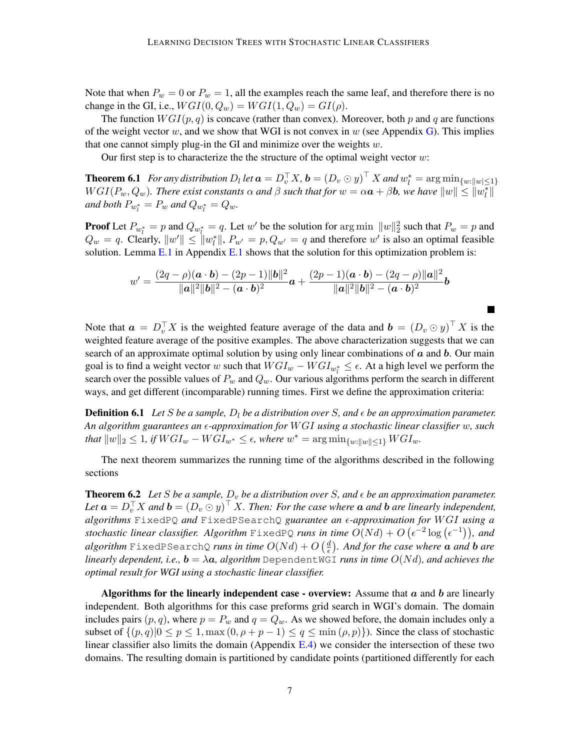Note that when $P_w = 0$ or $P_w = 1$, all the examples reach the same leaf, and therefore there is no change in the GI, i.e., $WGI(0, Q_w) = WGI(1, Q_w) = GI(\rho)$.

The function $WGI(p, q)$ is concave (rather than convex). Moreover, both $p$ and $q$ are functions of the weight vector $w$, and we show that WGI is not convex in $w$ (see Appendix G). This implies that one cannot simply plug-in the GI and minimize over the weights $w$.

Our first step is to characterize the the structure of the optimal weight vector $w$:

**Theorem 6.1** *For any distribution $D_l$ let $\boldsymbol{a} = D_v^\top X$, $\boldsymbol{b} = (D_v \odot y)^\top X$ and $w_l^* = \arg\min_{\{w:\|w|\leq 1\}} WGI(P_w, Q_w)$. There exist constants $\alpha$ and $\beta$ such that for $w = \alpha\boldsymbol{a} + \beta\boldsymbol{b}$, we have $\|w\| \leq \|w_l^*\|$ and both $P_{w_l^*} = P_w$ and $Q_{w_l^*} = Q_w$.*

**Proof** Let $P_{w_l^*} = p$ and $Q_{w_l^*} = q$. Let $w'$ be the solution for $\arg\min \ \|w\|_2^2$ such that $P_w = p$ and $Q_w = q$. Clearly, $\|w'\| \leq \|w_l^*\|$, $P_{w'} = p, Q_{w'} = q$ and therefore $w'$ is also an optimal feasible solution. Lemma E.1 in Appendix E.1 shows that the solution for this optimization problem is:

$$w' = \frac{(2q-\rho)(\boldsymbol{a}\cdot\boldsymbol{b}) - (2p-1)\|\boldsymbol{b}\|^2}{\|\boldsymbol{a}\|^2\|\boldsymbol{b}\|^2 - (\boldsymbol{a}\cdot\boldsymbol{b})^2}\boldsymbol{a} + \frac{(2p-1)(\boldsymbol{a}\cdot\boldsymbol{b}) - (2q-\rho)\|\boldsymbol{a}\|^2}{\|\boldsymbol{a}\|^2\|\boldsymbol{b}\|^2 - (\boldsymbol{a}\cdot\boldsymbol{b})^2}\boldsymbol{b}$$

■

Note that $\boldsymbol{a} = D_v^\top X$ is the weighted feature average of the data and $\boldsymbol{b} = (D_v \odot y)^\top X$ is the weighted feature average of the positive examples. The above characterization suggests that we can search of an approximate optimal solution by using only linear combinations of $\boldsymbol{a}$ and $\boldsymbol{b}$. Our main goal is to find a weight vector $w$ such that $WGI_w - WGI_{w_l^*} \leq \epsilon$. At a high level we perform the search over the possible values of $P_w$ and $Q_w$. Our various algorithms perform the search in different ways, and get different (incomparable) running times. First we define the approximation criteria:

**Definition 6.1** *Let $S$ be a sample, $D_l$ be a distribution over $S$, and $\epsilon$ be an approximation parameter. An algorithm guarantees an $\epsilon$-approximation for $WGI$ using a stochastic linear classifier $w$, such that $\|w\|_2 \leq 1$, if $WGI_w - WGI_{w^*} \leq \epsilon$, where $w^* = \arg\min_{\{w:\|w\|\leq 1\}} WGI_w$.*

The next theorem summarizes the running time of the algorithms described in the following sections

**Theorem 6.2** *Let $S$ be a sample, $D_v$ be a distribution over $S$, and $\epsilon$ be an approximation parameter. Let $\boldsymbol{a} = D_v^\top X$ and $\boldsymbol{b} = (D_v \odot y)^\top X$. Then: For the case where $\boldsymbol{a}$ and $\boldsymbol{b}$ are linearly independent, algorithms `FixedPQ` and `FixedPSearchQ` guarantee an $\epsilon$-approximation for $WGI$ using a stochastic linear classifier. Algorithm `FixedPQ` runs in time $O(Nd) + O\left(\epsilon^{-2}\log\left(\epsilon^{-1}\right)\right)$, and algorithm `FixedPSearchQ` runs in time $O(Nd) + O\left(\frac{d}{\epsilon}\right)$. And for the case where $\boldsymbol{a}$ and $\boldsymbol{b}$ are linearly dependent, i.e., $\boldsymbol{b} = \lambda\boldsymbol{a}$, algorithm `DependentWGI` runs in time $O(Nd)$, and achieves the optimal result for WGI using a stochastic linear classifier.*

**Algorithms for the linearly independent case - overview:** Assume that $\boldsymbol{a}$ and $\boldsymbol{b}$ are linearly independent. Both algorithms for this case preforms grid search in WGI's domain. The domain includes pairs $(p, q)$, where $p = P_w$ and $q = Q_w$. As we showed before, the domain includes only a subset of $\{(p,q)|0 \leq p \leq 1, \max(0, \rho + p - 1) \leq q \leq \min(\rho, p)\}$). Since the class of stochastic linear classifier also limits the domain (Appendix E.4) we consider the intersection of these two domains. The resulting domain is partitioned by candidate points (partitioned differently for each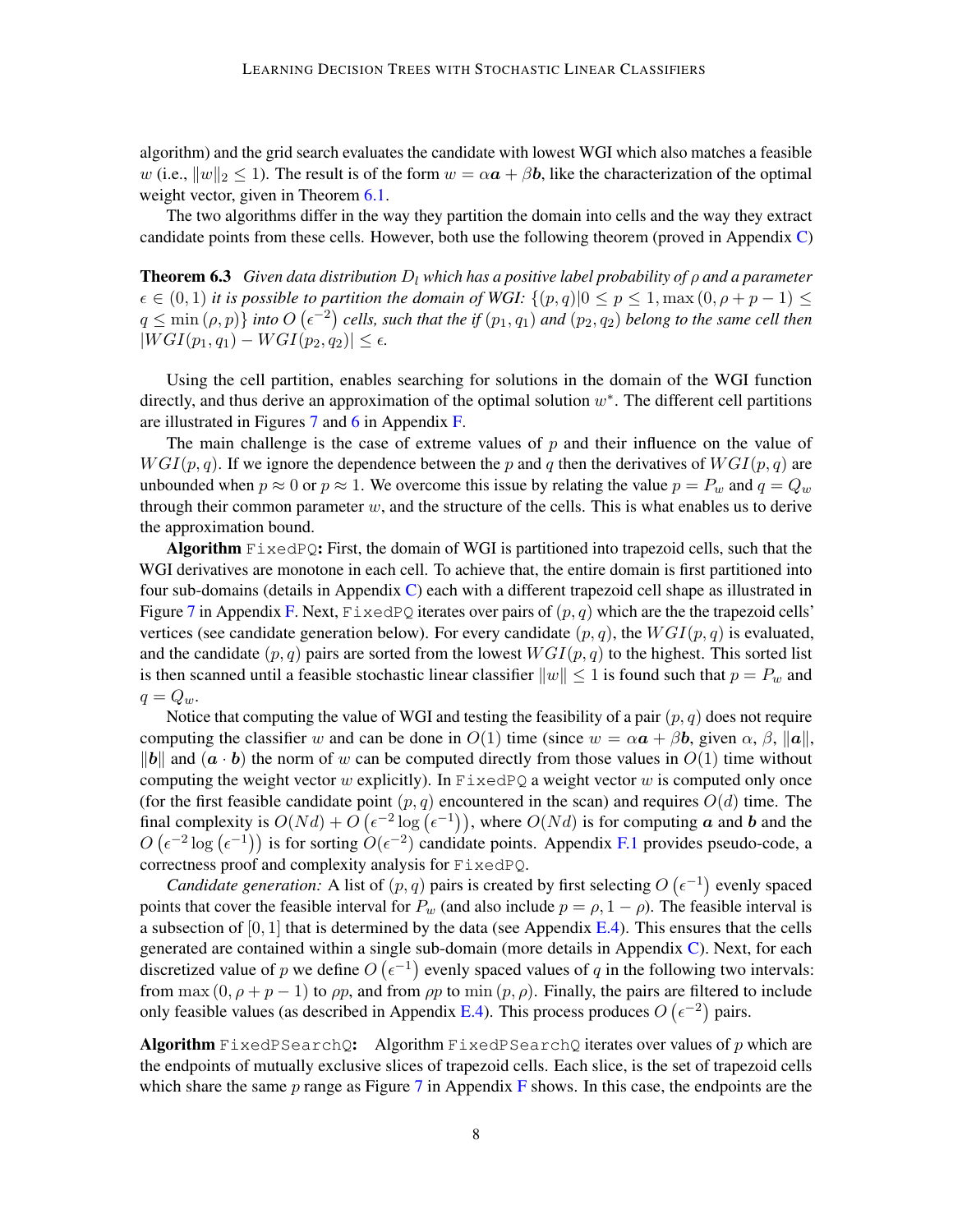algorithm) and the grid search evaluates the candidate with lowest WGI which also matches a feasible $w$ (i.e., $\|w\|_2 \leq 1$). The result is of the form $w = \alpha \boldsymbol{a} + \beta \boldsymbol{b}$, like the characterization of the optimal weight vector, given in Theorem 6.1.

The two algorithms differ in the way they partition the domain into cells and the way they extract candidate points from these cells. However, both use the following theorem (proved in Appendix C)

**Theorem 6.3** *Given data distribution $D_l$ which has a positive label probability of $\rho$ and a parameter $\epsilon \in (0,1)$ it is possible to partition the domain of WGI: $\{(p,q) | 0 \leq p \leq 1, \max(0, \rho + p - 1) \leq q \leq \min(\rho, p)\}$ into $O(\epsilon^{-2})$ cells, such that the if $(p_1, q_1)$ and $(p_2, q_2)$ belong to the same cell then $|WGI(p_1, q_1) - WGI(p_2, q_2)| \leq \epsilon$.*

Using the cell partition, enables searching for solutions in the domain of the WGI function directly, and thus derive an approximation of the optimal solution $w^*$. The different cell partitions are illustrated in Figures 7 and 6 in Appendix F.

The main challenge is the case of extreme values of $p$ and their influence on the value of $WGI(p,q)$. If we ignore the dependence between the $p$ and $q$ then the derivatives of $WGI(p,q)$ are unbounded when $p \approx 0$ or $p \approx 1$. We overcome this issue by relating the value $p = P_w$ and $q = Q_w$ through their common parameter $w$, and the structure of the cells. This is what enables us to derive the approximation bound.

**Algorithm** `FixedPQ`**:** First, the domain of WGI is partitioned into trapezoid cells, such that the WGI derivatives are monotone in each cell. To achieve that, the entire domain is first partitioned into four sub-domains (details in Appendix C) each with a different trapezoid cell shape as illustrated in Figure 7 in Appendix F. Next, `FixedPQ` iterates over pairs of $(p,q)$ which are the the trapezoid cells' vertices (see candidate generation below). For every candidate $(p,q)$, the $WGI(p,q)$ is evaluated, and the candidate $(p,q)$ pairs are sorted from the lowest $WGI(p,q)$ to the highest. This sorted list is then scanned until a feasible stochastic linear classifier $\|w\| \leq 1$ is found such that $p = P_w$ and $q = Q_w$.

Notice that computing the value of WGI and testing the feasibility of a pair $(p,q)$ does not require computing the classifier $w$ and can be done in $O(1)$ time (since $w = \alpha \boldsymbol{a} + \beta \boldsymbol{b}$, given $\alpha$, $\beta$, $\|\boldsymbol{a}\|$, $\|\boldsymbol{b}\|$ and $(\boldsymbol{a} \cdot \boldsymbol{b})$ the norm of $w$ can be computed directly from those values in $O(1)$ time without computing the weight vector $w$ explicitly). In `FixedPQ` a weight vector $w$ is computed only once (for the first feasible candidate point $(p,q)$ encountered in the scan) and requires $O(d)$ time. The final complexity is $O(Nd) + O(\epsilon^{-2} \log(\epsilon^{-1}))$, where $O(Nd)$ is for computing $\boldsymbol{a}$ and $\boldsymbol{b}$ and the $O(\epsilon^{-2} \log(\epsilon^{-1}))$ is for sorting $O(\epsilon^{-2})$ candidate points. Appendix F.1 provides pseudo-code, a correctness proof and complexity analysis for `FixedPQ`.

*Candidate generation:* A list of $(p,q)$ pairs is created by first selecting $O(\epsilon^{-1})$ evenly spaced points that cover the feasible interval for $P_w$ (and also include $p = \rho, 1 - \rho$). The feasible interval is a subsection of $[0,1]$ that is determined by the data (see Appendix E.4). This ensures that the cells generated are contained within a single sub-domain (more details in Appendix C). Next, for each discretized value of $p$ we define $O(\epsilon^{-1})$ evenly spaced values of $q$ in the following two intervals: from $\max(0, \rho + p - 1)$ to $\rho p$, and from $\rho p$ to $\min(p, \rho)$. Finally, the pairs are filtered to include only feasible values (as described in Appendix E.4). This process produces $O(\epsilon^{-2})$ pairs.

**Algorithm** `FixedPSearchQ`**:** Algorithm `FixedPSearchQ` iterates over values of $p$ which are the endpoints of mutually exclusive slices of trapezoid cells. Each slice, is the set of trapezoid cells which share the same $p$ range as Figure 7 in Appendix F shows. In this case, the endpoints are the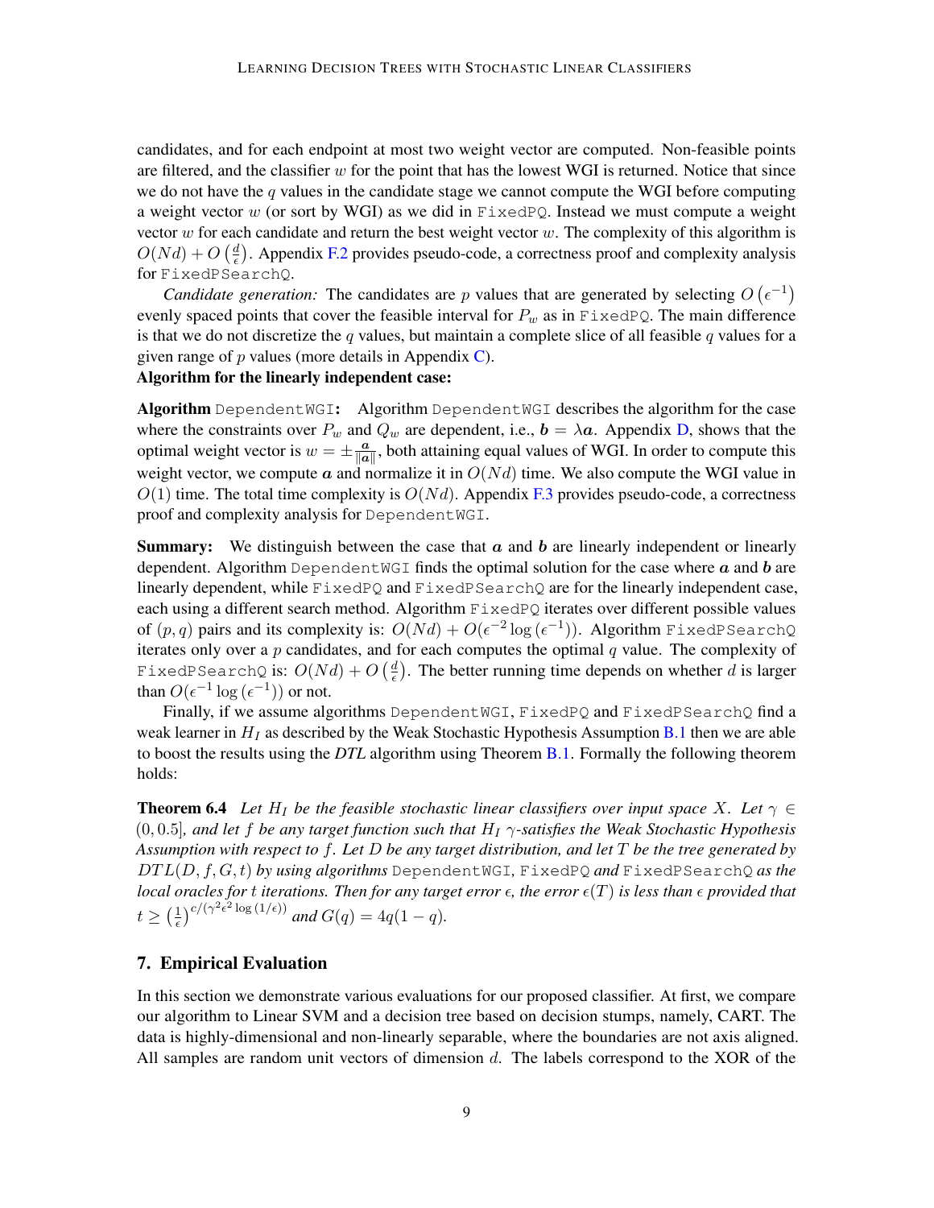candidates, and for each endpoint at most two weight vector are computed. Non-feasible points are filtered, and the classifier $w$ for the point that has the lowest WGI is returned. Notice that since we do not have the $q$ values in the candidate stage we cannot compute the WGI before computing a weight vector $w$ (or sort by WGI) as we did in `FixedPQ`. Instead we must compute a weight vector $w$ for each candidate and return the best weight vector $w$. The complexity of this algorithm is $O(Nd) + O\left(\frac{d}{\epsilon}\right)$. Appendix F.2 provides pseudo-code, a correctness proof and complexity analysis for `FixedPSearchQ`.

*Candidate generation:* The candidates are $p$ values that are generated by selecting $O\left(\epsilon^{-1}\right)$ evenly spaced points that cover the feasible interval for $P_w$ as in `FixedPQ`. The main difference is that we do not discretize the $q$ values, but maintain a complete slice of all feasible $q$ values for a given range of $p$ values (more details in Appendix C).

**Algorithm for the linearly independent case:**

**Algorithm** `DependentWGI`**:** Algorithm `DependentWGI` describes the algorithm for the case where the constraints over $P_w$ and $Q_w$ are dependent, i.e., $\boldsymbol{b} = \lambda \boldsymbol{a}$. Appendix D, shows that the optimal weight vector is $w = \pm \frac{\boldsymbol{a}}{\|\boldsymbol{a}\|}$, both attaining equal values of WGI. In order to compute this weight vector, we compute $\boldsymbol{a}$ and normalize it in $O(Nd)$ time. We also compute the WGI value in $O(1)$ time. The total time complexity is $O(Nd)$. Appendix F.3 provides pseudo-code, a correctness proof and complexity analysis for `DependentWGI`.

**Summary:** We distinguish between the case that $\boldsymbol{a}$ and $\boldsymbol{b}$ are linearly independent or linearly dependent. Algorithm `DependentWGI` finds the optimal solution for the case where $\boldsymbol{a}$ and $\boldsymbol{b}$ are linearly dependent, while `FixedPQ` and `FixedPSearchQ` are for the linearly independent case, each using a different search method. Algorithm `FixedPQ` iterates over different possible values of $(p, q)$ pairs and its complexity is: $O(Nd) + O(\epsilon^{-2} \log\left(\epsilon^{-1}\right))$. Algorithm `FixedPSearchQ` iterates only over a $p$ candidates, and for each computes the optimal $q$ value. The complexity of `FixedPSearchQ` is: $O(Nd) + O\left(\frac{d}{\epsilon}\right)$. The better running time depends on whether $d$ is larger than $O(\epsilon^{-1} \log\left(\epsilon^{-1}\right))$ or not.

Finally, if we assume algorithms `DependentWGI`, `FixedPQ` and `FixedPSearchQ` find a weak learner in $H_I$ as described by the Weak Stochastic Hypothesis Assumption B.1 then we are able to boost the results using the *DTL* algorithm using Theorem B.1. Formally the following theorem holds:

**Theorem 6.4** *Let $H_I$ be the feasible stochastic linear classifiers over input space $X$. Let $\gamma \in (0, 0.5]$, and let $f$ be any target function such that $H_I$ $\gamma$-satisfies the Weak Stochastic Hypothesis Assumption with respect to $f$. Let $D$ be any target distribution, and let $T$ be the tree generated by $DTL(D, f, G, t)$ by using algorithms* `DependentWGI`*,* `FixedPQ` *and* `FixedPSearchQ` *as the local oracles for $t$ iterations. Then for any target error $\epsilon$, the error $\epsilon(T)$ is less than $\epsilon$ provided that $t \geq \left(\frac{1}{\epsilon}\right)^{c/(\gamma^2 \epsilon^2 \log(1/\epsilon))}$ and $G(q) = 4q(1-q)$.*

## 7. Empirical Evaluation

In this section we demonstrate various evaluations for our proposed classifier. At first, we compare our algorithm to Linear SVM and a decision tree based on decision stumps, namely, CART. The data is highly-dimensional and non-linearly separable, where the boundaries are not axis aligned. All samples are random unit vectors of dimension $d$. The labels correspond to the XOR of the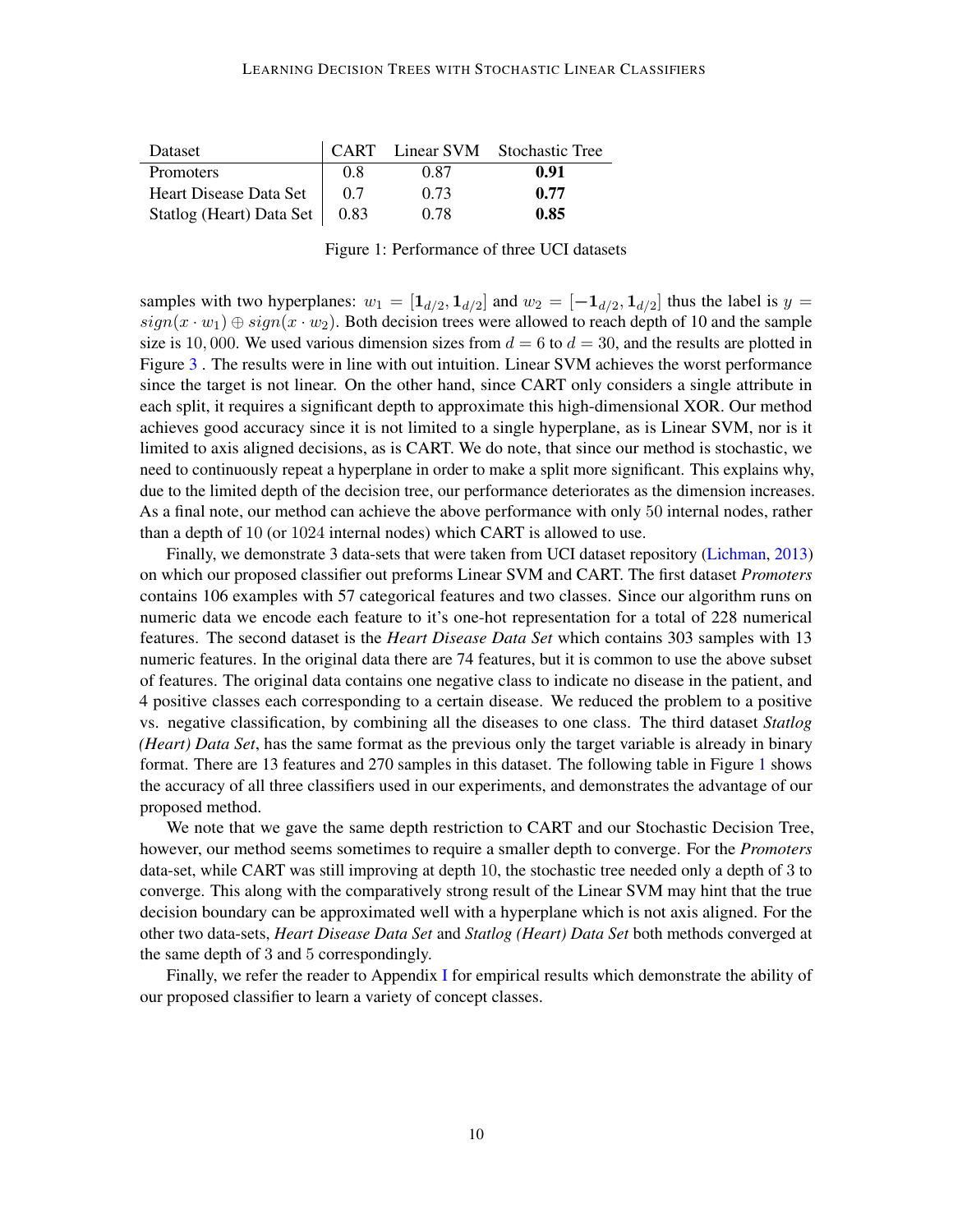| Dataset | CART | Linear SVM | Stochastic Tree |
|---|---|---|---|
| Promoters | 0.8 | 0.87 | **0.91** |
| Heart Disease Data Set | 0.7 | 0.73 | **0.77** |
| Statlog (Heart) Data Set | 0.83 | 0.78 | **0.85** |

Figure 1: Performance of three UCI datasets

samples with two hyperplanes: $w_1 = [\mathbf{1}_{d/2}, \mathbf{1}_{d/2}]$ and $w_2 = [-\mathbf{1}_{d/2}, \mathbf{1}_{d/2}]$ thus the label is $y = sign(x \cdot w_1) \oplus sign(x \cdot w_2)$. Both decision trees were allowed to reach depth of 10 and the sample size is $10,000$. We used various dimension sizes from $d = 6$ to $d = 30$, and the results are plotted in Figure 3 . The results were in line with out intuition. Linear SVM achieves the worst performance since the target is not linear. On the other hand, since CART only considers a single attribute in each split, it requires a significant depth to approximate this high-dimensional XOR. Our method achieves good accuracy since it is not limited to a single hyperplane, as is Linear SVM, nor is it limited to axis aligned decisions, as is CART. We do note, that since our method is stochastic, we need to continuously repeat a hyperplane in order to make a split more significant. This explains why, due to the limited depth of the decision tree, our performance deteriorates as the dimension increases. As a final note, our method can achieve the above performance with only $50$ internal nodes, rather than a depth of $10$ (or $1024$ internal nodes) which CART is allowed to use.

Finally, we demonstrate 3 data-sets that were taken from UCI dataset repository (Lichman, 2013) on which our proposed classifier out preforms Linear SVM and CART. The first dataset *Promoters* contains 106 examples with 57 categorical features and two classes. Since our algorithm runs on numeric data we encode each feature to it's one-hot representation for a total of 228 numerical features. The second dataset is the *Heart Disease Data Set* which contains 303 samples with 13 numeric features. In the original data there are 74 features, but it is common to use the above subset of features. The original data contains one negative class to indicate no disease in the patient, and 4 positive classes each corresponding to a certain disease. We reduced the problem to a positive vs. negative classification, by combining all the diseases to one class. The third dataset *Statlog (Heart) Data Set*, has the same format as the previous only the target variable is already in binary format. There are 13 features and 270 samples in this dataset. The following table in Figure 1 shows the accuracy of all three classifiers used in our experiments, and demonstrates the advantage of our proposed method.

We note that we gave the same depth restriction to CART and our Stochastic Decision Tree, however, our method seems sometimes to require a smaller depth to converge. For the *Promoters* data-set, while CART was still improving at depth $10$, the stochastic tree needed only a depth of $3$ to converge. This along with the comparatively strong result of the Linear SVM may hint that the true decision boundary can be approximated well with a hyperplane which is not axis aligned. For the other two data-sets, *Heart Disease Data Set* and *Statlog (Heart) Data Set* both methods converged at the same depth of $3$ and $5$ correspondingly.

Finally, we refer the reader to Appendix I for empirical results which demonstrate the ability of our proposed classifier to learn a variety of concept classes.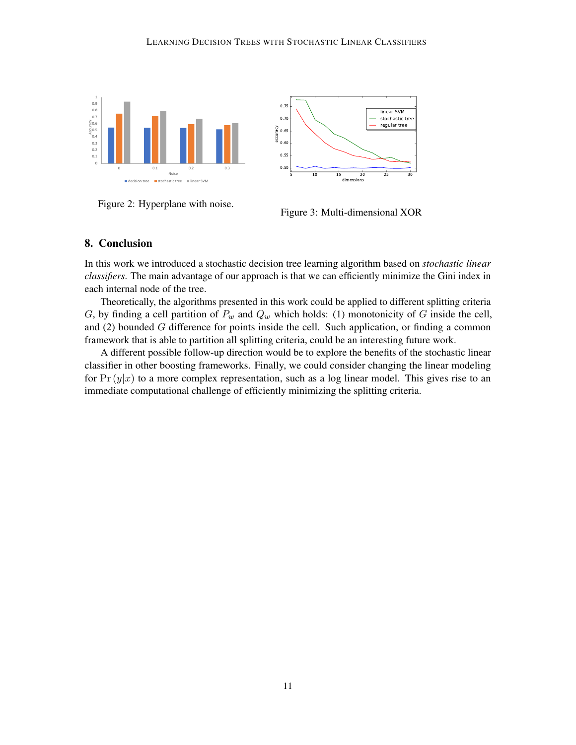Figure 2: Hyperplane with noise.

Figure 3: Multi-dimensional XOR

## 8. Conclusion

In this work we introduced a stochastic decision tree learning algorithm based on *stochastic linear classifiers*. The main advantage of our approach is that we can efficiently minimize the Gini index in each internal node of the tree.

Theoretically, the algorithms presented in this work could be applied to different splitting criteria $G$, by finding a cell partition of $P_w$ and $Q_w$ which holds: (1) monotonicity of $G$ inside the cell, and (2) bounded $G$ difference for points inside the cell. Such application, or finding a common framework that is able to partition all splitting criteria, could be an interesting future work.

A different possible follow-up direction would be to explore the benefits of the stochastic linear classifier in other boosting frameworks. Finally, we could consider changing the linear modeling for $\Pr(y|x)$ to a more complex representation, such as a log linear model. This gives rise to an immediate computational challenge of efficiently minimizing the splitting criteria.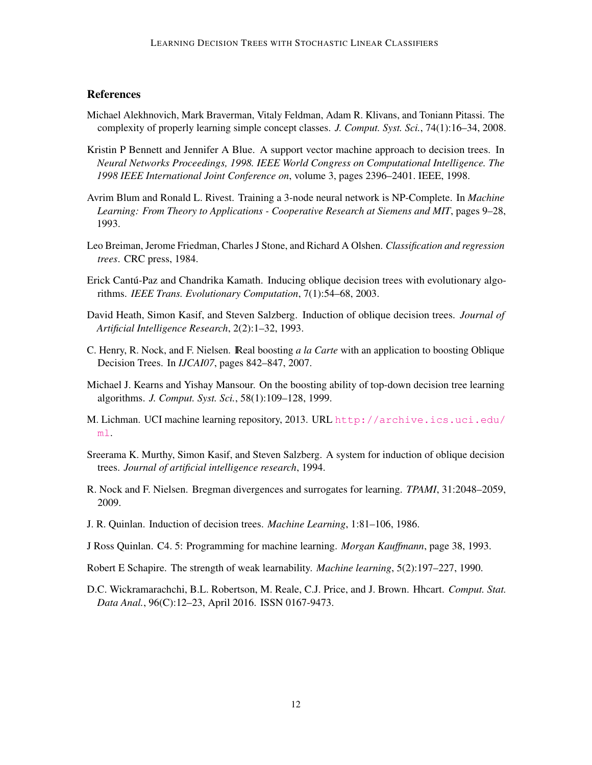## References

Michael Alekhnovich, Mark Braverman, Vitaly Feldman, Adam R. Klivans, and Toniann Pitassi. The complexity of properly learning simple concept classes. *J. Comput. Syst. Sci.*, 74(1):16–34, 2008.

Kristin P Bennett and Jennifer A Blue. A support vector machine approach to decision trees. In *Neural Networks Proceedings, 1998. IEEE World Congress on Computational Intelligence. The 1998 IEEE International Joint Conference on*, volume 3, pages 2396–2401. IEEE, 1998.

Avrim Blum and Ronald L. Rivest. Training a 3-node neural network is NP-Complete. In *Machine Learning: From Theory to Applications - Cooperative Research at Siemens and MIT*, pages 9–28, 1993.

Leo Breiman, Jerome Friedman, Charles J Stone, and Richard A Olshen. *Classification and regression trees*. CRC press, 1984.

Erick Cantú-Paz and Chandrika Kamath. Inducing oblique decision trees with evolutionary algorithms. *IEEE Trans. Evolutionary Computation*, 7(1):54–68, 2003.

David Heath, Simon Kasif, and Steven Salzberg. Induction of oblique decision trees. *Journal of Artificial Intelligence Research*, 2(2):1–32, 1993.

C. Henry, R. Nock, and F. Nielsen. IReal boosting *a la Carte* with an application to boosting Oblique Decision Trees. In *IJCAI07*, pages 842–847, 2007.

Michael J. Kearns and Yishay Mansour. On the boosting ability of top-down decision tree learning algorithms. *J. Comput. Syst. Sci.*, 58(1):109–128, 1999.

M. Lichman. UCI machine learning repository, 2013. URL http://archive.ics.uci.edu/ml.

Sreerama K. Murthy, Simon Kasif, and Steven Salzberg. A system for induction of oblique decision trees. *Journal of artificial intelligence research*, 1994.

R. Nock and F. Nielsen. Bregman divergences and surrogates for learning. *TPAMI*, 31:2048–2059, 2009.

J. R. Quinlan. Induction of decision trees. *Machine Learning*, 1:81–106, 1986.

J Ross Quinlan. C4. 5: Programming for machine learning. *Morgan Kauffmann*, page 38, 1993.

Robert E Schapire. The strength of weak learnability. *Machine learning*, 5(2):197–227, 1990.

D.C. Wickramarachchi, B.L. Robertson, M. Reale, C.J. Price, and J. Brown. Hhcart. *Comput. Stat. Data Anal.*, 96(C):12–23, April 2016. ISSN 0167-9473.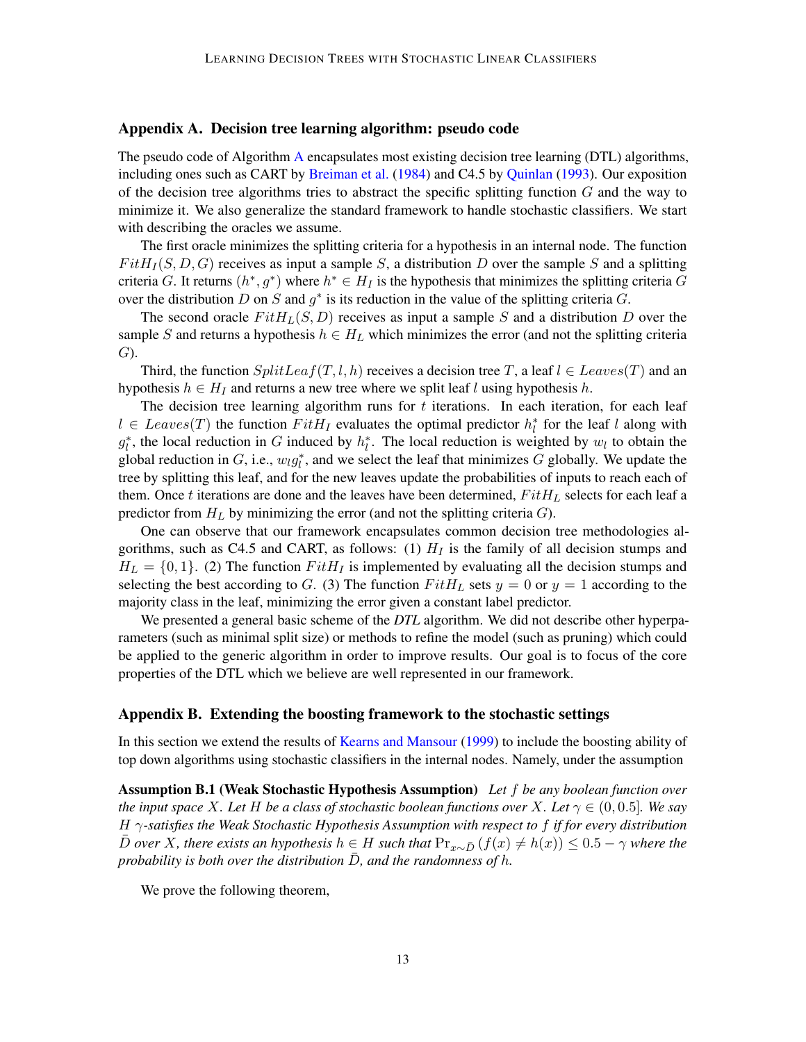## Appendix A. Decision tree learning algorithm: pseudo code

The pseudo code of Algorithm A encapsulates most existing decision tree learning (DTL) algorithms, including ones such as CART by Breiman et al. (1984) and C4.5 by Quinlan (1993). Our exposition of the decision tree algorithms tries to abstract the specific splitting function $G$ and the way to minimize it. We also generalize the standard framework to handle stochastic classifiers. We start with describing the oracles we assume.

The first oracle minimizes the splitting criteria for a hypothesis in an internal node. The function $FitH_I(S, D, G)$ receives as input a sample $S$, a distribution $D$ over the sample $S$ and a splitting criteria $G$. It returns $(h^*, g^*)$ where $h^* \in H_I$ is the hypothesis that minimizes the splitting criteria $G$ over the distribution $D$ on $S$ and $g^*$ is its reduction in the value of the splitting criteria $G$.

The second oracle $FitH_L(S, D)$ receives as input a sample $S$ and a distribution $D$ over the sample $S$ and returns a hypothesis $h \in H_L$ which minimizes the error (and not the splitting criteria $G$).

Third, the function $SplitLeaf(T, l, h)$ receives a decision tree $T$, a leaf $l \in Leaves(T)$ and an hypothesis $h \in H_I$ and returns a new tree where we split leaf $l$ using hypothesis $h$.

The decision tree learning algorithm runs for $t$ iterations. In each iteration, for each leaf $l \in Leaves(T)$ the function $FitH_I$ evaluates the optimal predictor $h_l^*$ for the leaf $l$ along with $g_l^*$, the local reduction in $G$ induced by $h_l^*$. The local reduction is weighted by $w_l$ to obtain the global reduction in $G$, i.e., $w_l g_l^*$, and we select the leaf that minimizes $G$ globally. We update the tree by splitting this leaf, and for the new leaves update the probabilities of inputs to reach each of them. Once $t$ iterations are done and the leaves have been determined, $FitH_L$ selects for each leaf a predictor from $H_L$ by minimizing the error (and not the splitting criteria $G$).

One can observe that our framework encapsulates common decision tree methodologies algorithms, such as C4.5 and CART, as follows: (1) $H_I$ is the family of all decision stumps and $H_L = \{0, 1\}$. (2) The function $FitH_I$ is implemented by evaluating all the decision stumps and selecting the best according to $G$. (3) The function $FitH_L$ sets $y = 0$ or $y = 1$ according to the majority class in the leaf, minimizing the error given a constant label predictor.

We presented a general basic scheme of the *DTL* algorithm. We did not describe other hyperparameters (such as minimal split size) or methods to refine the model (such as pruning) which could be applied to the generic algorithm in order to improve results. Our goal is to focus of the core properties of the DTL which we believe are well represented in our framework.

## Appendix B. Extending the boosting framework to the stochastic settings

In this section we extend the results of Kearns and Mansour (1999) to include the boosting ability of top down algorithms using stochastic classifiers in the internal nodes. Namely, under the assumption

**Assumption B.1 (Weak Stochastic Hypothesis Assumption)** *Let $f$ be any boolean function over the input space $X$. Let $H$ be a class of stochastic boolean functions over $X$. Let $\gamma \in (0, 0.5]$. We say $H$ $\gamma$-satisfies the Weak Stochastic Hypothesis Assumption with respect to $f$ if for every distribution $\bar{D}$ over $X$, there exists an hypothesis $h \in H$ such that $\Pr_{x \sim \bar{D}} (f(x) \neq h(x)) \leq 0.5 - \gamma$ where the probability is both over the distribution $\bar{D}$, and the randomness of $h$.*

We prove the following theorem,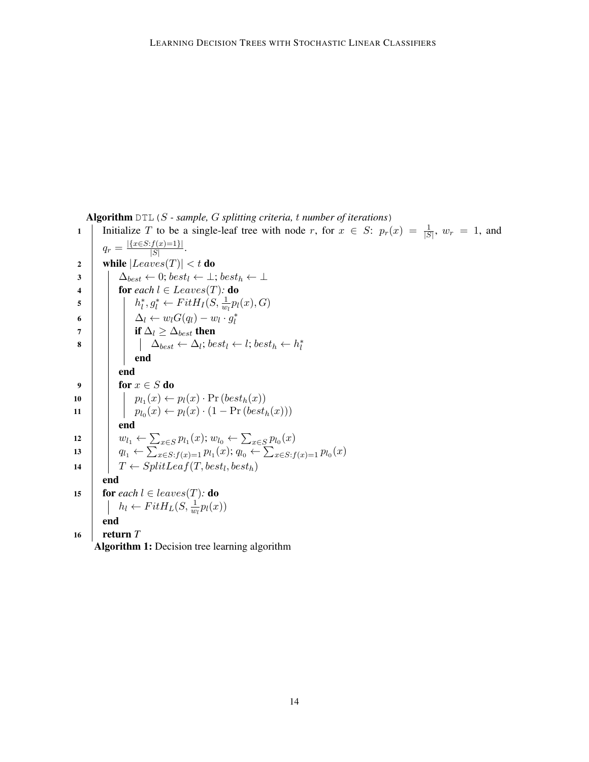**Algorithm** DTL(*S - sample, G splitting criteria, t number of iterations*)

```
1   Initialize T to be a single-leaf tree with node r, for x ∈ S: p_r(x) = 1/|S|, w_r = 1, and
    q_r = |{x∈S: f(x)=1}| / |S|.
2   while |Leaves(T)| < t do
3       Δ_best ← 0; best_l ← ⊥; best_h ← ⊥
4       for each l ∈ Leaves(T): do
5           h*_l, g*_l ← FitH_I(S, (1/w_l) p_l(x), G)
6           Δ_l ← w_l G(q_l) − w_l · g*_l
7           if Δ_l ≥ Δ_best then
8               Δ_best ← Δ_l; best_l ← l; best_h ← h*_l
            end
        end
9       for x ∈ S do
10          p_{l_1}(x) ← p_l(x) · Pr(best_h(x))
11          p_{l_0}(x) ← p_l(x) · (1 − Pr(best_h(x)))
        end
12      w_{l_1} ← Σ_{x∈S} p_{l_1}(x); w_{l_0} ← Σ_{x∈S} p_{l_0}(x)
13      q_{l_1} ← Σ_{x∈S: f(x)=1} p_{l_1}(x); q_{l_0} ← Σ_{x∈S: f(x)=1} p_{l_0}(x)
14      T ← SplitLeaf(T, best_l, best_h)
    end
15  for each l ∈ leaves(T): do
        h_l ← FitH_L(S, (1/w_l) p_l(x))
    end
16  return T
```

1. Initialize $T$ to be a single-leaf tree with node $r$, for $x \in S$: $p_r(x) = \frac{1}{|S|}$, $w_r = 1$, and $q_r = \frac{|\{x \in S: f(x)=1\}|}{|S|}$.
2. **while** $|Leaves(T)| < t$ **do**
3. $\quad \Delta_{best} \leftarrow 0; best_l \leftarrow \perp; best_h \leftarrow \perp$
4. $\quad$ **for** *each* $l \in Leaves(T)$: **do**
5. $\quad\quad h_l^*, g_l^* \leftarrow FitH_I(S, \frac{1}{w_l} p_l(x), G)$
6. $\quad\quad \Delta_l \leftarrow w_l G(q_l) - w_l \cdot g_l^*$
7. $\quad\quad$ **if** $\Delta_l \geq \Delta_{best}$ **then**
8. $\quad\quad\quad \Delta_{best} \leftarrow \Delta_l; best_l \leftarrow l; best_h \leftarrow h_l^*$
   $\quad\quad$ **end**
   $\quad$ **end**
9. $\quad$ **for** $x \in S$ **do**
10. $\quad\quad p_{l_1}(x) \leftarrow p_l(x) \cdot \Pr(best_h(x))$
11. $\quad\quad p_{l_0}(x) \leftarrow p_l(x) \cdot (1 - \Pr(best_h(x)))$
   $\quad$ **end**
12. $\quad w_{l_1} \leftarrow \sum_{x \in S} p_{l_1}(x); w_{l_0} \leftarrow \sum_{x \in S} p_{l_0}(x)$
13. $\quad q_{l_1} \leftarrow \sum_{x \in S: f(x)=1} p_{l_1}(x); q_{l_0} \leftarrow \sum_{x \in S: f(x)=1} p_{l_0}(x)$
14. $\quad T \leftarrow SplitLeaf(T, best_l, best_h)$
   **end**
15. **for** *each* $l \in leaves(T)$: **do**
   $\quad h_l \leftarrow FitH_L(S, \frac{1}{w_l} p_l(x))$
   **end**
16. **return** $T$

**Algorithm 1:** Decision tree learning algorithm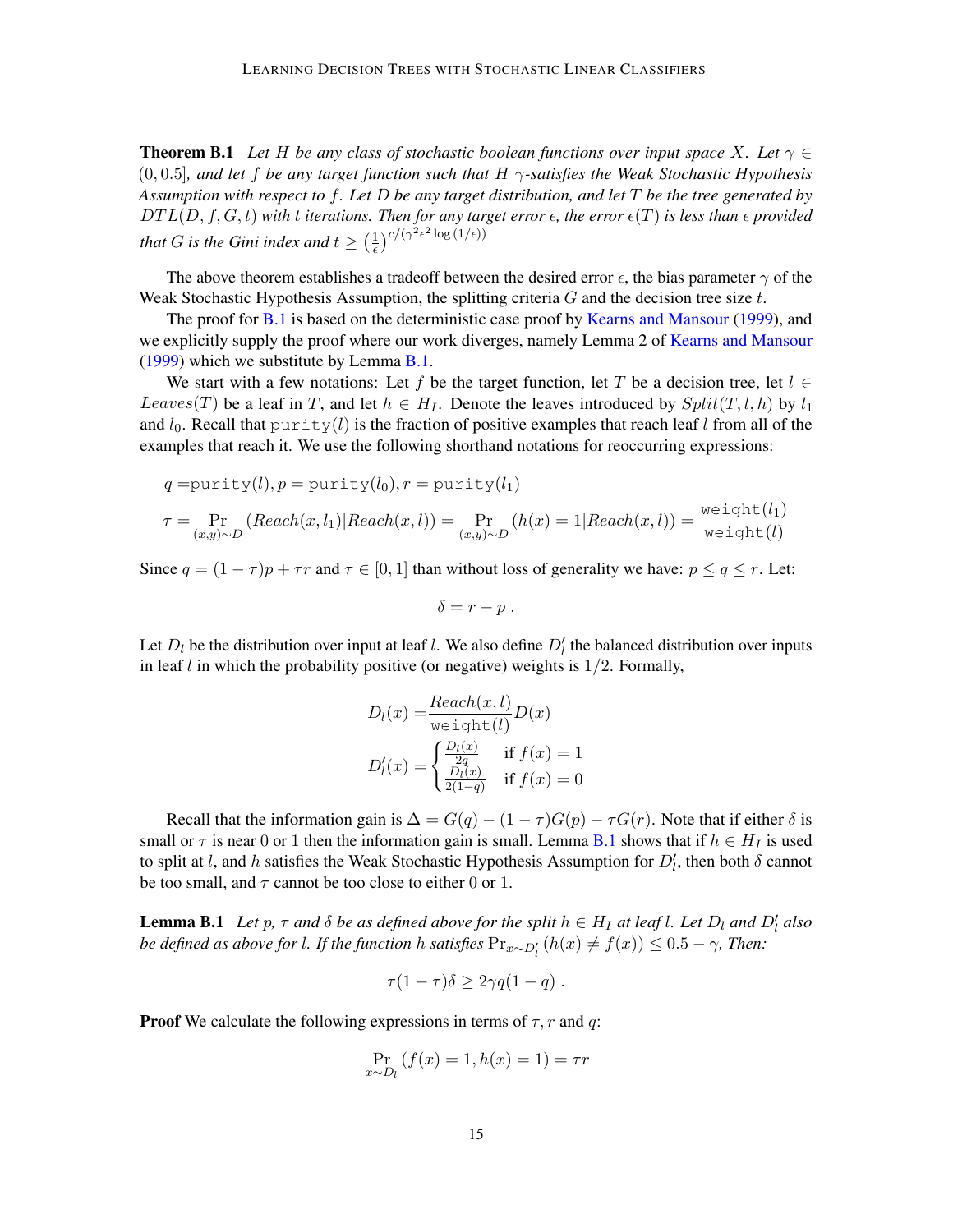**Theorem B.1** *Let $H$ be any class of stochastic boolean functions over input space $X$. Let $\gamma \in (0, 0.5]$, and let $f$ be any target function such that $H$ $\gamma$-satisfies the Weak Stochastic Hypothesis Assumption with respect to $f$. Let $D$ be any target distribution, and let $T$ be the tree generated by $DTL(D, f, G, t)$ with $t$ iterations. Then for any target error $\epsilon$, the error $\epsilon(T)$ is less than $\epsilon$ provided that $G$ is the Gini index and $t \geq \left(\frac{1}{\epsilon}\right)^{c/(\gamma^2 \epsilon^2 \log(1/\epsilon))}$*

The above theorem establishes a tradeoff between the desired error $\epsilon$, the bias parameter $\gamma$ of the Weak Stochastic Hypothesis Assumption, the splitting criteria $G$ and the decision tree size $t$.

The proof for B.1 is based on the deterministic case proof by Kearns and Mansour (1999), and we explicitly supply the proof where our work diverges, namely Lemma 2 of Kearns and Mansour (1999) which we substitute by Lemma B.1.

We start with a few notations: Let $f$ be the target function, let $T$ be a decision tree, let $l \in Leaves(T)$ be a leaf in $T$, and let $h \in H_I$. Denote the leaves introduced by $Split(T, l, h)$ by $l_1$ and $l_0$. Recall that $\texttt{purity}(l)$ is the fraction of positive examples that reach leaf $l$ from all of the examples that reach it. We use the following shorthand notations for reoccurring expressions:

$$q = \texttt{purity}(l), p = \texttt{purity}(l_0), r = \texttt{purity}(l_1)$$

$$\tau = \Pr_{(x,y)\sim D}(Reach(x, l_1) | Reach(x, l)) = \Pr_{(x,y)\sim D}(h(x) = 1 | Reach(x, l)) = \frac{\texttt{weight}(l_1)}{\texttt{weight}(l)}$$

Since $q = (1-\tau)p + \tau r$ and $\tau \in [0, 1]$ than without loss of generality we have: $p \leq q \leq r$. Let:

$$\delta = r - p \ .$$

Let $D_l$ be the distribution over input at leaf $l$. We also define $D'_l$ the balanced distribution over inputs in leaf $l$ in which the probability positive (or negative) weights is $1/2$. Formally,

$$D_l(x) = \frac{Reach(x, l)}{\texttt{weight}(l)} D(x)$$

$$D'_l(x) = \begin{cases} \frac{D_l(x)}{2q} & \text{if } f(x) = 1 \\ \frac{D_l(x)}{2(1-q)} & \text{if } f(x) = 0 \end{cases}$$

Recall that the information gain is $\Delta = G(q) - (1-\tau)G(p) - \tau G(r)$. Note that if either $\delta$ is small or $\tau$ is near 0 or 1 then the information gain is small. Lemma B.1 shows that if $h \in H_I$ is used to split at $l$, and $h$ satisfies the Weak Stochastic Hypothesis Assumption for $D'_l$, then both $\delta$ cannot be too small, and $\tau$ cannot be too close to either 0 or 1.

**Lemma B.1** *Let $p$, $\tau$ and $\delta$ be as defined above for the split $h \in H_I$ at leaf $l$. Let $D_l$ and $D'_l$ also be defined as above for $l$. If the function $h$ satisfies $\Pr_{x\sim D'_l}(h(x) \neq f(x)) \leq 0.5 - \gamma$, Then:*

$$\tau(1-\tau)\delta \geq 2\gamma q(1-q) \ .$$

**Proof** We calculate the following expressions in terms of $\tau$, $r$ and $q$:

$$\Pr_{x\sim D_l}(f(x) = 1, h(x) = 1) = \tau r$$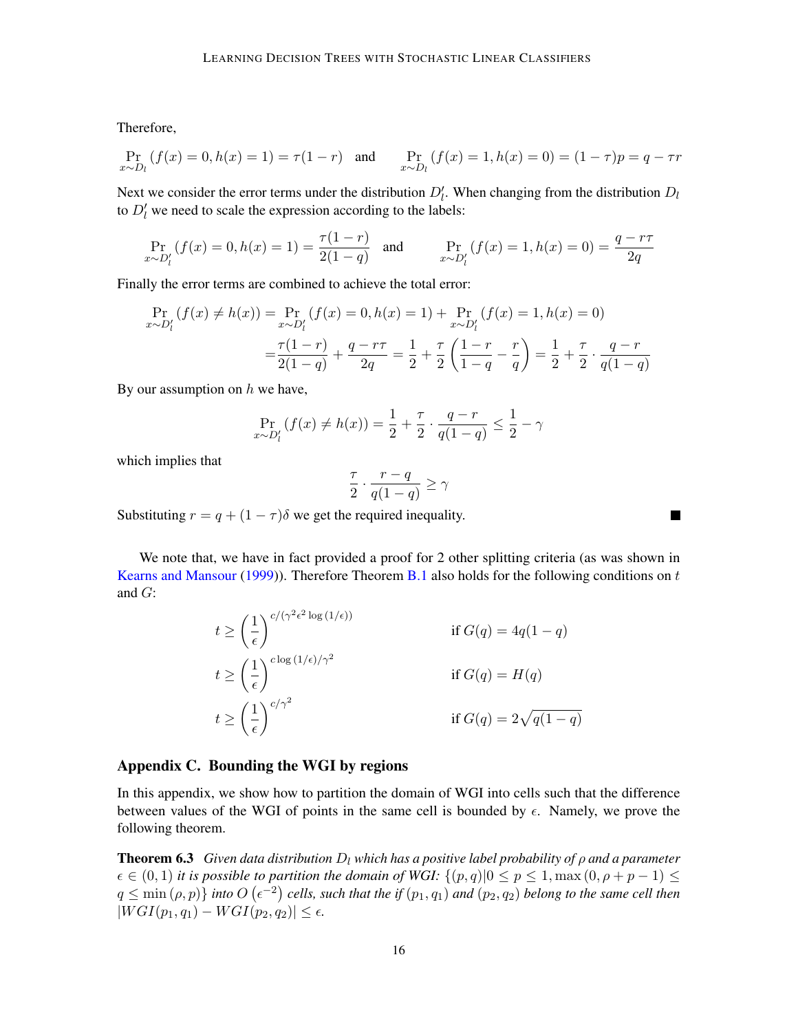Therefore,

$$\Pr_{x\sim D_l}(f(x)=0,h(x)=1)=\tau(1-r) \quad \text{and} \qquad \Pr_{x\sim D_l}(f(x)=1,h(x)=0)=(1-\tau)p=q-\tau r$$

Next we consider the error terms under the distribution $D_l'$. When changing from the distribution $D_l$ to $D_l'$ we need to scale the expression according to the labels:

$$\Pr_{x\sim D_l'}(f(x)=0,h(x)=1)=\frac{\tau(1-r)}{2(1-q)} \quad \text{and} \qquad \Pr_{x\sim D_l'}(f(x)=1,h(x)=0)=\frac{q-r\tau}{2q}$$

Finally the error terms are combined to achieve the total error:

$$\begin{aligned}\Pr_{x\sim D_l'}(f(x)\neq h(x)) &= \Pr_{x\sim D_l'}(f(x)=0,h(x)=1)+\Pr_{x\sim D_l'}(f(x)=1,h(x)=0)\\ &=\frac{\tau(1-r)}{2(1-q)}+\frac{q-r\tau}{2q}=\frac{1}{2}+\frac{\tau}{2}\left(\frac{1-r}{1-q}-\frac{r}{q}\right)=\frac{1}{2}+\frac{\tau}{2}\cdot\frac{q-r}{q(1-q)}\end{aligned}$$

By our assumption on $h$ we have,

$$\Pr_{x\sim D_l'}(f(x)\neq h(x))=\frac{1}{2}+\frac{\tau}{2}\cdot\frac{q-r}{q(1-q)}\leq\frac{1}{2}-\gamma$$

which implies that

$$\frac{\tau}{2}\cdot\frac{r-q}{q(1-q)}\geq\gamma$$

Substituting $r=q+(1-\tau)\delta$ we get the required inequality. ∎

We note that, we have in fact provided a proof for 2 other splitting criteria (as was shown in Kearns and Mansour (1999)). Therefore Theorem B.1 also holds for the following conditions on $t$ and $G$:

$$\begin{aligned}
t &\geq \left(\frac{1}{\epsilon}\right)^{c/(\gamma^2\epsilon^2\log(1/\epsilon))} && \text{if } G(q)=4q(1-q)\\
t &\geq \left(\frac{1}{\epsilon}\right)^{c\log(1/\epsilon)/\gamma^2} && \text{if } G(q)=H(q)\\
t &\geq \left(\frac{1}{\epsilon}\right)^{c/\gamma^2} && \text{if } G(q)=2\sqrt{q(1-q)}
\end{aligned}$$

## Appendix C. Bounding the WGI by regions

In this appendix, we show how to partition the domain of WGI into cells such that the difference between values of the WGI of points in the same cell is bounded by $\epsilon$. Namely, we prove the following theorem.

**Theorem 6.3** *Given data distribution $D_l$ which has a positive label probability of $\rho$ and a parameter $\epsilon\in(0,1)$ it is possible to partition the domain of WGI: $\{(p,q)|0\leq p\leq 1,\max(0,\rho+p-1)\leq q\leq\min(\rho,p)\}$ into $O(\epsilon^{-2})$ cells, such that the if $(p_1,q_1)$ and $(p_2,q_2)$ belong to the same cell then $|WGI(p_1,q_1)-WGI(p_2,q_2)|\leq\epsilon$.*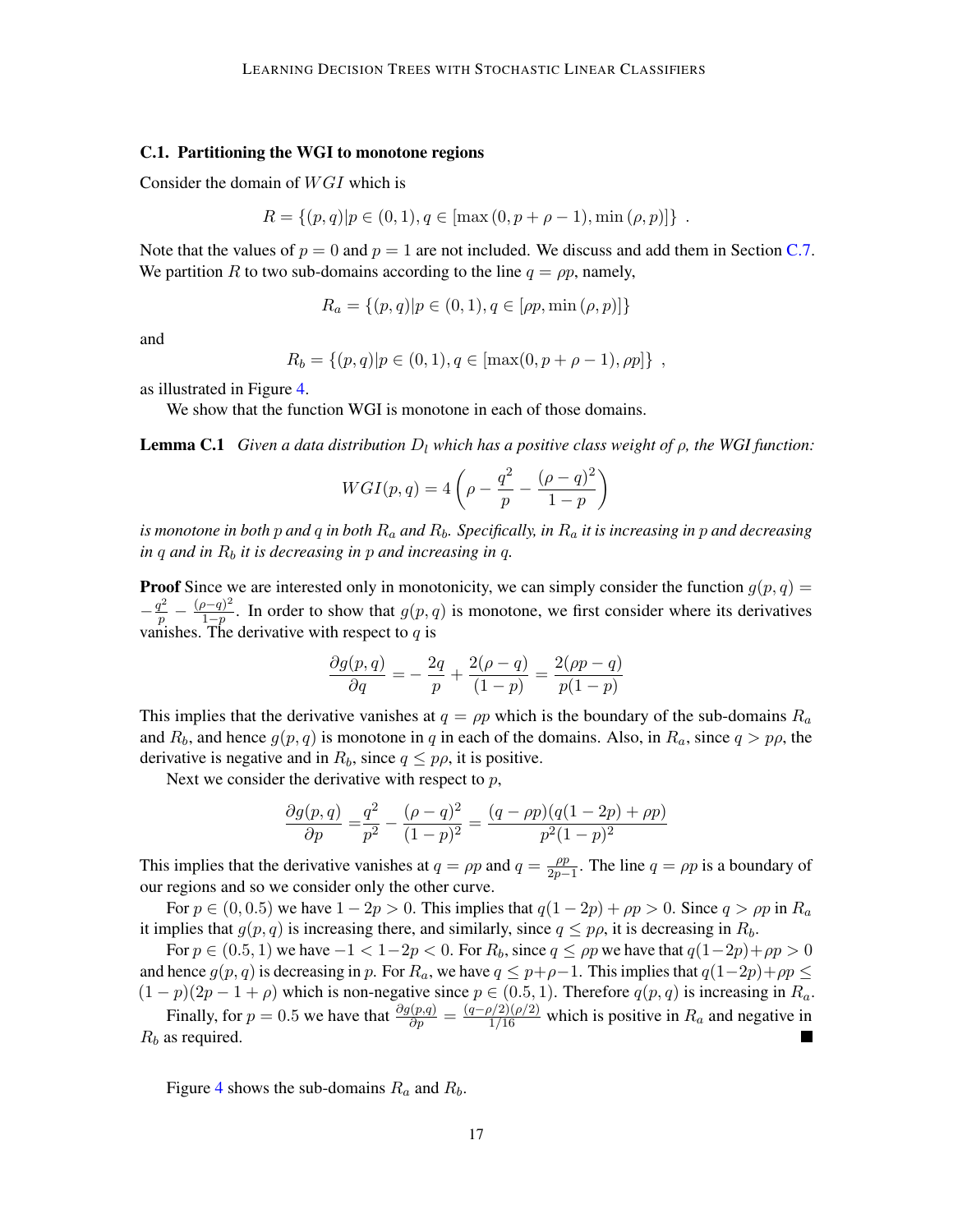### C.1. Partitioning the WGI to monotone regions

Consider the domain of $WGI$ which is

$$R = \{(p, q) | p \in (0, 1), q \in [\max(0, p + \rho - 1), \min(\rho, p)]\} \ .$$

Note that the values of $p = 0$ and $p = 1$ are not included. We discuss and add them in Section C.7. We partition $R$ to two sub-domains according to the line $q = \rho p$, namely,

$$R_a = \{(p, q) | p \in (0, 1), q \in [\rho p, \min(\rho, p)]\}$$

and

$$R_b = \{(p, q) | p \in (0, 1), q \in [\max(0, p + \rho - 1), \rho p]\} \ ,$$

as illustrated in Figure 4.

We show that the function WGI is monotone in each of those domains.

**Lemma C.1** *Given a data distribution $D_l$ which has a positive class weight of $\rho$, the WGI function:*

$$WGI(p, q) = 4\left(\rho - \frac{q^2}{p} - \frac{(\rho - q)^2}{1 - p}\right)$$

*is monotone in both $p$ and $q$ in both $R_a$ and $R_b$. Specifically, in $R_a$ it is increasing in $p$ and decreasing in $q$ and in $R_b$ it is decreasing in $p$ and increasing in $q$.*

**Proof** Since we are interested only in monotonicity, we can simply consider the function $g(p, q) = -\frac{q^2}{p} - \frac{(\rho - q)^2}{1 - p}$. In order to show that $g(p, q)$ is monotone, we first consider where its derivatives vanishes. The derivative with respect to $q$ is

$$\frac{\partial g(p, q)}{\partial q} = -\frac{2q}{p} + \frac{2(\rho - q)}{(1 - p)} = \frac{2(\rho p - q)}{p(1 - p)}$$

This implies that the derivative vanishes at $q = \rho p$ which is the boundary of the sub-domains $R_a$ and $R_b$, and hence $g(p, q)$ is monotone in $q$ in each of the domains. Also, in $R_a$, since $q > p\rho$, the derivative is negative and in $R_b$, since $q \leq p\rho$, it is positive.

Next we consider the derivative with respect to $p$,

$$\frac{\partial g(p, q)}{\partial p} = \frac{q^2}{p^2} - \frac{(\rho - q)^2}{(1 - p)^2} = \frac{(q - \rho p)(q(1 - 2p) + \rho p)}{p^2(1 - p)^2}$$

This implies that the derivative vanishes at $q = \rho p$ and $q = \frac{\rho p}{2p - 1}$. The line $q = \rho p$ is a boundary of our regions and so we consider only the other curve.

For $p \in (0, 0.5)$ we have $1 - 2p > 0$. This implies that $q(1 - 2p) + \rho p > 0$. Since $q > \rho p$ in $R_a$ it implies that $g(p, q)$ is increasing there, and similarly, since $q \leq p\rho$, it is decreasing in $R_b$.

For $p \in (0.5, 1)$ we have $-1 < 1 - 2p < 0$. For $R_b$, since $q \leq \rho p$ we have that $q(1 - 2p) + \rho p > 0$ and hence $g(p, q)$ is decreasing in $p$. For $R_a$, we have $q \leq p + \rho - 1$. This implies that $q(1 - 2p) + \rho p \leq (1 - p)(2p - 1 + \rho)$ which is non-negative since $p \in (0.5, 1)$. Therefore $q(p, q)$ is increasing in $R_a$.

Finally, for $p = 0.5$ we have that $\frac{\partial g(p,q)}{\partial p} = \frac{(q - \rho/2)(\rho/2)}{1/16}$ which is positive in $R_a$ and negative in $R_b$ as required. ∎

Figure 4 shows the sub-domains $R_a$ and $R_b$.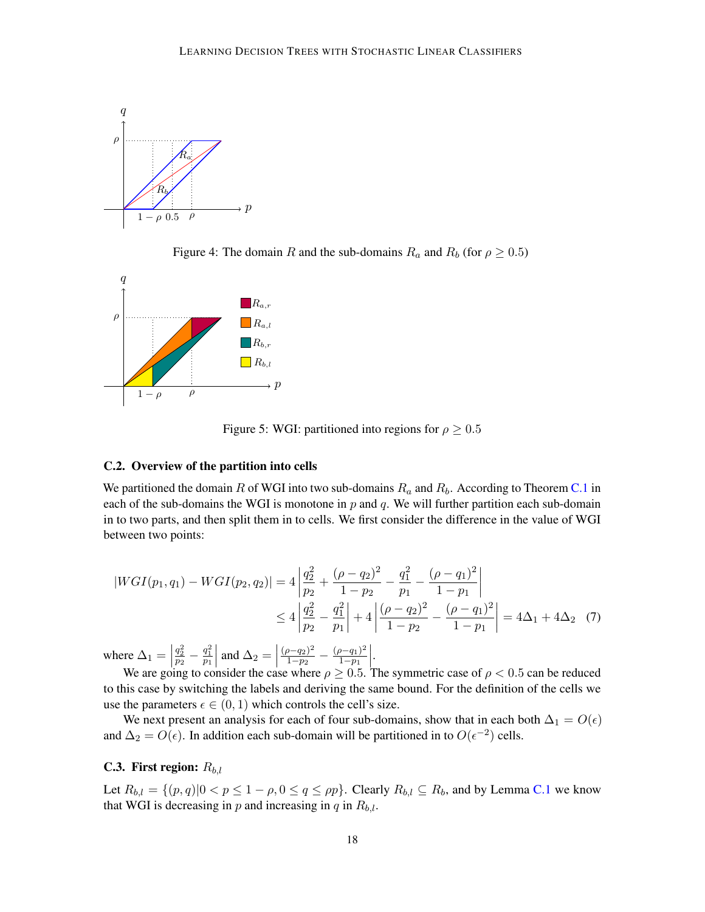Figure 4: The domain $R$ and the sub-domains $R_a$ and $R_b$ (for $\rho \geq 0.5$)

Figure 5: WGI: partitioned into regions for $\rho \geq 0.5$

### C.2. Overview of the partition into cells

We partitioned the domain $R$ of WGI into two sub-domains $R_a$ and $R_b$. According to Theorem C.1 in each of the sub-domains the WGI is monotone in $p$ and $q$. We will further partition each sub-domain in to two parts, and then split them in to cells. We first consider the difference in the value of WGI between two points:

$$
\begin{aligned}
|WGI(p_1, q_1) - WGI(p_2, q_2)| &= 4 \left| \frac{q_2^2}{p_2} + \frac{(\rho - q_2)^2}{1 - p_2} - \frac{q_1^2}{p_1} - \frac{(\rho - q_1)^2}{1 - p_1} \right| \\
&\leq 4 \left| \frac{q_2^2}{p_2} - \frac{q_1^2}{p_1} \right| + 4 \left| \frac{(\rho - q_2)^2}{1 - p_2} - \frac{(\rho - q_1)^2}{1 - p_1} \right| = 4\Delta_1 + 4\Delta_2 \quad (7)
\end{aligned}
$$

where $\Delta_1 = \left| \frac{q_2^2}{p_2} - \frac{q_1^2}{p_1} \right|$ and $\Delta_2 = \left| \frac{(\rho - q_2)^2}{1 - p_2} - \frac{(\rho - q_1)^2}{1 - p_1} \right|$.

We are going to consider the case where $\rho \geq 0.5$. The symmetric case of $\rho < 0.5$ can be reduced to this case by switching the labels and deriving the same bound. For the definition of the cells we use the parameters $\epsilon \in (0, 1)$ which controls the cell's size.

We next present an analysis for each of four sub-domains, show that in each both $\Delta_1 = O(\epsilon)$ and $\Delta_2 = O(\epsilon)$. In addition each sub-domain will be partitioned in to $O(\epsilon^{-2})$ cells.

### C.3. First region: $R_{b,l}$

Let $R_{b,l} = \{(p, q) | 0 < p \leq 1 - \rho, 0 \leq q \leq \rho p\}$. Clearly $R_{b,l} \subseteq R_b$, and by Lemma C.1 we know that WGI is decreasing in $p$ and increasing in $q$ in $R_{b,l}$.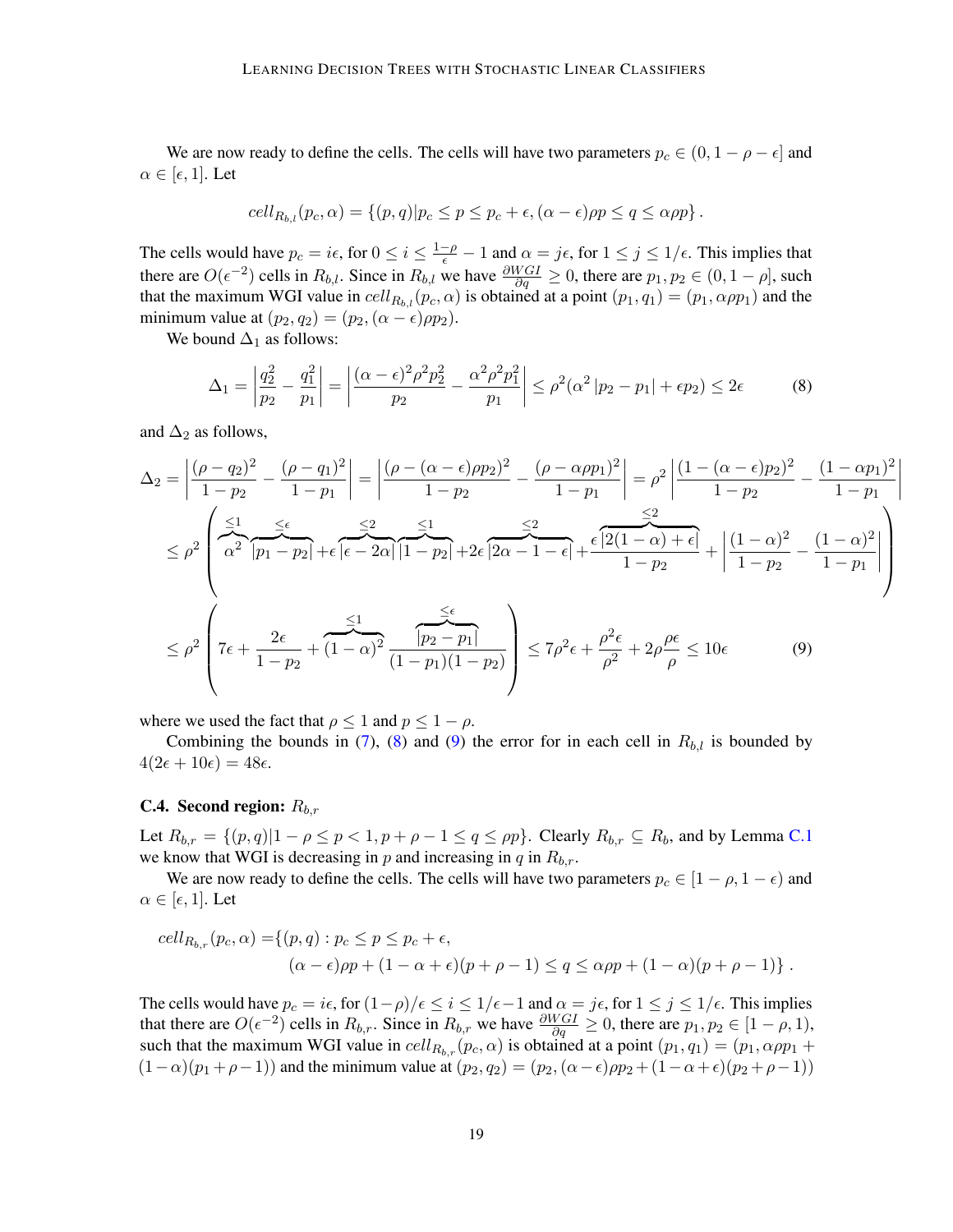We are now ready to define the cells. The cells will have two parameters $p_c \in (0, 1-\rho-\epsilon]$ and $\alpha \in [\epsilon, 1]$. Let

$$cell_{R_{b,l}}(p_c, \alpha) = \{(p,q) | p_c \leq p \leq p_c + \epsilon, (\alpha - \epsilon)\rho p \leq q \leq \alpha\rho p\}.$$

The cells would have $p_c = i\epsilon$, for $0 \leq i \leq \frac{1-\rho}{\epsilon} - 1$ and $\alpha = j\epsilon$, for $1 \leq j \leq 1/\epsilon$. This implies that there are $O(\epsilon^{-2})$ cells in $R_{b,l}$. Since in $R_{b,l}$ we have $\frac{\partial WGI}{\partial q} \geq 0$, there are $p_1, p_2 \in (0, 1-\rho]$, such that the maximum WGI value in $cell_{R_{b,l}}(p_c, \alpha)$ is obtained at a point $(p_1, q_1) = (p_1, \alpha\rho p_1)$ and the minimum value at $(p_2, q_2) = (p_2, (\alpha - \epsilon)\rho p_2)$.

We bound $\Delta_1$ as follows:

$$\Delta_1 = \left| \frac{q_2^2}{p_2} - \frac{q_1^2}{p_1} \right| = \left| \frac{(\alpha-\epsilon)^2\rho^2 p_2^2}{p_2} - \frac{\alpha^2\rho^2 p_1^2}{p_1} \right| \leq \rho^2(\alpha^2 |p_2 - p_1| + \epsilon p_2) \leq 2\epsilon \tag{8}$$

and $\Delta_2$ as follows,

$$\begin{aligned}
\Delta_2 &= \left| \frac{(\rho - q_2)^2}{1-p_2} - \frac{(\rho - q_1)^2}{1-p_1} \right| = \left| \frac{(\rho - (\alpha-\epsilon)\rho p_2)^2}{1-p_2} - \frac{(\rho - \alpha\rho p_1)^2}{1-p_1} \right| = \rho^2 \left| \frac{(1-(\alpha-\epsilon)p_2)^2}{1-p_2} - \frac{(1-\alpha p_1)^2}{1-p_1} \right| \\
&\leq \rho^2 \left( \overbrace{\alpha^2}^{\leq 1} \overbrace{|p_1 - p_2|}^{\leq \epsilon} + \epsilon \overbrace{|\epsilon - 2\alpha|}^{\leq 2} \overbrace{|1-p_2|}^{\leq 1} + 2\epsilon \overbrace{|2\alpha - 1 - \epsilon|}^{\leq 2} + \frac{\epsilon \overbrace{|2(1-\alpha)+\epsilon|}^{\leq 2}}{1-p_2} + \left| \frac{(1-\alpha)^2}{1-p_2} - \frac{(1-\alpha)^2}{1-p_1} \right| \right) \\
&\leq \rho^2 \left( 7\epsilon + \frac{2\epsilon}{1-p_2} + \overbrace{(1-\alpha)^2}^{\leq 1} \frac{\overbrace{|p_2 - p_1|}^{\leq \epsilon}}{(1-p_1)(1-p_2)} \right) \leq 7\rho^2\epsilon + \frac{\rho^2\epsilon}{\rho^2} + 2\rho\frac{\rho\epsilon}{\rho} \leq 10\epsilon
\end{aligned} \tag{9}$$

where we used the fact that $\rho \leq 1$ and $p \leq 1-\rho$.

Combining the bounds in (7), (8) and (9) the error for in each cell in $R_{b,l}$ is bounded by $4(2\epsilon + 10\epsilon) = 48\epsilon$.

### C.4. Second region: $R_{b,r}$

Let $R_{b,r} = \{(p,q) | 1-\rho \leq p < 1, p+\rho-1 \leq q \leq \rho p\}$. Clearly $R_{b,r} \subseteq R_b$, and by Lemma C.1 we know that WGI is decreasing in $p$ and increasing in $q$ in $R_{b,r}$.

We are now ready to define the cells. The cells will have two parameters $p_c \in [1-\rho, 1-\epsilon)$ and $\alpha \in [\epsilon, 1]$. Let

$$\begin{aligned}
cell_{R_{b,r}}(p_c, \alpha) = \{&(p,q) : p_c \leq p \leq p_c + \epsilon, \\
&(\alpha-\epsilon)\rho p + (1-\alpha+\epsilon)(p+\rho-1) \leq q \leq \alpha\rho p + (1-\alpha)(p+\rho-1)\}.
\end{aligned}$$

The cells would have $p_c = i\epsilon$, for $(1-\rho)/\epsilon \leq i \leq 1/\epsilon - 1$ and $\alpha = j\epsilon$, for $1 \leq j \leq 1/\epsilon$. This implies that there are $O(\epsilon^{-2})$ cells in $R_{b,r}$. Since in $R_{b,r}$ we have $\frac{\partial WGI}{\partial q} \geq 0$, there are $p_1, p_2 \in [1-\rho, 1)$, such that the maximum WGI value in $cell_{R_{b,r}}(p_c, \alpha)$ is obtained at a point $(p_1, q_1) = (p_1, \alpha\rho p_1 + (1-\alpha)(p_1+\rho-1))$ and the minimum value at $(p_2, q_2) = (p_2, (\alpha-\epsilon)\rho p_2 + (1-\alpha+\epsilon)(p_2+\rho-1))$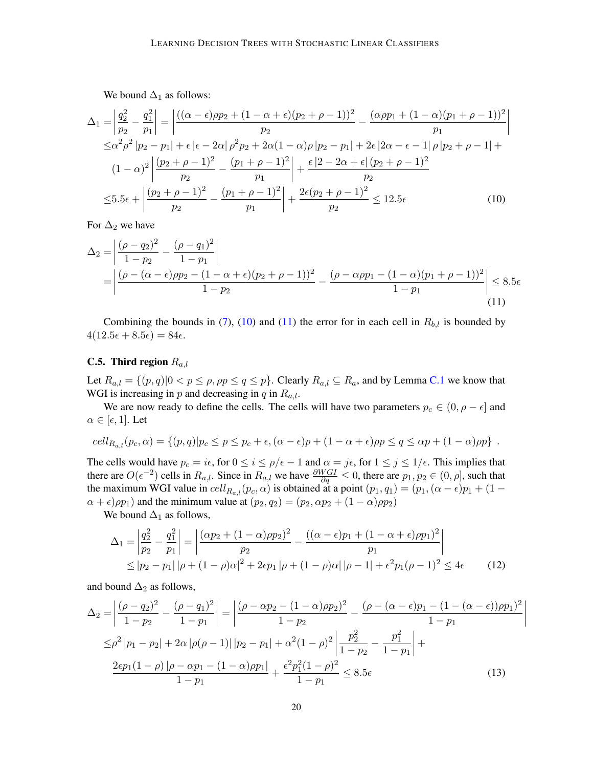We bound $\Delta_1$ as follows:

$$
\begin{aligned}
\Delta_1 =& \left|\frac{q_2^2}{p_2} - \frac{q_1^2}{p_1}\right| = \left|\frac{((\alpha-\epsilon)\rho p_2 + (1-\alpha+\epsilon)(p_2+\rho-1))^2}{p_2} - \frac{(\alpha\rho p_1 + (1-\alpha)(p_1+\rho-1))^2}{p_1}\right| \\
\leq& \alpha^2\rho^2 |p_2 - p_1| + \epsilon\,|\epsilon - 2\alpha|\,\rho^2 p_2 + 2\alpha(1-\alpha)\rho\,|p_2 - p_1| + 2\epsilon\,|2\alpha - \epsilon - 1|\,\rho\,|p_2+\rho-1| + \\
& (1-\alpha)^2\left|\frac{(p_2+\rho-1)^2}{p_2} - \frac{(p_1+\rho-1)^2}{p_1}\right| + \frac{\epsilon\,|2-2\alpha+\epsilon|\,(p_2+\rho-1)^2}{p_2} \\
\leq& 5.5\epsilon + \left|\frac{(p_2+\rho-1)^2}{p_2} - \frac{(p_1+\rho-1)^2}{p_1}\right| + \frac{2\epsilon(p_2+\rho-1)^2}{p_2} \leq 12.5\epsilon
\end{aligned}
\tag{10}
$$

For $\Delta_2$ we have

$$
\begin{aligned}
\Delta_2 =& \left|\frac{(\rho - q_2)^2}{1-p_2} - \frac{(\rho-q_1)^2}{1-p_1}\right| \\
=& \left|\frac{(\rho - (\alpha-\epsilon)\rho p_2 - (1-\alpha+\epsilon)(p_2+\rho-1))^2}{1-p_2} - \frac{(\rho - \alpha\rho p_1 - (1-\alpha)(p_1+\rho-1))^2}{1-p_1}\right| \leq 8.5\epsilon
\end{aligned}
\tag{11}
$$

Combining the bounds in (7), (10) and (11) the error for in each cell in $R_{b,l}$ is bounded by $4(12.5\epsilon + 8.5\epsilon) = 84\epsilon$.

### C.5. Third region $R_{a,l}$

Let $R_{a,l} = \{(p,q)|0 < p \leq \rho, \rho p \leq q \leq p\}$. Clearly $R_{a,l} \subseteq R_a$, and by Lemma C.1 we know that WGI is increasing in $p$ and decreasing in $q$ in $R_{a,l}$.

We are now ready to define the cells. The cells will have two parameters $p_c \in (0, \rho-\epsilon]$ and $\alpha \in [\epsilon, 1]$. Let

$$
cell_{R_{a,l}}(p_c, \alpha) = \{(p,q)|p_c \leq p \leq p_c + \epsilon, (\alpha-\epsilon)p + (1-\alpha+\epsilon)\rho p \leq q \leq \alpha p + (1-\alpha)\rho p\} \ .
$$

The cells would have $p_c = i\epsilon$, for $0 \leq i \leq \rho/\epsilon - 1$ and $\alpha = j\epsilon$, for $1 \leq j \leq 1/\epsilon$. This implies that there are $O(\epsilon^{-2})$ cells in $R_{a,l}$. Since in $R_{a,l}$ we have $\frac{\partial WGI}{\partial q} \leq 0$, there are $p_1, p_2 \in (0, \rho]$, such that the maximum WGI value in $cell_{R_{a,l}}(p_c, \alpha)$ is obtained at a point $(p_1, q_1) = (p_1, (\alpha-\epsilon)p_1 + (1-\alpha+\epsilon)\rho p_1)$ and the minimum value at $(p_2, q_2) = (p_2, \alpha p_2 + (1-\alpha)\rho p_2)$

We bound $\Delta_1$ as follows,

$$
\begin{aligned}
\Delta_1 =& \left|\frac{q_2^2}{p_2} - \frac{q_1^2}{p_1}\right| = \left|\frac{(\alpha p_2 + (1-\alpha)\rho p_2)^2}{p_2} - \frac{((\alpha-\epsilon)p_1 + (1-\alpha+\epsilon)\rho p_1)^2}{p_1}\right| \\
\leq& |p_2 - p_1|\,|\rho + (1-\rho)\alpha|^2 + 2\epsilon p_1\,|\rho + (1-\rho)\alpha|\,|\rho - 1| + \epsilon^2 p_1(\rho-1)^2 \leq 4\epsilon
\end{aligned}
\tag{12}
$$

and bound $\Delta_2$ as follows,

$$
\begin{aligned}
\Delta_2 =& \left|\frac{(\rho - q_2)^2}{1-p_2} - \frac{(\rho-q_1)^2}{1-p_1}\right| = \left|\frac{(\rho - \alpha p_2 - (1-\alpha)\rho p_2)^2}{1-p_2} - \frac{(\rho - (\alpha-\epsilon)p_1 - (1-(\alpha-\epsilon))\rho p_1)^2}{1-p_1}\right| \\
\leq& \rho^2|p_1 - p_2| + 2\alpha\,|\rho(\rho-1)|\,|p_2 - p_1| + \alpha^2(1-\rho)^2\left|\frac{p_2^2}{1-p_2} - \frac{p_1^2}{1-p_1}\right| + \\
& \frac{2\epsilon p_1(1-\rho)\,|\rho - \alpha p_1 - (1-\alpha)\rho p_1|}{1-p_1} + \frac{\epsilon^2 p_1^2(1-\rho)^2}{1-p_1} \leq 8.5\epsilon
\end{aligned}
\tag{13}
$$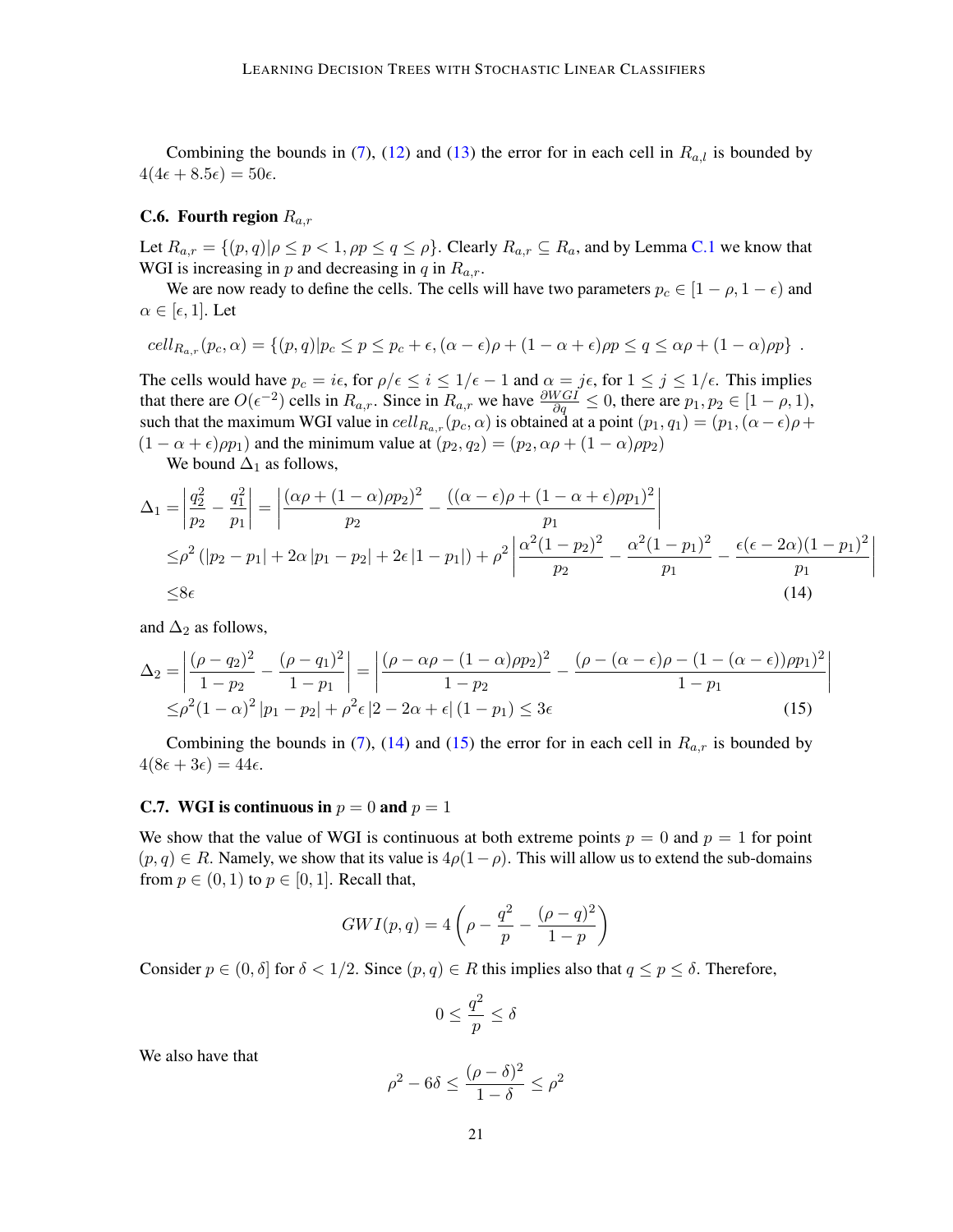Combining the bounds in (7), (12) and (13) the error for in each cell in $R_{a,l}$ is bounded by $4(4\epsilon + 8.5\epsilon) = 50\epsilon$.

### C.6. Fourth region $R_{a,r}$

Let $R_{a,r} = \{(p,q)|\rho \leq p < 1, \rho p \leq q \leq \rho\}$. Clearly $R_{a,r} \subseteq R_a$, and by Lemma C.1 we know that WGI is increasing in $p$ and decreasing in $q$ in $R_{a,r}$.

We are now ready to define the cells. The cells will have two parameters $p_c \in [1-\rho, 1-\epsilon)$ and $\alpha \in [\epsilon, 1]$. Let

$$cell_{R_{a,r}}(p_c, \alpha) = \{(p,q)|p_c \leq p \leq p_c + \epsilon, (\alpha - \epsilon)\rho + (1 - \alpha + \epsilon)\rho p \leq q \leq \alpha\rho + (1-\alpha)\rho p\} \ .$$

The cells would have $p_c = i\epsilon$, for $\rho/\epsilon \leq i \leq 1/\epsilon - 1$ and $\alpha = j\epsilon$, for $1 \leq j \leq 1/\epsilon$. This implies that there are $O(\epsilon^{-2})$ cells in $R_{a,r}$. Since in $R_{a,r}$ we have $\frac{\partial WGI}{\partial q} \leq 0$, there are $p_1, p_2 \in [1-\rho, 1)$, such that the maximum WGI value in $cell_{R_{a,r}}(p_c, \alpha)$ is obtained at a point $(p_1, q_1) = (p_1, (\alpha - \epsilon)\rho + (1 - \alpha + \epsilon)\rho p_1)$ and the minimum value at $(p_2, q_2) = (p_2, \alpha\rho + (1-\alpha)\rho p_2)$

We bound $\Delta_1$ as follows,

$$\begin{aligned}
\Delta_1 =& \left|\frac{q_2^2}{p_2} - \frac{q_1^2}{p_1}\right| = \left|\frac{(\alpha\rho + (1-\alpha)\rho p_2)^2}{p_2} - \frac{((\alpha-\epsilon)\rho + (1-\alpha+\epsilon)\rho p_1)^2}{p_1}\right| \\
\leq& \rho^2\left(|p_2 - p_1| + 2\alpha\,|p_1 - p_2| + 2\epsilon\,|1 - p_1|\right) + \rho^2\left|\frac{\alpha^2(1-p_2)^2}{p_2} - \frac{\alpha^2(1-p_1)^2}{p_1} - \frac{\epsilon(\epsilon - 2\alpha)(1-p_1)^2}{p_1}\right| \\
\leq& 8\epsilon \qquad (14)
\end{aligned}$$

and $\Delta_2$ as follows,

$$\begin{aligned}
\Delta_2 =& \left|\frac{(\rho - q_2)^2}{1-p_2} - \frac{(\rho - q_1)^2}{1-p_1}\right| = \left|\frac{(\rho - \alpha\rho - (1-\alpha)\rho p_2)^2}{1-p_2} - \frac{(\rho - (\alpha-\epsilon)\rho - (1-(\alpha-\epsilon))\rho p_1)^2}{1-p_1}\right| \\
\leq& \rho^2(1-\alpha)^2\,|p_1 - p_2| + \rho^2\epsilon\,|2 - 2\alpha + \epsilon|\,(1-p_1) \leq 3\epsilon \qquad (15)
\end{aligned}$$

Combining the bounds in (7), (14) and (15) the error for in each cell in $R_{a,r}$ is bounded by $4(8\epsilon + 3\epsilon) = 44\epsilon$.

### C.7. WGI is continuous in $p = 0$ and $p = 1$

We show that the value of WGI is continuous at both extreme points $p = 0$ and $p = 1$ for point $(p,q) \in R$. Namely, we show that its value is $4\rho(1-\rho)$. This will allow us to extend the sub-domains from $p \in (0,1)$ to $p \in [0,1]$. Recall that,

$$GWI(p,q) = 4\left(\rho - \frac{q^2}{p} - \frac{(\rho - q)^2}{1-p}\right)$$

Consider $p \in (0, \delta]$ for $\delta < 1/2$. Since $(p,q) \in R$ this implies also that $q \leq p \leq \delta$. Therefore,

$$0 \leq \frac{q^2}{p} \leq \delta$$

We also have that

$$\rho^2 - 6\delta \leq \frac{(\rho - \delta)^2}{1-\delta} \leq \rho^2$$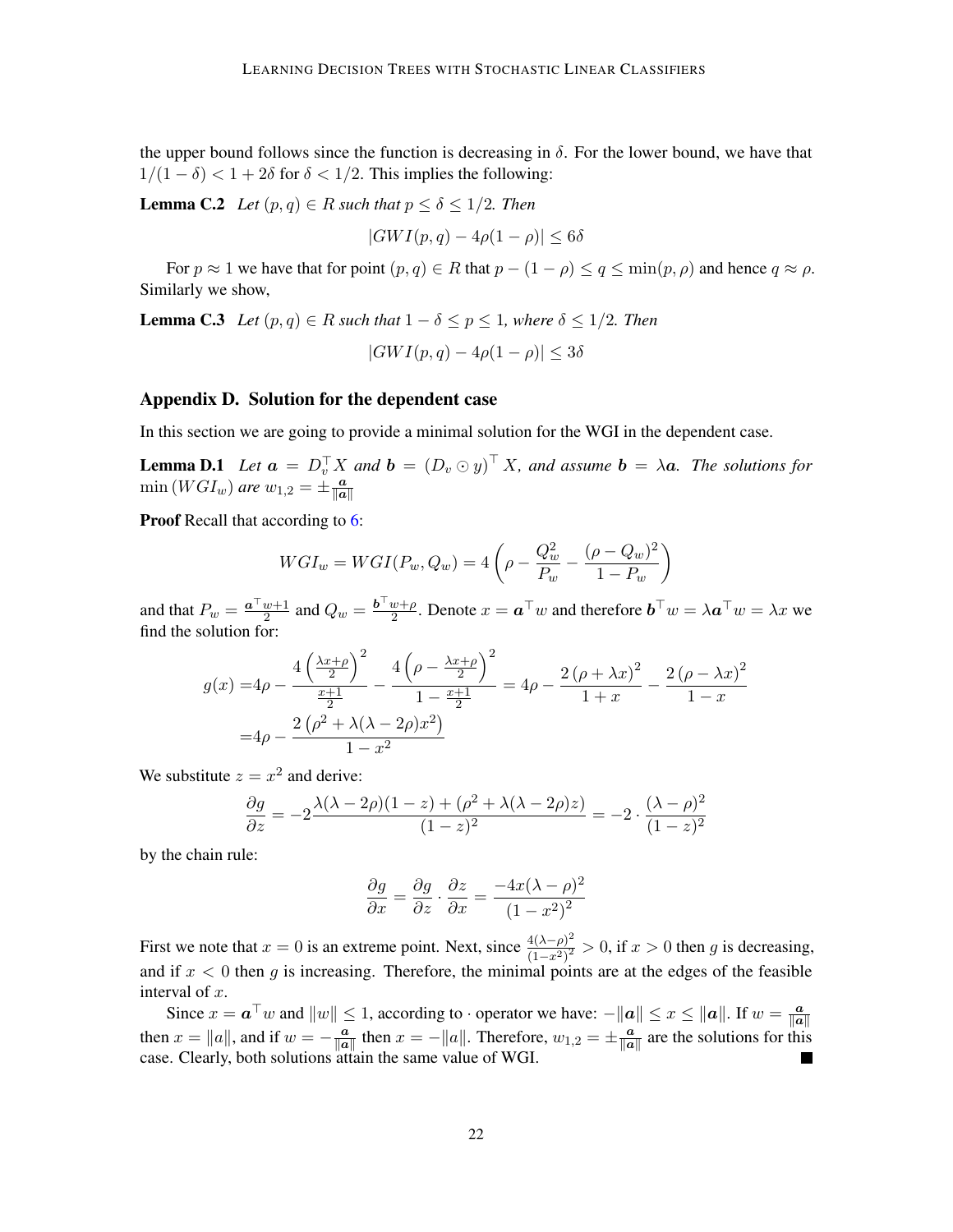the upper bound follows since the function is decreasing in $\delta$. For the lower bound, we have that $1/(1-\delta) < 1 + 2\delta$ for $\delta < 1/2$. This implies the following:

**Lemma C.2** *Let $(p, q) \in R$ such that $p \leq \delta \leq 1/2$. Then*

$$|GWI(p, q) - 4\rho(1-\rho)| \leq 6\delta$$

For $p \approx 1$ we have that for point $(p, q) \in R$ that $p - (1-\rho) \leq q \leq \min(p, \rho)$ and hence $q \approx \rho$. Similarly we show,

**Lemma C.3** *Let $(p, q) \in R$ such that $1 - \delta \leq p \leq 1$, where $\delta \leq 1/2$. Then*

$$|GWI(p, q) - 4\rho(1-\rho)| \leq 3\delta$$

## Appendix D. Solution for the dependent case

In this section we are going to provide a minimal solution for the WGI in the dependent case.

**Lemma D.1** *Let $\boldsymbol{a} = D_v^\top X$ and $\boldsymbol{b} = \left(D_v \odot y\right)^\top X$, and assume $\boldsymbol{b} = \lambda \boldsymbol{a}$. The solutions for $\min\left(WGI_w\right)$ are $w_{1,2} = \pm \frac{\boldsymbol{a}}{\|\boldsymbol{a}\|}$*

**Proof** Recall that according to 6:

$$WGI_w = WGI(P_w, Q_w) = 4\left(\rho - \frac{Q_w^2}{P_w} - \frac{(\rho - Q_w)^2}{1 - P_w}\right)$$

and that $P_w = \frac{\boldsymbol{a}^\top w + 1}{2}$ and $Q_w = \frac{\boldsymbol{b}^\top w + \rho}{2}$. Denote $x = \boldsymbol{a}^\top w$ and therefore $\boldsymbol{b}^\top w = \lambda \boldsymbol{a}^\top w = \lambda x$ we find the solution for:

$$\begin{aligned}
g(x) =& 4\rho - \frac{4\left(\frac{\lambda x + \rho}{2}\right)^2}{\frac{x+1}{2}} - \frac{4\left(\rho - \frac{\lambda x + \rho}{2}\right)^2}{1 - \frac{x+1}{2}} = 4\rho - \frac{2\left(\rho + \lambda x\right)^2}{1 + x} - \frac{2\left(\rho - \lambda x\right)^2}{1 - x} \\
=& 4\rho - \frac{2\left(\rho^2 + \lambda(\lambda - 2\rho)x^2\right)}{1 - x^2}
\end{aligned}$$

We substitute $z = x^2$ and derive:

$$\frac{\partial g}{\partial z} = -2\frac{\lambda(\lambda - 2\rho)(1 - z) + (\rho^2 + \lambda(\lambda - 2\rho)z)}{(1 - z)^2} = -2 \cdot \frac{(\lambda - \rho)^2}{(1 - z)^2}$$

by the chain rule:

$$\frac{\partial g}{\partial x} = \frac{\partial g}{\partial z} \cdot \frac{\partial z}{\partial x} = \frac{-4x(\lambda - \rho)^2}{\left(1 - x^2\right)^2}$$

First we note that $x = 0$ is an extreme point. Next, since $\frac{4(\lambda - \rho)^2}{(1 - x^2)^2} > 0$, if $x > 0$ then $g$ is decreasing, and if $x < 0$ then $g$ is increasing. Therefore, the minimal points are at the edges of the feasible interval of $x$.

Since $x = \boldsymbol{a}^\top w$ and $\|w\| \leq 1$, according to $\cdot$ operator we have: $-\|\boldsymbol{a}\| \leq x \leq \|\boldsymbol{a}\|$. If $w = \frac{\boldsymbol{a}}{\|\boldsymbol{a}\|}$ then $x = \|a\|$, and if $w = -\frac{\boldsymbol{a}}{\|\boldsymbol{a}\|}$ then $x = -\|a\|$. Therefore, $w_{1,2} = \pm \frac{\boldsymbol{a}}{\|\boldsymbol{a}\|}$ are the solutions for this case. Clearly, both solutions attain the same value of WGI. ∎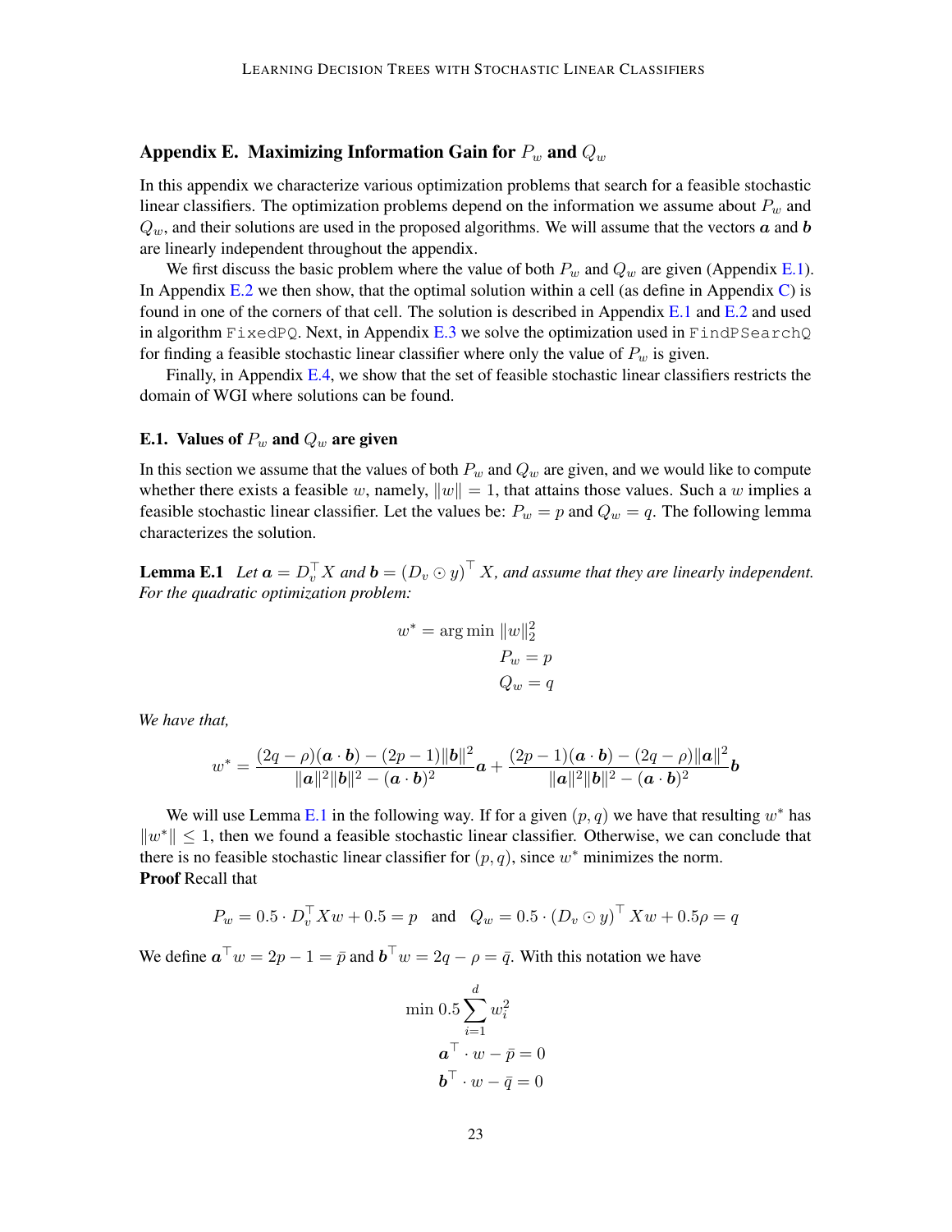## Appendix E. Maximizing Information Gain for $P_w$ and $Q_w$

In this appendix we characterize various optimization problems that search for a feasible stochastic linear classifiers. The optimization problems depend on the information we assume about $P_w$ and $Q_w$, and their solutions are used in the proposed algorithms. We will assume that the vectors $\boldsymbol{a}$ and $\boldsymbol{b}$ are linearly independent throughout the appendix.

We first discuss the basic problem where the value of both $P_w$ and $Q_w$ are given (Appendix E.1). In Appendix E.2 we then show, that the optimal solution within a cell (as define in Appendix C) is found in one of the corners of that cell. The solution is described in Appendix E.1 and E.2 and used in algorithm `FixedPQ`. Next, in Appendix E.3 we solve the optimization used in `FindPSearchQ` for finding a feasible stochastic linear classifier where only the value of $P_w$ is given.

Finally, in Appendix E.4, we show that the set of feasible stochastic linear classifiers restricts the domain of WGI where solutions can be found.

### E.1. Values of $P_w$ and $Q_w$ are given

In this section we assume that the values of both $P_w$ and $Q_w$ are given, and we would like to compute whether there exists a feasible $w$, namely, $\|w\| = 1$, that attains those values. Such a $w$ implies a feasible stochastic linear classifier. Let the values be: $P_w = p$ and $Q_w = q$. The following lemma characterizes the solution.

**Lemma E.1** *Let $\boldsymbol{a} = D_v^\top X$ and $\boldsymbol{b} = (D_v \odot y)^\top X$, and assume that they are linearly independent. For the quadratic optimization problem:*

$$w^* = \arg\min \|w\|_2^2$$
$$P_w = p$$
$$Q_w = q$$

*We have that,*

$$w^* = \frac{(2q - \rho)(\boldsymbol{a} \cdot \boldsymbol{b}) - (2p - 1)\|\boldsymbol{b}\|^2}{\|\boldsymbol{a}\|^2\|\boldsymbol{b}\|^2 - (\boldsymbol{a} \cdot \boldsymbol{b})^2}\boldsymbol{a} + \frac{(2p - 1)(\boldsymbol{a} \cdot \boldsymbol{b}) - (2q - \rho)\|\boldsymbol{a}\|^2}{\|\boldsymbol{a}\|^2\|\boldsymbol{b}\|^2 - (\boldsymbol{a} \cdot \boldsymbol{b})^2}\boldsymbol{b}$$

We will use Lemma E.1 in the following way. If for a given $(p, q)$ we have that resulting $w^*$ has $\|w^*\| \leq 1$, then we found a feasible stochastic linear classifier. Otherwise, we can conclude that there is no feasible stochastic linear classifier for $(p, q)$, since $w^*$ minimizes the norm.

**Proof** Recall that

$$P_w = 0.5 \cdot D_v^\top X w + 0.5 = p \quad \text{and} \quad Q_w = 0.5 \cdot (D_v \odot y)^\top X w + 0.5\rho = q$$

We define $\boldsymbol{a}^\top w = 2p - 1 = \bar{p}$ and $\boldsymbol{b}^\top w = 2q - \rho = \bar{q}$. With this notation we have

$$\min 0.5 \sum_{i=1}^{d} w_i^2$$
$$\boldsymbol{a}^\top \cdot w - \bar{p} = 0$$
$$\boldsymbol{b}^\top \cdot w - \bar{q} = 0$$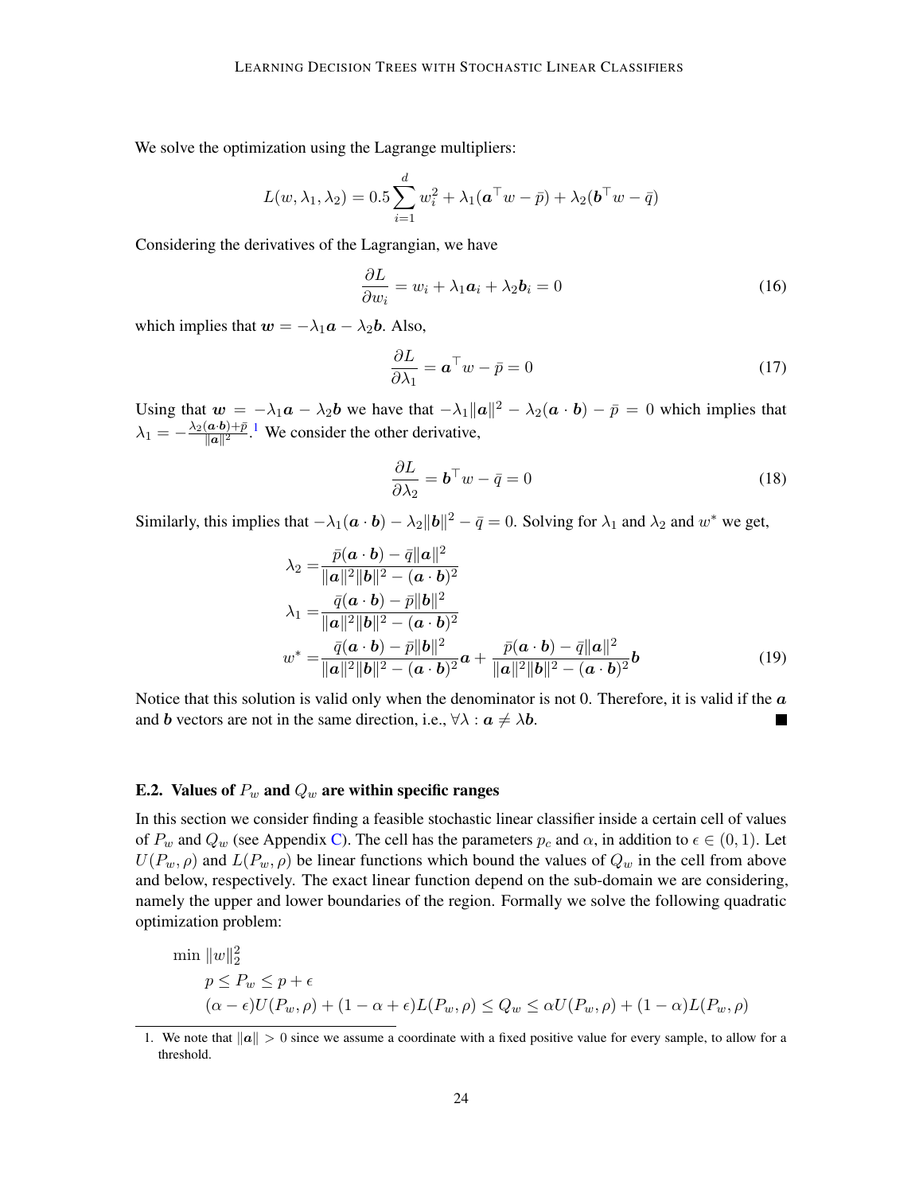We solve the optimization using the Lagrange multipliers:

$$L(w, \lambda_1, \lambda_2) = 0.5 \sum_{i=1}^{d} w_i^2 + \lambda_1(\boldsymbol{a}^\top w - \bar{p}) + \lambda_2(\boldsymbol{b}^\top w - \bar{q})$$

Considering the derivatives of the Lagrangian, we have

$$\frac{\partial L}{\partial w_i} = w_i + \lambda_1 \boldsymbol{a}_i + \lambda_2 \boldsymbol{b}_i = 0 \tag{16}$$

which implies that $\boldsymbol{w} = -\lambda_1 \boldsymbol{a} - \lambda_2 \boldsymbol{b}$. Also,

$$\frac{\partial L}{\partial \lambda_1} = \boldsymbol{a}^\top w - \bar{p} = 0 \tag{17}$$

Using that $\boldsymbol{w} = -\lambda_1 \boldsymbol{a} - \lambda_2 \boldsymbol{b}$ we have that $-\lambda_1 \|\boldsymbol{a}\|^2 - \lambda_2(\boldsymbol{a} \cdot \boldsymbol{b}) - \bar{p} = 0$ which implies that $\lambda_1 = -\frac{\lambda_2(\boldsymbol{a} \cdot \boldsymbol{b}) + \bar{p}}{\|\boldsymbol{a}\|^2}$.[1] We consider the other derivative,

$$\frac{\partial L}{\partial \lambda_2} = \boldsymbol{b}^\top w - \bar{q} = 0 \tag{18}$$

Similarly, this implies that $-\lambda_1(\boldsymbol{a} \cdot \boldsymbol{b}) - \lambda_2 \|\boldsymbol{b}\|^2 - \bar{q} = 0$. Solving for $\lambda_1$ and $\lambda_2$ and $w^*$ we get,

$$\begin{aligned}
\lambda_2 &= \frac{\bar{p}(\boldsymbol{a} \cdot \boldsymbol{b}) - \bar{q}\|\boldsymbol{a}\|^2}{\|\boldsymbol{a}\|^2 \|\boldsymbol{b}\|^2 - (\boldsymbol{a} \cdot \boldsymbol{b})^2} \\
\lambda_1 &= \frac{\bar{q}(\boldsymbol{a} \cdot \boldsymbol{b}) - \bar{p}\|\boldsymbol{b}\|^2}{\|\boldsymbol{a}\|^2 \|\boldsymbol{b}\|^2 - (\boldsymbol{a} \cdot \boldsymbol{b})^2} \\
w^* &= \frac{\bar{q}(\boldsymbol{a} \cdot \boldsymbol{b}) - \bar{p}\|\boldsymbol{b}\|^2}{\|\boldsymbol{a}\|^2 \|\boldsymbol{b}\|^2 - (\boldsymbol{a} \cdot \boldsymbol{b})^2} \boldsymbol{a} + \frac{\bar{p}(\boldsymbol{a} \cdot \boldsymbol{b}) - \bar{q}\|\boldsymbol{a}\|^2}{\|\boldsymbol{a}\|^2 \|\boldsymbol{b}\|^2 - (\boldsymbol{a} \cdot \boldsymbol{b})^2} \boldsymbol{b}
\end{aligned} \tag{19}$$

Notice that this solution is valid only when the denominator is not 0. Therefore, it is valid if the $\boldsymbol{a}$ and $\boldsymbol{b}$ vectors are not in the same direction, i.e., $\forall \lambda : \boldsymbol{a} \neq \lambda \boldsymbol{b}$. ■

### E.2. Values of $P_w$ and $Q_w$ are within specific ranges

In this section we consider finding a feasible stochastic linear classifier inside a certain cell of values of $P_w$ and $Q_w$ (see Appendix C). The cell has the parameters $p_c$ and $\alpha$, in addition to $\epsilon \in (0, 1)$. Let $U(P_w, \rho)$ and $L(P_w, \rho)$ be linear functions which bound the values of $Q_w$ in the cell from above and below, respectively. The exact linear function depend on the sub-domain we are considering, namely the upper and lower boundaries of the region. Formally we solve the following quadratic optimization problem:

$$\begin{aligned}
&\min \|w\|_2^2 \\
&\quad p \leq P_w \leq p + \epsilon \\
&\quad (\alpha - \epsilon)U(P_w, \rho) + (1 - \alpha + \epsilon)L(P_w, \rho) \leq Q_w \leq \alpha U(P_w, \rho) + (1 - \alpha)L(P_w, \rho)
\end{aligned}$$

1. We note that $\|\boldsymbol{a}\| > 0$ since we assume a coordinate with a fixed positive value for every sample, to allow for a threshold.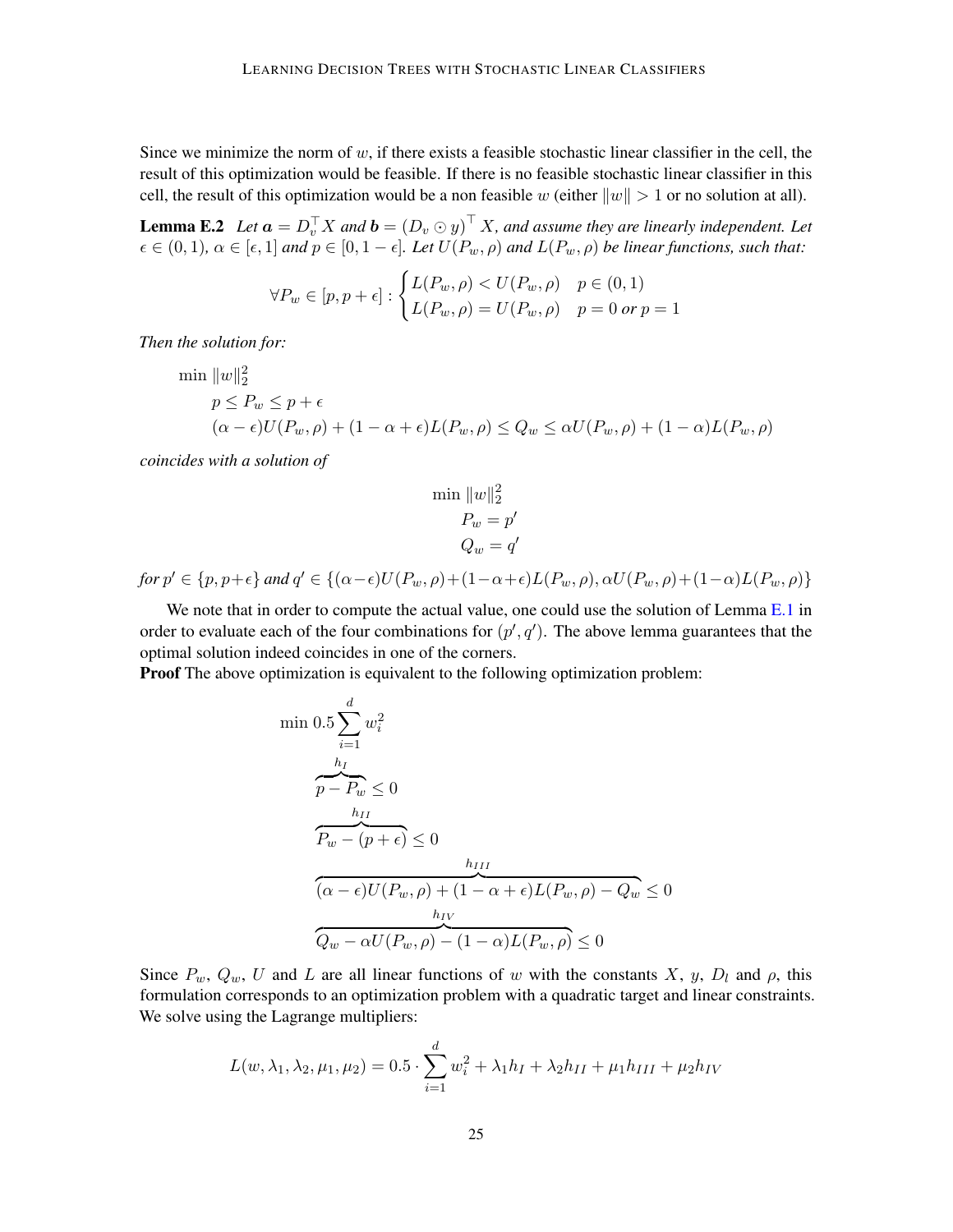Since we minimize the norm of $w$, if there exists a feasible stochastic linear classifier in the cell, the result of this optimization would be feasible. If there is no feasible stochastic linear classifier in this cell, the result of this optimization would be a non feasible $w$ (either $\|w\| > 1$ or no solution at all).

**Lemma E.2** *Let $\boldsymbol{a} = D_v^\top X$ and $\boldsymbol{b} = (D_v \odot y)^\top X$, and assume they are linearly independent. Let $\epsilon \in (0, 1)$, $\alpha \in [\epsilon, 1]$ and $p \in [0, 1 - \epsilon]$. Let $U(P_w, \rho)$ and $L(P_w, \rho)$ be linear functions, such that:*

$$\forall P_w \in [p, p + \epsilon] : \begin{cases} L(P_w, \rho) < U(P_w, \rho) & p \in (0, 1) \\ L(P_w, \rho) = U(P_w, \rho) & p = 0 \text{ or } p = 1 \end{cases}$$

*Then the solution for:*

$$\begin{aligned} &\min \|w\|_2^2 \\ &\quad p \leq P_w \leq p + \epsilon \\ &\quad (\alpha - \epsilon)U(P_w, \rho) + (1 - \alpha + \epsilon)L(P_w, \rho) \leq Q_w \leq \alpha U(P_w, \rho) + (1 - \alpha)L(P_w, \rho) \end{aligned}$$

*coincides with a solution of*

$$\begin{aligned} &\min \|w\|_2^2 \\ &\quad P_w = p' \\ &\quad Q_w = q' \end{aligned}$$

*for $p' \in \{p, p+\epsilon\}$ and $q' \in \{(\alpha-\epsilon)U(P_w, \rho)+(1-\alpha+\epsilon)L(P_w, \rho), \alpha U(P_w, \rho)+(1-\alpha)L(P_w, \rho)\}$*

We note that in order to compute the actual value, one could use the solution of Lemma E.1 in order to evaluate each of the four combinations for $(p', q')$. The above lemma guarantees that the optimal solution indeed coincides in one of the corners.

**Proof** The above optimization is equivalent to the following optimization problem:

$$\begin{aligned} &\min 0.5 \sum_{i=1}^{d} w_i^2 \\ &\overbrace{p - P_w}^{h_I} \leq 0 \\ &\overbrace{P_w - (p + \epsilon)}^{h_{II}} \leq 0 \\ &\overbrace{(\alpha - \epsilon)U(P_w, \rho) + (1 - \alpha + \epsilon)L(P_w, \rho) - Q_w}^{h_{III}} \leq 0 \\ &\overbrace{Q_w - \alpha U(P_w, \rho) - (1 - \alpha)L(P_w, \rho)}^{h_{IV}} \leq 0 \end{aligned}$$

Since $P_w$, $Q_w$, $U$ and $L$ are all linear functions of $w$ with the constants $X$, $y$, $D_l$ and $\rho$, this formulation corresponds to an optimization problem with a quadratic target and linear constraints. We solve using the Lagrange multipliers:

$$L(w, \lambda_1, \lambda_2, \mu_1, \mu_2) = 0.5 \cdot \sum_{i=1}^{d} w_i^2 + \lambda_1 h_I + \lambda_2 h_{II} + \mu_1 h_{III} + \mu_2 h_{IV}$$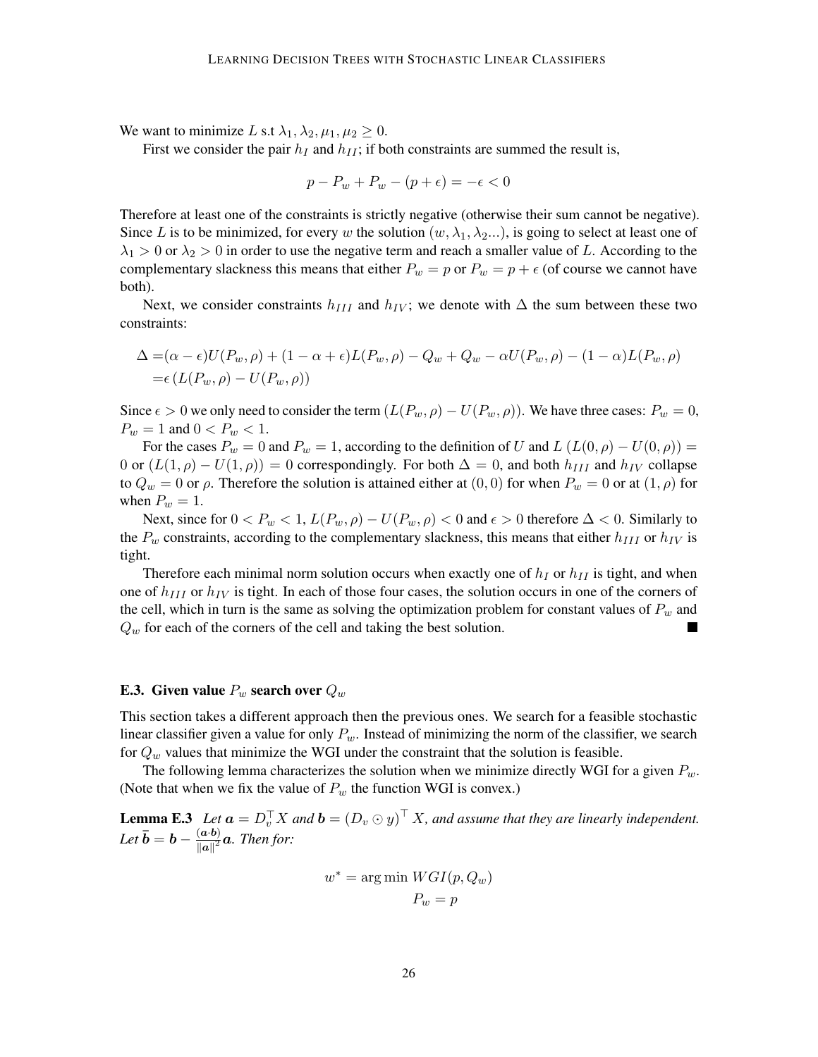We want to minimize $L$ s.t $\lambda_1, \lambda_2, \mu_1, \mu_2 \geq 0$.

First we consider the pair $h_I$ and $h_{II}$; if both constraints are summed the result is,

$$p - P_w + P_w - (p + \epsilon) = -\epsilon < 0$$

Therefore at least one of the constraints is strictly negative (otherwise their sum cannot be negative). Since $L$ is to be minimized, for every $w$ the solution $(w, \lambda_1, \lambda_2...)$, is going to select at least one of $\lambda_1 > 0$ or $\lambda_2 > 0$ in order to use the negative term and reach a smaller value of $L$. According to the complementary slackness this means that either $P_w = p$ or $P_w = p + \epsilon$ (of course we cannot have both).

Next, we consider constraints $h_{III}$ and $h_{IV}$; we denote with $\Delta$ the sum between these two constraints:

$$\begin{aligned}
\Delta =& (\alpha - \epsilon)U(P_w, \rho) + (1 - \alpha + \epsilon)L(P_w, \rho) - Q_w + Q_w - \alpha U(P_w, \rho) - (1 - \alpha)L(P_w, \rho) \\
=& \epsilon \left( L(P_w, \rho) - U(P_w, \rho) \right)
\end{aligned}$$

Since $\epsilon > 0$ we only need to consider the term $(L(P_w, \rho) - U(P_w, \rho))$. We have three cases: $P_w = 0$, $P_w = 1$ and $0 < P_w < 1$.

For the cases $P_w = 0$ and $P_w = 1$, according to the definition of $U$ and $L$ $(L(0, \rho) - U(0, \rho)) = 0$ or $(L(1, \rho) - U(1, \rho)) = 0$ correspondingly. For both $\Delta = 0$, and both $h_{III}$ and $h_{IV}$ collapse to $Q_w = 0$ or $\rho$. Therefore the solution is attained either at $(0, 0)$ for when $P_w = 0$ or at $(1, \rho)$ for when $P_w = 1$.

Next, since for $0 < P_w < 1$, $L(P_w, \rho) - U(P_w, \rho) < 0$ and $\epsilon > 0$ therefore $\Delta < 0$. Similarly to the $P_w$ constraints, according to the complementary slackness, this means that either $h_{III}$ or $h_{IV}$ is tight.

Therefore each minimal norm solution occurs when exactly one of $h_I$ or $h_{II}$ is tight, and when one of $h_{III}$ or $h_{IV}$ is tight. In each of those four cases, the solution occurs in one of the corners of the cell, which in turn is the same as solving the optimization problem for constant values of $P_w$ and $Q_w$ for each of the corners of the cell and taking the best solution. ■

### E.3. Given value $P_w$ search over $Q_w$

This section takes a different approach then the previous ones. We search for a feasible stochastic linear classifier given a value for only $P_w$. Instead of minimizing the norm of the classifier, we search for $Q_w$ values that minimize the WGI under the constraint that the solution is feasible.

The following lemma characterizes the solution when we minimize directly WGI for a given $P_w$. (Note that when we fix the value of $P_w$ the function WGI is convex.)

**Lemma E.3** *Let $\boldsymbol{a} = D_v^\top X$ and $\boldsymbol{b} = (D_v \odot y)^\top X$, and assume that they are linearly independent. Let $\bar{\boldsymbol{b}} = \boldsymbol{b} - \frac{(\boldsymbol{a} \cdot \boldsymbol{b})}{\|\boldsymbol{a}\|^2} \boldsymbol{a}$. Then for:*

$$w^* = \underset{P_w = p}{\arg\min}\ WGI(p, Q_w)$$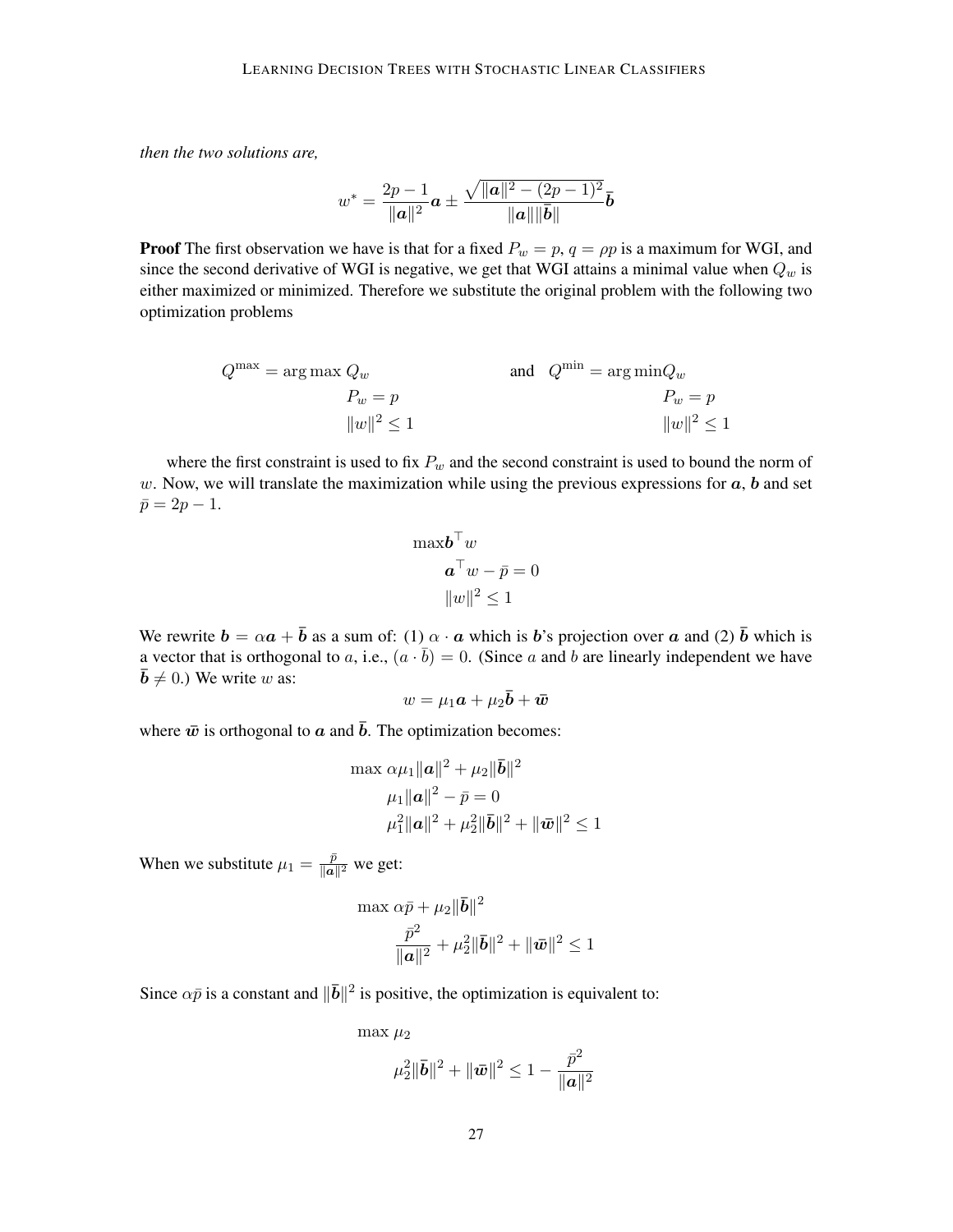*then the two solutions are,*

$$w^* = \frac{2p-1}{\|\boldsymbol{a}\|^2}\boldsymbol{a} \pm \frac{\sqrt{\|\boldsymbol{a}\|^2 - (2p-1)^2}}{\|\boldsymbol{a}\|\|\bar{\boldsymbol{b}}\|}\bar{\boldsymbol{b}}$$

**Proof** The first observation we have is that for a fixed $P_w = p$, $q = \rho p$ is a maximum for WGI, and since the second derivative of WGI is negative, we get that WGI attains a minimal value when $Q_w$ is either maximized or minimized. Therefore we substitute the original problem with the following two optimization problems

$$Q^{\max} = \arg\max Q_w \qquad \text{and} \quad Q^{\min} = \arg\min Q_w$$
$$P_w = p \qquad\qquad\qquad\qquad P_w = p$$
$$\|w\|^2 \leq 1 \qquad\qquad\qquad\qquad \|w\|^2 \leq 1$$

where the first constraint is used to fix $P_w$ and the second constraint is used to bound the norm of $w$. Now, we will translate the maximization while using the previous expressions for $\boldsymbol{a}$, $\boldsymbol{b}$ and set $\bar{p} = 2p - 1$.

$$\begin{aligned}
&\max \boldsymbol{b}^\top w \\
&\quad \boldsymbol{a}^\top w - \bar{p} = 0 \\
&\quad \|w\|^2 \leq 1
\end{aligned}$$

We rewrite $\boldsymbol{b} = \alpha \boldsymbol{a} + \bar{\boldsymbol{b}}$ as a sum of: (1) $\alpha \cdot \boldsymbol{a}$ which is $\boldsymbol{b}$'s projection over $\boldsymbol{a}$ and (2) $\bar{\boldsymbol{b}}$ which is a vector that is orthogonal to $a$, i.e., $(a \cdot \bar{b}) = 0$. (Since $a$ and $b$ are linearly independent we have $\bar{\boldsymbol{b}} \neq 0$.) We write $w$ as:

$$w = \mu_1 \boldsymbol{a} + \mu_2 \bar{\boldsymbol{b}} + \bar{\boldsymbol{w}}$$

where $\bar{\boldsymbol{w}}$ is orthogonal to $\boldsymbol{a}$ and $\bar{\boldsymbol{b}}$. The optimization becomes:

$$\begin{aligned}
&\max \alpha \mu_1 \|\boldsymbol{a}\|^2 + \mu_2 \|\bar{\boldsymbol{b}}\|^2 \\
&\quad \mu_1 \|\boldsymbol{a}\|^2 - \bar{p} = 0 \\
&\quad \mu_1^2 \|\boldsymbol{a}\|^2 + \mu_2^2 \|\bar{\boldsymbol{b}}\|^2 + \|\bar{\boldsymbol{w}}\|^2 \leq 1
\end{aligned}$$

When we substitute $\mu_1 = \frac{\bar{p}}{\|\boldsymbol{a}\|^2}$ we get:

$$\begin{aligned}
&\max \alpha \bar{p} + \mu_2 \|\bar{\boldsymbol{b}}\|^2 \\
&\quad \frac{\bar{p}^2}{\|\boldsymbol{a}\|^2} + \mu_2^2 \|\bar{\boldsymbol{b}}\|^2 + \|\bar{\boldsymbol{w}}\|^2 \leq 1
\end{aligned}$$

Since $\alpha \bar{p}$ is a constant and $\|\bar{\boldsymbol{b}}\|^2$ is positive, the optimization is equivalent to:

$$\begin{aligned}
&\max \mu_2 \\
&\quad \mu_2^2 \|\bar{\boldsymbol{b}}\|^2 + \|\bar{\boldsymbol{w}}\|^2 \leq 1 - \frac{\bar{p}^2}{\|\boldsymbol{a}\|^2}
\end{aligned}$$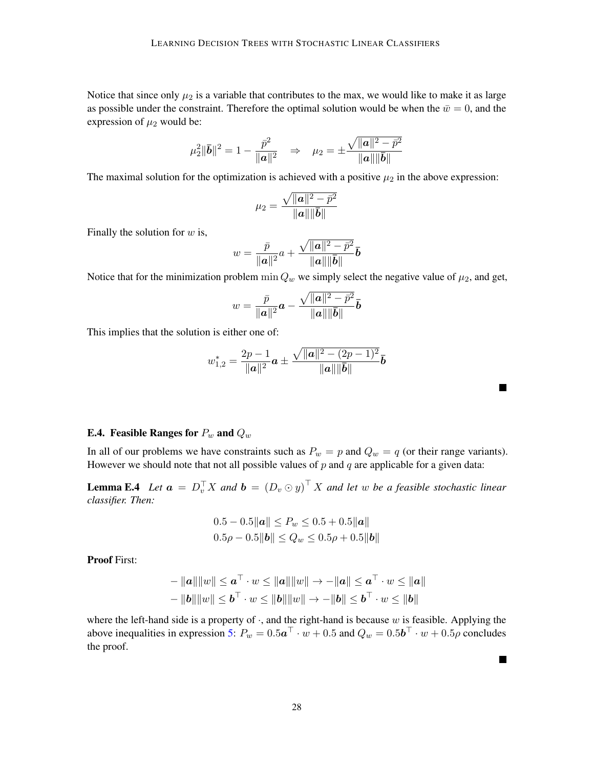Notice that since only $\mu_2$ is a variable that contributes to the max, we would like to make it as large as possible under the constraint. Therefore the optimal solution would be when the $\bar{w} = 0$, and the expression of $\mu_2$ would be:

$$\mu_2^2 \|\bar{\boldsymbol{b}}\|^2 = 1 - \frac{\bar{p}^2}{\|\boldsymbol{a}\|^2} \quad \Rightarrow \quad \mu_2 = \pm \frac{\sqrt{\|\boldsymbol{a}\|^2 - \bar{p}^2}}{\|\boldsymbol{a}\|\|\bar{\boldsymbol{b}}\|}$$

The maximal solution for the optimization is achieved with a positive $\mu_2$ in the above expression:

$$\mu_2 = \frac{\sqrt{\|\boldsymbol{a}\|^2 - \bar{p}^2}}{\|\boldsymbol{a}\|\|\bar{\boldsymbol{b}}\|}$$

Finally the solution for $w$ is,

$$w = \frac{\bar{p}}{\|\boldsymbol{a}\|^2} a + \frac{\sqrt{\|\boldsymbol{a}\|^2 - \bar{p}^2}}{\|\boldsymbol{a}\|\|\bar{\boldsymbol{b}}\|} \bar{\boldsymbol{b}}$$

Notice that for the minimization problem $\min Q_w$ we simply select the negative value of $\mu_2$, and get,

$$w = \frac{\bar{p}}{\|\boldsymbol{a}\|^2} \boldsymbol{a} - \frac{\sqrt{\|\boldsymbol{a}\|^2 - \bar{p}^2}}{\|\boldsymbol{a}\|\|\bar{\boldsymbol{b}}\|} \bar{\boldsymbol{b}}$$

This implies that the solution is either one of:

$$w_{1,2}^* = \frac{2p-1}{\|\boldsymbol{a}\|^2} \boldsymbol{a} \pm \frac{\sqrt{\|\boldsymbol{a}\|^2 - (2p-1)^2}}{\|\boldsymbol{a}\|\|\bar{\boldsymbol{b}}\|} \bar{\boldsymbol{b}}$$

■

### E.4. Feasible Ranges for $P_w$ and $Q_w$

In all of our problems we have constraints such as $P_w = p$ and $Q_w = q$ (or their range variants). However we should note that not all possible values of $p$ and $q$ are applicable for a given data:

**Lemma E.4** *Let $\boldsymbol{a} = D_v^\top X$ and $\boldsymbol{b} = (D_v \odot y)^\top X$ and let $w$ be a feasible stochastic linear classifier. Then:*

$$0.5 - 0.5\|\boldsymbol{a}\| \leq P_w \leq 0.5 + 0.5\|\boldsymbol{a}\|$$
$$0.5\rho - 0.5\|\boldsymbol{b}\| \leq Q_w \leq 0.5\rho + 0.5\|\boldsymbol{b}\|$$

**Proof** First:

$$-\|\boldsymbol{a}\|\|w\| \leq \boldsymbol{a}^\top \cdot w \leq \|\boldsymbol{a}\|\|w\| \rightarrow -\|\boldsymbol{a}\| \leq \boldsymbol{a}^\top \cdot w \leq \|\boldsymbol{a}\|$$
$$-\|\boldsymbol{b}\|\|w\| \leq \boldsymbol{b}^\top \cdot w \leq \|\boldsymbol{b}\|\|w\| \rightarrow -\|\boldsymbol{b}\| \leq \boldsymbol{b}^\top \cdot w \leq \|\boldsymbol{b}\|$$

where the left-hand side is a property of $\cdot$, and the right-hand is because $w$ is feasible. Applying the above inequalities in expression 5: $P_w = 0.5\boldsymbol{a}^\top \cdot w + 0.5$ and $Q_w = 0.5\boldsymbol{b}^\top \cdot w + 0.5\rho$ concludes the proof.

■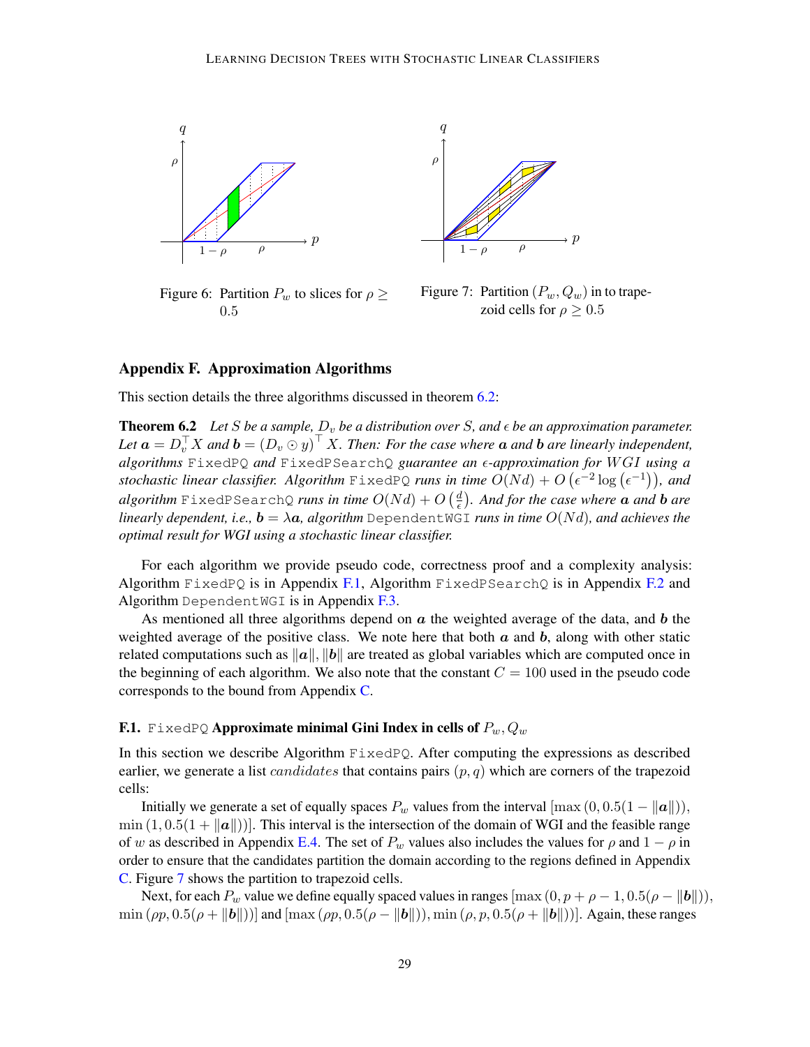Figure 6: Partition $P_w$ to slices for $\rho \geq 0.5$

Figure 7: Partition $(P_w, Q_w)$ in to trapezoid cells for $\rho \geq 0.5$

## Appendix F. Approximation Algorithms

This section details the three algorithms discussed in theorem 6.2:

**Theorem 6.2** *Let $S$ be a sample, $D_v$ be a distribution over $S$, and $\epsilon$ be an approximation parameter. Let $\boldsymbol{a} = D_v^\top X$ and $\boldsymbol{b} = (D_v \odot y)^\top X$. Then: For the case where $\boldsymbol{a}$ and $\boldsymbol{b}$ are linearly independent, algorithms* `FixedPQ` *and* `FixedPSearchQ` *guarantee an $\epsilon$-approximation for $WGI$ using a stochastic linear classifier. Algorithm* `FixedPQ` *runs in time $O(Nd) + O\left(\epsilon^{-2}\log\left(\epsilon^{-1}\right)\right)$, and algorithm* `FixedPSearchQ` *runs in time $O(Nd) + O\left(\frac{d}{\epsilon}\right)$. And for the case where $\boldsymbol{a}$ and $\boldsymbol{b}$ are linearly dependent, i.e., $\boldsymbol{b} = \lambda\boldsymbol{a}$, algorithm* `DependentWGI` *runs in time $O(Nd)$, and achieves the optimal result for WGI using a stochastic linear classifier.*

For each algorithm we provide pseudo code, correctness proof and a complexity analysis: Algorithm `FixedPQ` is in Appendix F.1, Algorithm `FixedPSearchQ` is in Appendix F.2 and Algorithm `DependentWGI` is in Appendix F.3.

As mentioned all three algorithms depend on $\boldsymbol{a}$ the weighted average of the data, and $\boldsymbol{b}$ the weighted average of the positive class. We note here that both $\boldsymbol{a}$ and $\boldsymbol{b}$, along with other static related computations such as $\|\boldsymbol{a}\|, \|\boldsymbol{b}\|$ are treated as global variables which are computed once in the beginning of each algorithm. We also note that the constant $C = 100$ used in the pseudo code corresponds to the bound from Appendix C.

### F.1. `FixedPQ` Approximate minimal Gini Index in cells of $P_w, Q_w$

In this section we describe Algorithm `FixedPQ`. After computing the expressions as described earlier, we generate a list *candidates* that contains pairs $(p, q)$ which are corners of the trapezoid cells:

Initially we generate a set of equally spaces $P_w$ values from the interval $[\max(0, 0.5(1 - \|\boldsymbol{a}\|)), \min(1, 0.5(1 + \|\boldsymbol{a}\|))]$. This interval is the intersection of the domain of WGI and the feasible range of $w$ as described in Appendix E.4. The set of $P_w$ values also includes the values for $\rho$ and $1-\rho$ in order to ensure that the candidates partition the domain according to the regions defined in Appendix C. Figure 7 shows the partition to trapezoid cells.

Next, for each $P_w$ value we define equally spaced values in ranges $[\max(0, p + \rho - 1, 0.5(\rho - \|\boldsymbol{b}\|)), \min(\rho p, 0.5(\rho + \|\boldsymbol{b}\|))]$ and $[\max(\rho p, 0.5(\rho - \|\boldsymbol{b}\|)), \min(\rho, p, 0.5(\rho + \|\boldsymbol{b}\|))]$. Again, these ranges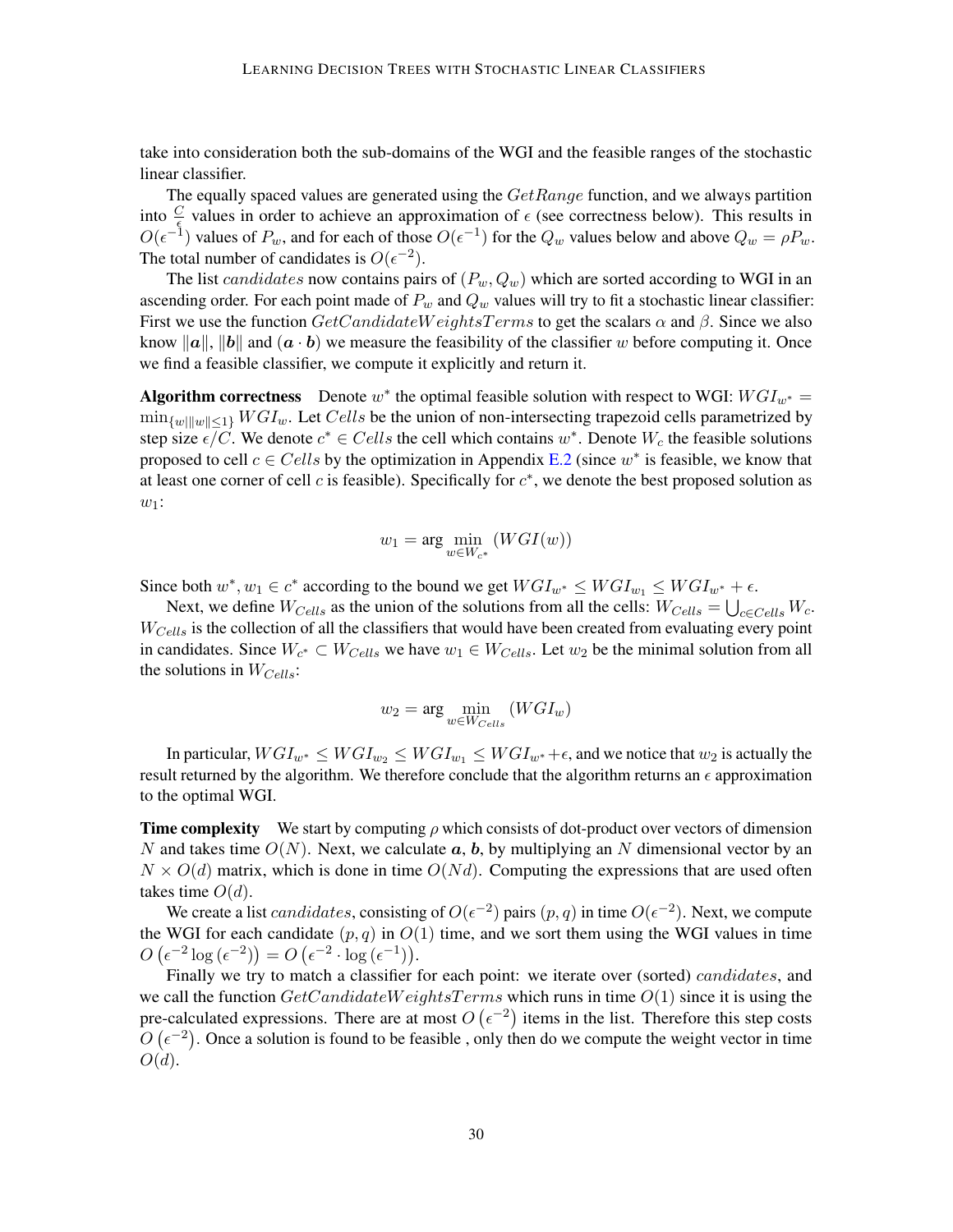take into consideration both the sub-domains of the WGI and the feasible ranges of the stochastic linear classifier.

The equally spaced values are generated using the $GetRange$ function, and we always partition into $\frac{C}{\epsilon}$ values in order to achieve an approximation of $\epsilon$ (see correctness below). This results in $O(\epsilon^{-1})$ values of $P_w$, and for each of those $O(\epsilon^{-1})$ for the $Q_w$ values below and above $Q_w = \rho P_w$. The total number of candidates is $O(\epsilon^{-2})$.

The list $candidates$ now contains pairs of $(P_w, Q_w)$ which are sorted according to WGI in an ascending order. For each point made of $P_w$ and $Q_w$ values will try to fit a stochastic linear classifier: First we use the function $GetCandidateWeightsTerms$ to get the scalars $\alpha$ and $\beta$. Since we also know $\|\boldsymbol{a}\|$, $\|\boldsymbol{b}\|$ and $(\boldsymbol{a} \cdot \boldsymbol{b})$ we measure the feasibility of the classifier $w$ before computing it. Once we find a feasible classifier, we compute it explicitly and return it.

**Algorithm correctness** Denote $w^*$ the optimal feasible solution with respect to WGI: $WGI_{w^*} = \min_{\{w \| \|w\| \leq 1\}} WGI_w$. Let $Cells$ be the union of non-intersecting trapezoid cells parametrized by step size $\epsilon/C$. We denote $c^* \in Cells$ the cell which contains $w^*$. Denote $W_c$ the feasible solutions proposed to cell $c \in Cells$ by the optimization in Appendix E.2 (since $w^*$ is feasible, we know that at least one corner of cell $c$ is feasible). Specifically for $c^*$, we denote the best proposed solution as $w_1$:

$$w_1 = \arg \min_{w \in W_{c^*}} (WGI(w))$$

Since both $w^*, w_1 \in c^*$ according to the bound we get $WGI_{w^*} \leq WGI_{w_1} \leq WGI_{w^*} + \epsilon$.

Next, we define $W_{Cells}$ as the union of the solutions from all the cells: $W_{Cells} = \bigcup_{c \in Cells} W_c$. $W_{Cells}$ is the collection of all the classifiers that would have been created from evaluating every point in candidates. Since $W_{c^*} \subset W_{Cells}$ we have $w_1 \in W_{Cells}$. Let $w_2$ be the minimal solution from all the solutions in $W_{Cells}$:

$$w_2 = \arg \min_{w \in W_{Cells}} (WGI_w)$$

In particular, $WGI_{w^*} \leq WGI_{w_2} \leq WGI_{w_1} \leq WGI_{w^*} + \epsilon$, and we notice that $w_2$ is actually the result returned by the algorithm. We therefore conclude that the algorithm returns an $\epsilon$ approximation to the optimal WGI.

**Time complexity** We start by computing $\rho$ which consists of dot-product over vectors of dimension $N$ and takes time $O(N)$. Next, we calculate $\boldsymbol{a}$, $\boldsymbol{b}$, by multiplying an $N$ dimensional vector by an $N \times O(d)$ matrix, which is done in time $O(Nd)$. Computing the expressions that are used often takes time $O(d)$.

We create a list $candidates$, consisting of $O(\epsilon^{-2})$ pairs $(p, q)$ in time $O(\epsilon^{-2})$. Next, we compute the WGI for each candidate $(p, q)$ in $O(1)$ time, and we sort them using the WGI values in time $O\left(\epsilon^{-2} \log\left(\epsilon^{-2}\right)\right) = O\left(\epsilon^{-2} \cdot \log\left(\epsilon^{-1}\right)\right)$.

Finally we try to match a classifier for each point: we iterate over (sorted) $candidates$, and we call the function $GetCandidateWeightsTerms$ which runs in time $O(1)$ since it is using the pre-calculated expressions. There are at most $O\left(\epsilon^{-2}\right)$ items in the list. Therefore this step costs $O\left(\epsilon^{-2}\right)$. Once a solution is found to be feasible , only then do we compute the weight vector in time $O(d)$.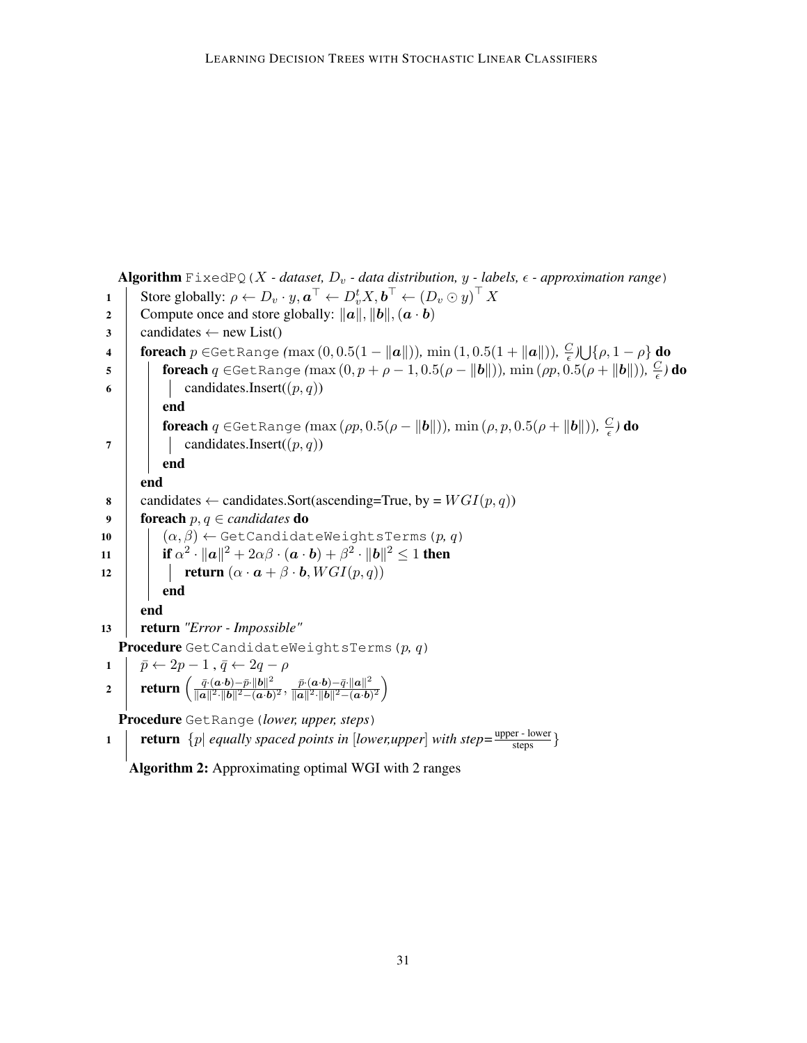**Algorithm** FixedPQ(*$X$ - dataset, $D_v$ - data distribution, $y$ - labels, $\epsilon$ - approximation range*)

```
1   Store globally: ρ ← D_v · y, a^⊤ ← D_v^t X, b^⊤ ← (D_v ⊙ y)^⊤ X
2   Compute once and store globally: ‖a‖, ‖b‖, (a · b)
3   candidates ← new List()
4   foreach p ∈ GetRange(max(0, 0.5(1 − ‖a‖)), min(1, 0.5(1 + ‖a‖)), C/ε) ⋃ {ρ, 1 − ρ} do
5       foreach q ∈ GetRange(max(0, p + ρ − 1, 0.5(ρ − ‖b‖)), min(ρp, 0.5(ρ + ‖b‖)), C/ε) do
6           candidates.Insert((p, q))
        end
        foreach q ∈ GetRange(max(ρp, 0.5(ρ − ‖b‖)), min(ρ, p, 0.5(ρ + ‖b‖)), C/ε) do
7           candidates.Insert((p, q))
        end
    end
8   candidates ← candidates.Sort(ascending=True, by = WGI(p, q))
9   foreach p, q ∈ candidates do
10      (α, β) ← GetCandidateWeightsTerms(p, q)
11      if α^2 · ‖a‖^2 + 2αβ · (a · b) + β^2 · ‖b‖^2 ≤ 1 then
12          return (α · a + β · b, WGI(p, q))
        end
    end
13  return "Error - Impossible"
```

Where in lines 1–12: $\rho \leftarrow D_v \cdot y$, $\boldsymbol{a}^\top \leftarrow D_v^t X$, $\boldsymbol{b}^\top \leftarrow (D_v \odot y)^\top X$; the ranges are $\left(\max(0, 0.5(1-\|\boldsymbol{a}\|)), \min(1, 0.5(1+\|\boldsymbol{a}\|)), \frac{C}{\epsilon}\right) \bigcup \{\rho, 1-\rho\}$, $\left(\max(0, p+\rho-1, 0.5(\rho-\|\boldsymbol{b}\|)), \min(\rho p, 0.5(\rho+\|\boldsymbol{b}\|)), \frac{C}{\epsilon}\right)$ and $\left(\max(\rho p, 0.5(\rho-\|\boldsymbol{b}\|)), \min(\rho, p, 0.5(\rho+\|\boldsymbol{b}\|)), \frac{C}{\epsilon}\right)$; the condition is $\alpha^2 \cdot \|\boldsymbol{a}\|^2 + 2\alpha\beta \cdot (\boldsymbol{a} \cdot \boldsymbol{b}) + \beta^2 \cdot \|\boldsymbol{b}\|^2 \leq 1$ and the return value is $(\alpha \cdot \boldsymbol{a} + \beta \cdot \boldsymbol{b}, WGI(p,q))$.

**Procedure** GetCandidateWeightsTerms(*p, q*)

1. $\bar{p} \leftarrow 2p - 1$ , $\bar{q} \leftarrow 2q - \rho$
2. **return** $\left( \frac{\bar{q} \cdot (\boldsymbol{a} \cdot \boldsymbol{b}) - \bar{p} \cdot \|\boldsymbol{b}\|^2}{\|\boldsymbol{a}\|^2 \cdot \|\boldsymbol{b}\|^2 - (\boldsymbol{a} \cdot \boldsymbol{b})^2}, \frac{\bar{p} \cdot (\boldsymbol{a} \cdot \boldsymbol{b}) - \bar{q} \cdot \|\boldsymbol{a}\|^2}{\|\boldsymbol{a}\|^2 \cdot \|\boldsymbol{b}\|^2 - (\boldsymbol{a} \cdot \boldsymbol{b})^2} \right)$

**Procedure** GetRange(*lower, upper, steps*)

1. **return** $\{p|$ *equally spaced points in* [*lower,upper*] *with step=*$\frac{\text{upper - lower}}{\text{steps}}\}$

**Algorithm 2:** Approximating optimal WGI with 2 ranges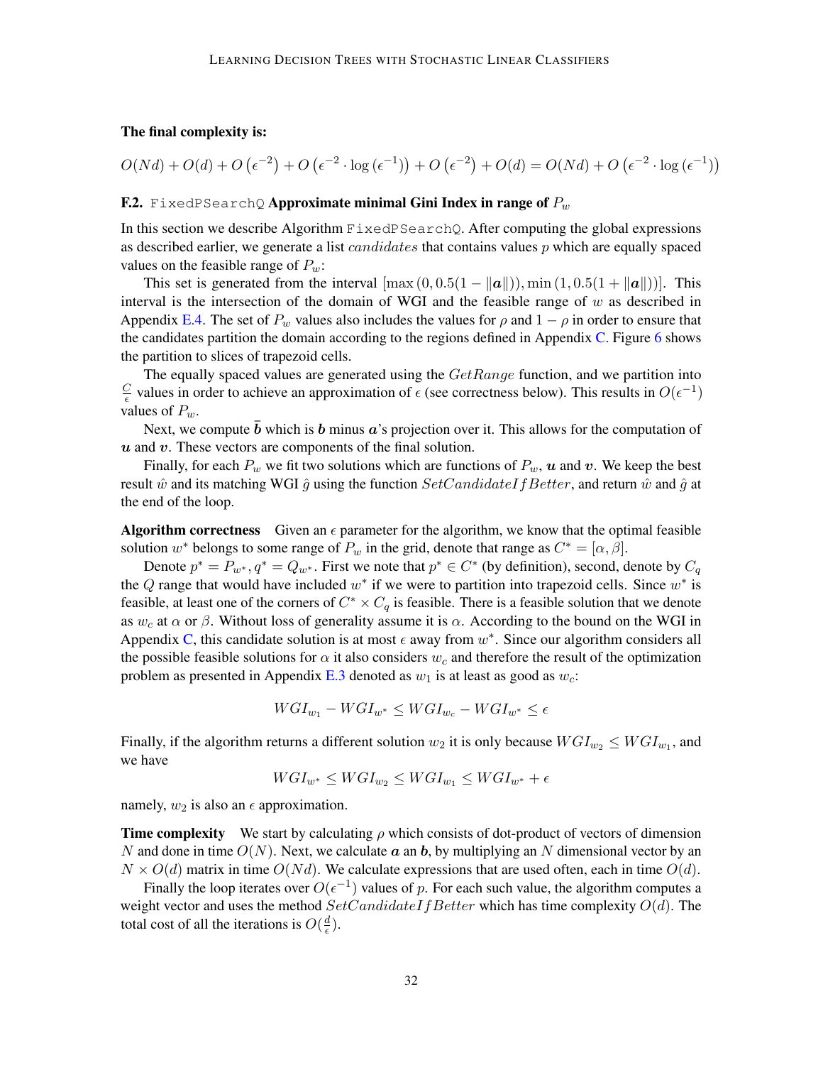**The final complexity is:**

$$O(Nd) + O(d) + O\left(\epsilon^{-2}\right) + O\left(\epsilon^{-2} \cdot \log\left(\epsilon^{-1}\right)\right) + O\left(\epsilon^{-2}\right) + O(d) = O(Nd) + O\left(\epsilon^{-2} \cdot \log\left(\epsilon^{-1}\right)\right)$$

### F.2. `FixedPSearchQ` Approximate minimal Gini Index in range of $P_w$

In this section we describe Algorithm `FixedPSearchQ`. After computing the global expressions as described earlier, we generate a list $candidates$ that contains values $p$ which are equally spaced values on the feasible range of $P_w$:

This set is generated from the interval $[\max(0, 0.5(1 - \|\boldsymbol{a}\|)), \min(1, 0.5(1 + \|\boldsymbol{a}\|))]$. This interval is the intersection of the domain of WGI and the feasible range of $w$ as described in Appendix E.4. The set of $P_w$ values also includes the values for $\rho$ and $1 - \rho$ in order to ensure that the candidates partition the domain according to the regions defined in Appendix C. Figure 6 shows the partition to slices of trapezoid cells.

The equally spaced values are generated using the $GetRange$ function, and we partition into $\frac{C}{\epsilon}$ values in order to achieve an approximation of $\epsilon$ (see correctness below). This results in $O(\epsilon^{-1})$ values of $P_w$.

Next, we compute $\bar{\boldsymbol{b}}$ which is $\boldsymbol{b}$ minus $\boldsymbol{a}$'s projection over it. This allows for the computation of $\boldsymbol{u}$ and $\boldsymbol{v}$. These vectors are components of the final solution.

Finally, for each $P_w$ we fit two solutions which are functions of $P_w$, $\boldsymbol{u}$ and $\boldsymbol{v}$. We keep the best result $\hat{w}$ and its matching WGI $\hat{g}$ using the function $SetCandidateIfBetter$, and return $\hat{w}$ and $\hat{g}$ at the end of the loop.

**Algorithm correctness** Given an $\epsilon$ parameter for the algorithm, we know that the optimal feasible solution $w^*$ belongs to some range of $P_w$ in the grid, denote that range as $C^* = [\alpha, \beta]$.

Denote $p^* = P_{w^*}, q^* = Q_{w^*}$. First we note that $p^* \in C^*$ (by definition), second, denote by $C_q$ the $Q$ range that would have included $w^*$ if we were to partition into trapezoid cells. Since $w^*$ is feasible, at least one of the corners of $C^* \times C_q$ is feasible. There is a feasible solution that we denote as $w_c$ at $\alpha$ or $\beta$. Without loss of generality assume it is $\alpha$. According to the bound on the WGI in Appendix C, this candidate solution is at most $\epsilon$ away from $w^*$. Since our algorithm considers all the possible feasible solutions for $\alpha$ it also considers $w_c$ and therefore the result of the optimization problem as presented in Appendix E.3 denoted as $w_1$ is at least as good as $w_c$:

$$WGI_{w_1} - WGI_{w^*} \leq WGI_{w_c} - WGI_{w^*} \leq \epsilon$$

Finally, if the algorithm returns a different solution $w_2$ it is only because $WGI_{w_2} \leq WGI_{w_1}$, and we have

$$WGI_{w^*} \leq WGI_{w_2} \leq WGI_{w_1} \leq WGI_{w^*} + \epsilon$$

namely, $w_2$ is also an $\epsilon$ approximation.

**Time complexity** We start by calculating $\rho$ which consists of dot-product of vectors of dimension $N$ and done in time $O(N)$. Next, we calculate $\boldsymbol{a}$ an $\boldsymbol{b}$, by multiplying an $N$ dimensional vector by an $N \times O(d)$ matrix in time $O(Nd)$. We calculate expressions that are used often, each in time $O(d)$.

Finally the loop iterates over $O(\epsilon^{-1})$ values of $p$. For each such value, the algorithm computes a weight vector and uses the method $SetCandidateIfBetter$ which has time complexity $O(d)$. The total cost of all the iterations is $O(\frac{d}{\epsilon})$.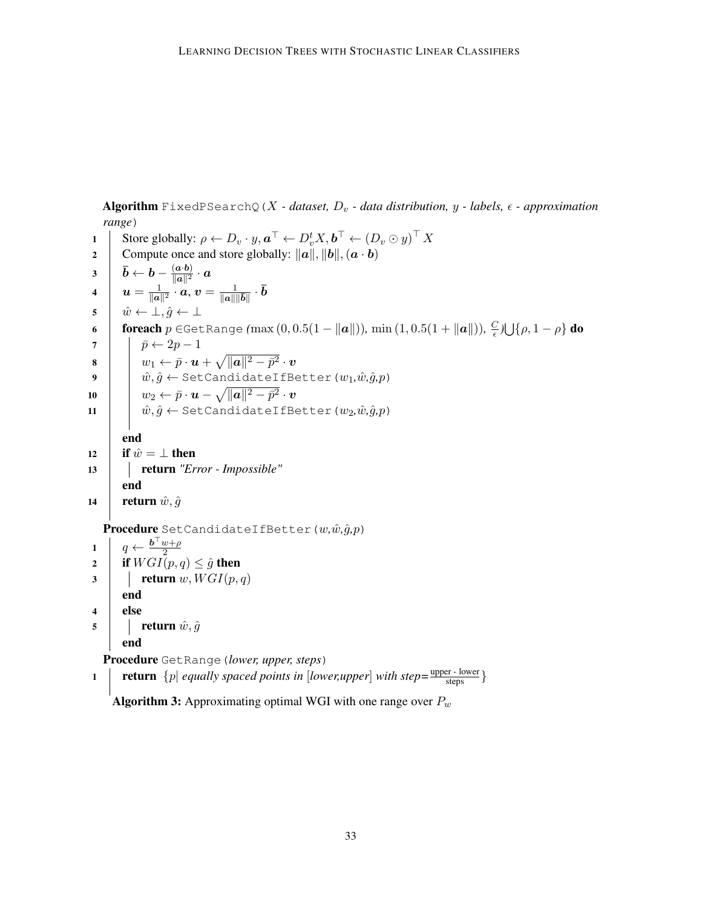**Algorithm** FixedPSearchQ(*X - dataset, $D_v$ - data distribution, y - labels, $\epsilon$ - approximation range*)

```
1   Store globally: ρ ← D_v · y, a^⊤ ← D_v^t X, b^⊤ ← (D_v ⊙ y)^⊤ X
2   Compute once and store globally: ‖a‖, ‖b‖, (a · b)
3   b̄ ← b − ((a·b)/‖a‖²) · a
4   u = (1/‖a‖²) · a, v = (1/(‖a‖‖b̄‖)) · b̄
5   ŵ ← ⊥, ĝ ← ⊥
6   foreach p ∈ GetRange(max(0, 0.5(1 − ‖a‖)), min(1, 0.5(1 + ‖a‖)), C/ε) ⋃ {ρ, 1 − ρ} do
7       p̄ ← 2p − 1
8       w_1 ← p̄ · u + sqrt(‖a‖² − p̄²) · v
9       ŵ, ĝ ← SetCandidateIfBetter(w_1, ŵ, ĝ, p)
10      w_2 ← p̄ · u − sqrt(‖a‖² − p̄²) · v
11      ŵ, ĝ ← SetCandidateIfBetter(w_2, ŵ, ĝ, p)
    end
12  if ŵ = ⊥ then
13      return "Error - Impossible"
    end
14  return ŵ, ĝ
```

**Procedure** SetCandidateIfBetter(*w,ŵ,ĝ,p*)

```
1   q ← (b^⊤ w + ρ) / 2
2   if WGI(p, q) ≤ ĝ then
3       return w, WGI(p, q)
    end
4   else
5       return ŵ, ĝ
    end
```

**Procedure** GetRange(*lower, upper, steps*)

```
1   return {p | equally spaced points in [lower,upper] with step = (upper - lower)/steps}
```

where in line 1 of FixedPSearchQ: $\rho \leftarrow D_v \cdot y$, $\boldsymbol{a}^\top \leftarrow D_v^t X$, $\boldsymbol{b}^\top \leftarrow (D_v \odot y)^\top X$; line 3: $\bar{\boldsymbol{b}} \leftarrow \boldsymbol{b} - \frac{(\boldsymbol{a} \cdot \boldsymbol{b})}{\|\boldsymbol{a}\|^2} \cdot \boldsymbol{a}$; line 4: $\boldsymbol{u} = \frac{1}{\|\boldsymbol{a}\|^2} \cdot \boldsymbol{a}$, $\boldsymbol{v} = \frac{1}{\|\boldsymbol{a}\|\|\bar{\boldsymbol{b}}\|} \cdot \bar{\boldsymbol{b}}$; lines 8 and 10: $w_{1,2} \leftarrow \bar{p} \cdot \boldsymbol{u} \pm \sqrt{\|\boldsymbol{a}\|^2 - \bar{p}^2} \cdot \boldsymbol{v}$; and in SetCandidateIfBetter: $q \leftarrow \frac{\boldsymbol{b}^\top w + \rho}{2}$.

**Algorithm 3:** Approximating optimal WGI with one range over $P_w$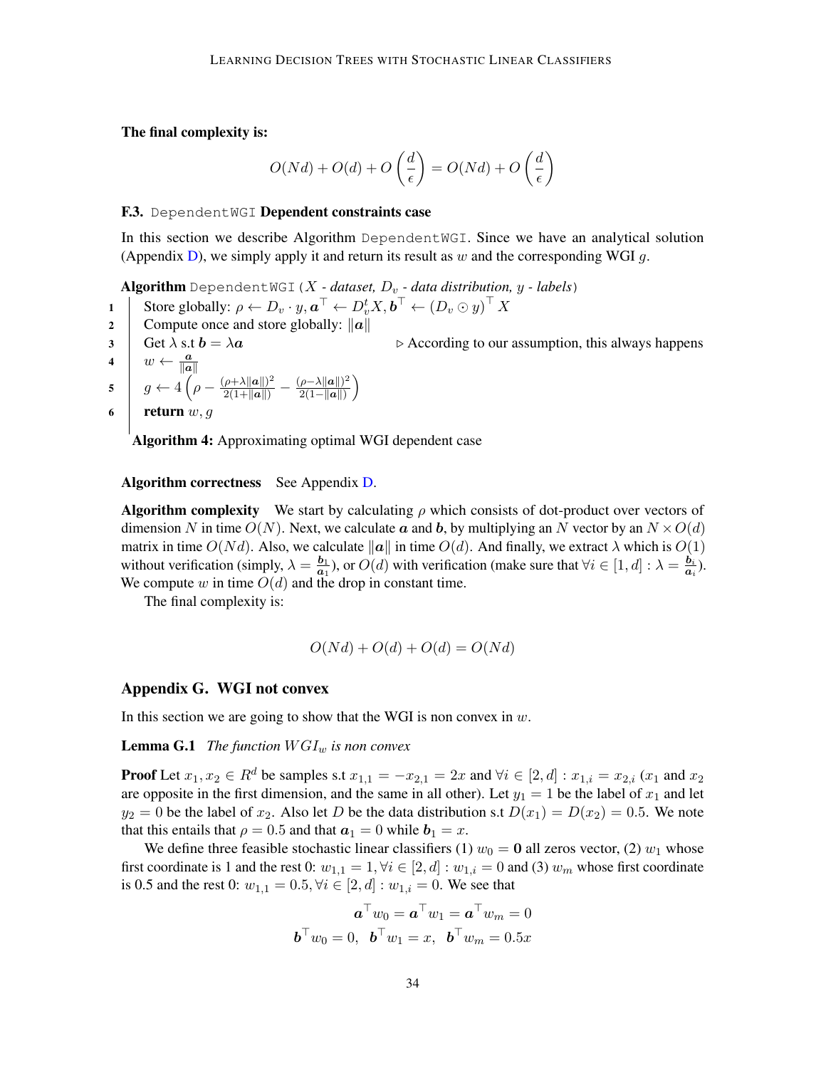**The final complexity is:**

$$O(Nd) + O(d) + O\left(\frac{d}{\epsilon}\right) = O(Nd) + O\left(\frac{d}{\epsilon}\right)$$

### F.3. `DependentWGI` Dependent constraints case

In this section we describe Algorithm `DependentWGI`. Since we have an analytical solution (Appendix D), we simply apply it and return its result as $w$ and the corresponding WGI $g$.

**Algorithm** `DependentWGI(`$X$ *- dataset,* $D_v$ *- data distribution,* $y$ *- labels*`)`

1. Store globally: $\rho \leftarrow D_v \cdot y, \boldsymbol{a}^\top \leftarrow D_v^t X, \boldsymbol{b}^\top \leftarrow (D_v \odot y)^\top X$
2. Compute once and store globally: $\|\boldsymbol{a}\|$
3. Get $\lambda$ s.t $\boldsymbol{b} = \lambda \boldsymbol{a}$ ▷ According to our assumption, this always happens
4. $w \leftarrow \frac{\boldsymbol{a}}{\|\boldsymbol{a}\|}$
5. $g \leftarrow 4\left(\rho - \frac{(\rho+\lambda\|\boldsymbol{a}\|)^2}{2(1+\|\boldsymbol{a}\|)} - \frac{(\rho-\lambda\|\boldsymbol{a}\|)^2}{2(1-\|\boldsymbol{a}\|)}\right)$
6. **return** $w, g$

**Algorithm 4:** Approximating optimal WGI dependent case

**Algorithm correctness** See Appendix D.

**Algorithm complexity** We start by calculating $\rho$ which consists of dot-product over vectors of dimension $N$ in time $O(N)$. Next, we calculate $\boldsymbol{a}$ and $\boldsymbol{b}$, by multiplying an $N$ vector by an $N \times O(d)$ matrix in time $O(Nd)$. Also, we calculate $\|\boldsymbol{a}\|$ in time $O(d)$. And finally, we extract $\lambda$ which is $O(1)$ without verification (simply, $\lambda = \frac{\boldsymbol{b}_1}{\boldsymbol{a}_1}$), or $O(d)$ with verification (make sure that $\forall i \in [1, d] : \lambda = \frac{\boldsymbol{b}_i}{\boldsymbol{a}_i}$). We compute $w$ in time $O(d)$ and the drop in constant time.

The final complexity is:

$$O(Nd) + O(d) + O(d) = O(Nd)$$

## Appendix G. WGI not convex

In this section we are going to show that the WGI is non convex in $w$.

**Lemma G.1** *The function $WGI_w$ is non convex*

**Proof** Let $x_1, x_2 \in R^d$ be samples s.t $x_{1,1} = -x_{2,1} = 2x$ and $\forall i \in [2, d] : x_{1,i} = x_{2,i}$ ($x_1$ and $x_2$ are opposite in the first dimension, and the same in all other). Let $y_1 = 1$ be the label of $x_1$ and let $y_2 = 0$ be the label of $x_2$. Also let $D$ be the data distribution s.t $D(x_1) = D(x_2) = 0.5$. We note that this entails that $\rho = 0.5$ and that $\boldsymbol{a}_1 = 0$ while $\boldsymbol{b}_1 = x$.

We define three feasible stochastic linear classifiers (1) $w_0 = \boldsymbol{0}$ all zeros vector, (2) $w_1$ whose first coordinate is 1 and the rest 0: $w_{1,1} = 1, \forall i \in [2, d] : w_{1,i} = 0$ and (3) $w_m$ whose first coordinate is 0.5 and the rest 0: $w_{1,1} = 0.5, \forall i \in [2, d] : w_{1,i} = 0$. We see that

$$\boldsymbol{a}^\top w_0 = \boldsymbol{a}^\top w_1 = \boldsymbol{a}^\top w_m = 0$$
$$\boldsymbol{b}^\top w_0 = 0, \;\; \boldsymbol{b}^\top w_1 = x, \;\; \boldsymbol{b}^\top w_m = 0.5x$$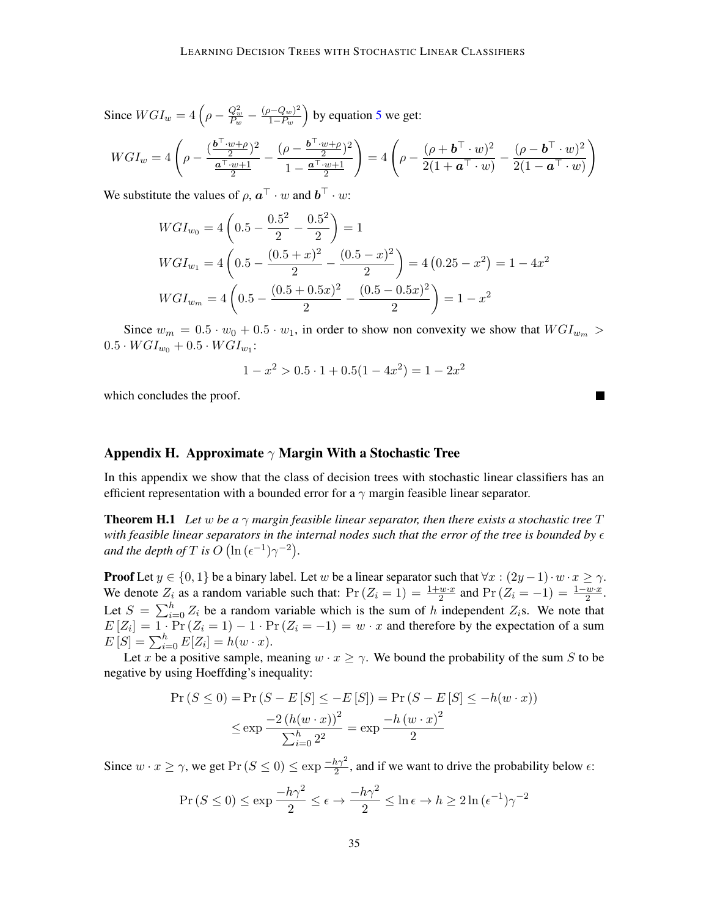Since $WGI_w = 4\left(\rho - \frac{Q_w^2}{P_w} - \frac{(\rho - Q_w)^2}{1-P_w}\right)$ by equation 5 we get:

$$WGI_w = 4\left(\rho - \frac{(\frac{\boldsymbol{b}^\top \cdot w + \rho}{2})^2}{\frac{\boldsymbol{a}^\top \cdot w + 1}{2}} - \frac{(\rho - \frac{\boldsymbol{b}^\top \cdot w + \rho}{2})^2}{1 - \frac{\boldsymbol{a}^\top \cdot w + 1}{2}}\right) = 4\left(\rho - \frac{(\rho + \boldsymbol{b}^\top \cdot w)^2}{2(1 + \boldsymbol{a}^\top \cdot w)} - \frac{(\rho - \boldsymbol{b}^\top \cdot w)^2}{2(1 - \boldsymbol{a}^\top \cdot w)}\right)$$

We substitute the values of $\rho$, $\boldsymbol{a}^\top \cdot w$ and $\boldsymbol{b}^\top \cdot w$:

$$WGI_{w_0} = 4\left(0.5 - \frac{0.5^2}{2} - \frac{0.5^2}{2}\right) = 1$$

$$WGI_{w_1} = 4\left(0.5 - \frac{(0.5 + x)^2}{2} - \frac{(0.5 - x)^2}{2}\right) = 4\left(0.25 - x^2\right) = 1 - 4x^2$$

$$WGI_{w_m} = 4\left(0.5 - \frac{(0.5 + 0.5x)^2}{2} - \frac{(0.5 - 0.5x)^2}{2}\right) = 1 - x^2$$

Since $w_m = 0.5 \cdot w_0 + 0.5 \cdot w_1$, in order to show non convexity we show that $WGI_{w_m} > 0.5 \cdot WGI_{w_0} + 0.5 \cdot WGI_{w_1}$:

$$1 - x^2 > 0.5 \cdot 1 + 0.5(1 - 4x^2) = 1 - 2x^2$$

which concludes the proof. ■

## Appendix H. Approximate $\gamma$ Margin With a Stochastic Tree

In this appendix we show that the class of decision trees with stochastic linear classifiers has an efficient representation with a bounded error for a $\gamma$ margin feasible linear separator.

**Theorem H.1** *Let $w$ be a $\gamma$ margin feasible linear separator, then there exists a stochastic tree $T$ with feasible linear separators in the internal nodes such that the error of the tree is bounded by $\epsilon$ and the depth of $T$ is $O\left(\ln(\epsilon^{-1})\gamma^{-2}\right)$.*

**Proof** Let $y \in \{0, 1\}$ be a binary label. Let $w$ be a linear separator such that $\forall x : (2y - 1) \cdot w \cdot x \geq \gamma$. We denote $Z_i$ as a random variable such that: $\Pr(Z_i = 1) = \frac{1 + w \cdot x}{2}$ and $\Pr(Z_i = -1) = \frac{1 - w \cdot x}{2}$. Let $S = \sum_{i=0}^{h} Z_i$ be a random variable which is the sum of $h$ independent $Z_i$s. We note that $E[Z_i] = 1 \cdot \Pr(Z_i = 1) - 1 \cdot \Pr(Z_i = -1) = w \cdot x$ and therefore by the expectation of a sum $E[S] = \sum_{i=0}^{h} E[Z_i] = h(w \cdot x)$.

Let $x$ be a positive sample, meaning $w \cdot x \geq \gamma$. We bound the probability of the sum $S$ to be negative by using Hoeffding's inequality:

$$\begin{aligned}\Pr(S \leq 0) &= \Pr(S - E[S] \leq -E[S]) = \Pr(S - E[S] \leq -h(w \cdot x)) \\ &\leq \exp \frac{-2\left(h(w \cdot x)\right)^2}{\sum_{i=0}^{h} 2^2} = \exp \frac{-h\left(w \cdot x\right)^2}{2}\end{aligned}$$

Since $w \cdot x \geq \gamma$, we get $\Pr(S \leq 0) \leq \exp \frac{-h\gamma^2}{2}$, and if we want to drive the probability below $\epsilon$:

$$\Pr(S \leq 0) \leq \exp \frac{-h\gamma^2}{2} \leq \epsilon \to \frac{-h\gamma^2}{2} \leq \ln \epsilon \to h \geq 2\ln(\epsilon^{-1})\gamma^{-2}$$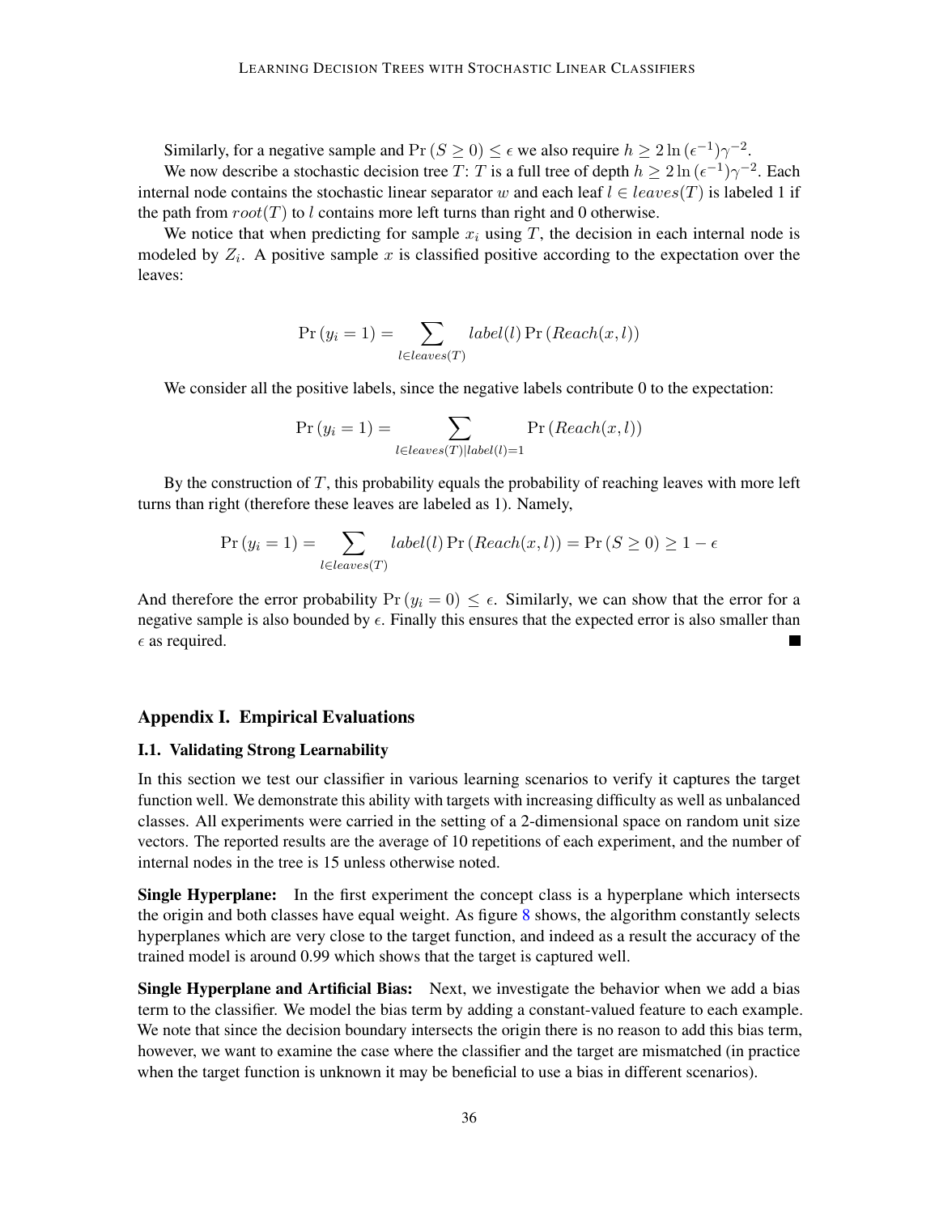Similarly, for a negative sample and $\Pr(S \geq 0) \leq \epsilon$ we also require $h \geq 2\ln(\epsilon^{-1})\gamma^{-2}$.

We now describe a stochastic decision tree $T$: $T$ is a full tree of depth $h \geq 2\ln(\epsilon^{-1})\gamma^{-2}$. Each internal node contains the stochastic linear separator $w$ and each leaf $l \in leaves(T)$ is labeled 1 if the path from $root(T)$ to $l$ contains more left turns than right and 0 otherwise.

We notice that when predicting for sample $x_i$ using $T$, the decision in each internal node is modeled by $Z_i$. A positive sample $x$ is classified positive according to the expectation over the leaves:

$$\Pr(y_i = 1) = \sum_{l \in leaves(T)} label(l) \Pr(Reach(x, l))$$

We consider all the positive labels, since the negative labels contribute 0 to the expectation:

$$\Pr(y_i = 1) = \sum_{l \in leaves(T) | label(l) = 1} \Pr(Reach(x, l))$$

By the construction of $T$, this probability equals the probability of reaching leaves with more left turns than right (therefore these leaves are labeled as 1). Namely,

$$\Pr(y_i = 1) = \sum_{l \in leaves(T)} label(l) \Pr(Reach(x, l)) = \Pr(S \geq 0) \geq 1 - \epsilon$$

And therefore the error probability $\Pr(y_i = 0) \leq \epsilon$. Similarly, we can show that the error for a negative sample is also bounded by $\epsilon$. Finally this ensures that the expected error is also smaller than $\epsilon$ as required. ∎

## Appendix I. Empirical Evaluations

### I.1. Validating Strong Learnability

In this section we test our classifier in various learning scenarios to verify it captures the target function well. We demonstrate this ability with targets with increasing difficulty as well as unbalanced classes. All experiments were carried in the setting of a 2-dimensional space on random unit size vectors. The reported results are the average of 10 repetitions of each experiment, and the number of internal nodes in the tree is 15 unless otherwise noted.

**Single Hyperplane:** In the first experiment the concept class is a hyperplane which intersects the origin and both classes have equal weight. As figure 8 shows, the algorithm constantly selects hyperplanes which are very close to the target function, and indeed as a result the accuracy of the trained model is around 0.99 which shows that the target is captured well.

**Single Hyperplane and Artificial Bias:** Next, we investigate the behavior when we add a bias term to the classifier. We model the bias term by adding a constant-valued feature to each example. We note that since the decision boundary intersects the origin there is no reason to add this bias term, however, we want to examine the case where the classifier and the target are mismatched (in practice when the target function is unknown it may be beneficial to use a bias in different scenarios).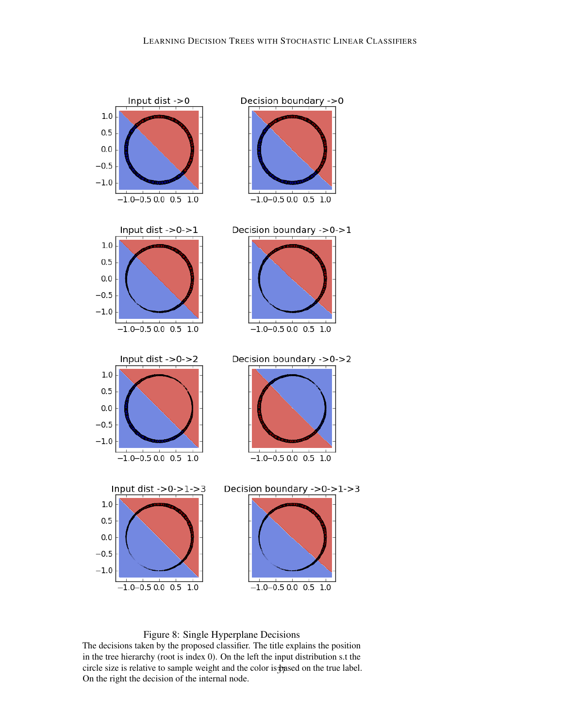Figure 8: Single Hyperplane Decisions

The decisions taken by the proposed classifier. The title explains the position in the tree hierarchy (root is index 0). On the left the input distribution s.t the circle size is relative to sample weight and the color is based on the true label. On the right the decision of the internal node.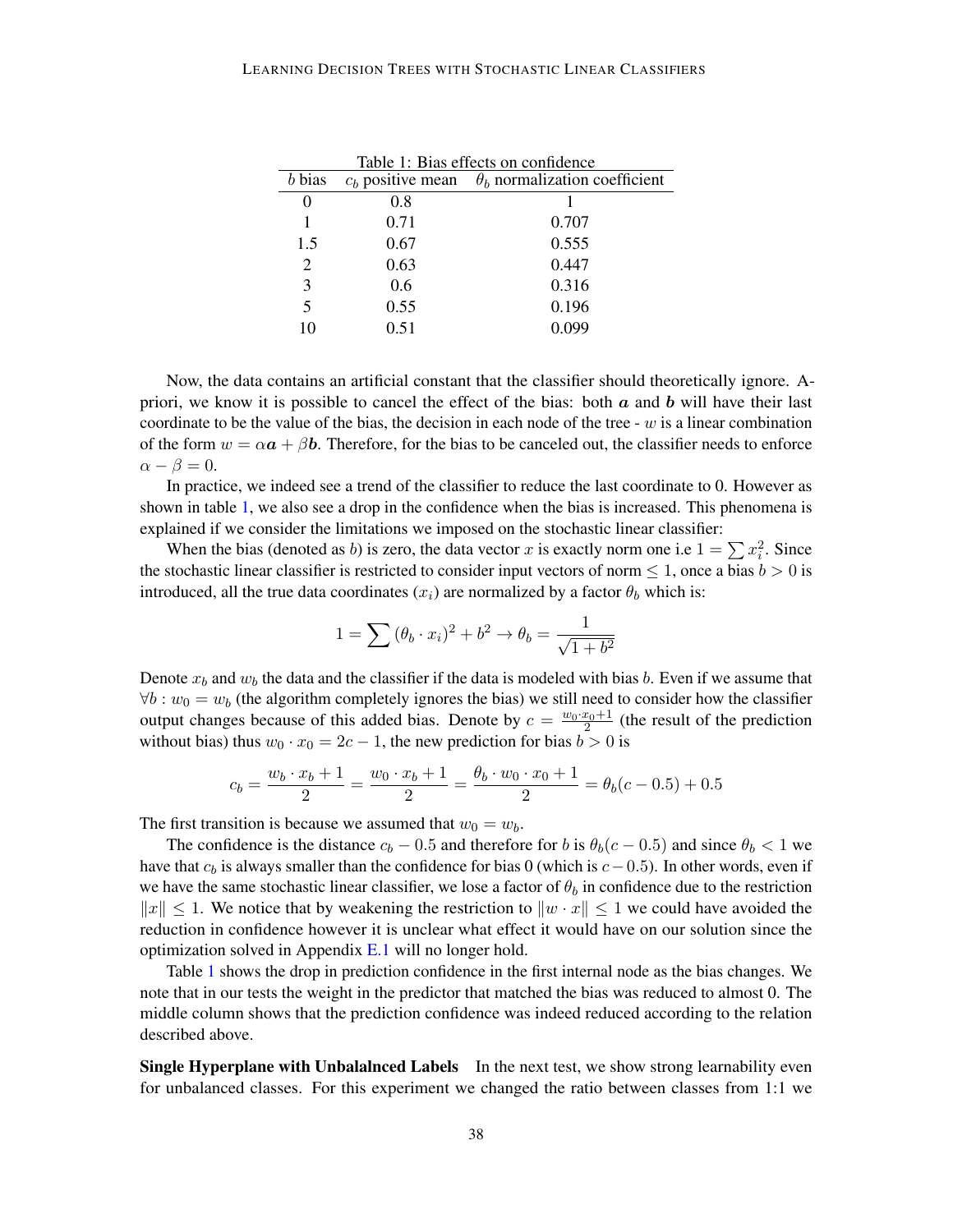Table 1: Bias effects on confidence

| $b$ bias | $c_b$ positive mean | $\theta_b$ normalization coefficient |
|---|---|---|
| 0 | 0.8 | 1 |
| 1 | 0.71 | 0.707 |
| 1.5 | 0.67 | 0.555 |
| 2 | 0.63 | 0.447 |
| 3 | 0.6 | 0.316 |
| 5 | 0.55 | 0.196 |
| 10 | 0.51 | 0.099 |

Now, the data contains an artificial constant that the classifier should theoretically ignore. A-priori, we know it is possible to cancel the effect of the bias: both $\boldsymbol{a}$ and $\boldsymbol{b}$ will have their last coordinate to be the value of the bias, the decision in each node of the tree - $w$ is a linear combination of the form $w = \alpha \boldsymbol{a} + \beta \boldsymbol{b}$. Therefore, for the bias to be canceled out, the classifier needs to enforce $\alpha - \beta = 0$.

In practice, we indeed see a trend of the classifier to reduce the last coordinate to 0. However as shown in table 1, we also see a drop in the confidence when the bias is increased. This phenomena is explained if we consider the limitations we imposed on the stochastic linear classifier:

When the bias (denoted as $b$) is zero, the data vector $x$ is exactly norm one i.e $1 = \sum x_i^2$. Since the stochastic linear classifier is restricted to consider input vectors of norm $\leq 1$, once a bias $b > 0$ is introduced, all the true data coordinates ($x_i$) are normalized by a factor $\theta_b$ which is:

$$1 = \sum (\theta_b \cdot x_i)^2 + b^2 \rightarrow \theta_b = \frac{1}{\sqrt{1 + b^2}}$$

Denote $x_b$ and $w_b$ the data and the classifier if the data is modeled with bias $b$. Even if we assume that $\forall b : w_0 = w_b$ (the algorithm completely ignores the bias) we still need to consider how the classifier output changes because of this added bias. Denote by $c = \frac{w_0 \cdot x_0 + 1}{2}$ (the result of the prediction without bias) thus $w_0 \cdot x_0 = 2c - 1$, the new prediction for bias $b > 0$ is

$$c_b = \frac{w_b \cdot x_b + 1}{2} = \frac{w_0 \cdot x_b + 1}{2} = \frac{\theta_b \cdot w_0 \cdot x_0 + 1}{2} = \theta_b(c - 0.5) + 0.5$$

The first transition is because we assumed that $w_0 = w_b$.

The confidence is the distance $c_b - 0.5$ and therefore for $b$ is $\theta_b(c - 0.5)$ and since $\theta_b < 1$ we have that $c_b$ is always smaller than the confidence for bias 0 (which is $c - 0.5$). In other words, even if we have the same stochastic linear classifier, we lose a factor of $\theta_b$ in confidence due to the restriction $\|x\| \leq 1$. We notice that by weakening the restriction to $\|w \cdot x\| \leq 1$ we could have avoided the reduction in confidence however it is unclear what effect it would have on our solution since the optimization solved in Appendix E.1 will no longer hold.

Table 1 shows the drop in prediction confidence in the first internal node as the bias changes. We note that in our tests the weight in the predictor that matched the bias was reduced to almost 0. The middle column shows that the prediction confidence was indeed reduced according to the relation described above.

**Single Hyperplane with Unbalalnced Labels** In the next test, we show strong learnability even for unbalanced classes. For this experiment we changed the ratio between classes from 1:1 we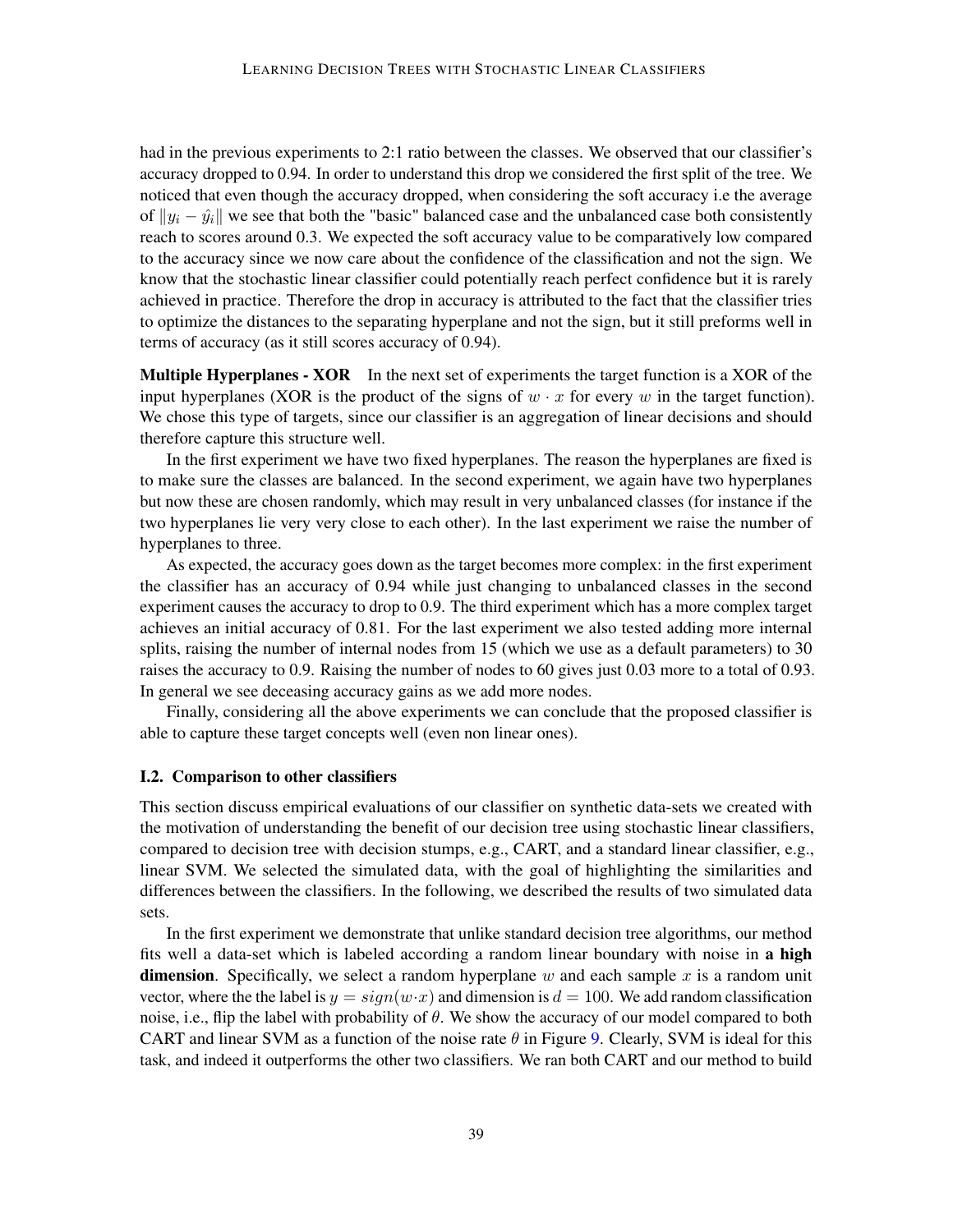had in the previous experiments to 2:1 ratio between the classes. We observed that our classifier's accuracy dropped to 0.94. In order to understand this drop we considered the first split of the tree. We noticed that even though the accuracy dropped, when considering the soft accuracy i.e the average of $\|y_i - \hat{y}_i\|$ we see that both the "basic" balanced case and the unbalanced case both consistently reach to scores around 0.3. We expected the soft accuracy value to be comparatively low compared to the accuracy since we now care about the confidence of the classification and not the sign. We know that the stochastic linear classifier could potentially reach perfect confidence but it is rarely achieved in practice. Therefore the drop in accuracy is attributed to the fact that the classifier tries to optimize the distances to the separating hyperplane and not the sign, but it still preforms well in terms of accuracy (as it still scores accuracy of 0.94).

**Multiple Hyperplanes - XOR** In the next set of experiments the target function is a XOR of the input hyperplanes (XOR is the product of the signs of $w \cdot x$ for every $w$ in the target function). We chose this type of targets, since our classifier is an aggregation of linear decisions and should therefore capture this structure well.

In the first experiment we have two fixed hyperplanes. The reason the hyperplanes are fixed is to make sure the classes are balanced. In the second experiment, we again have two hyperplanes but now these are chosen randomly, which may result in very unbalanced classes (for instance if the two hyperplanes lie very very close to each other). In the last experiment we raise the number of hyperplanes to three.

As expected, the accuracy goes down as the target becomes more complex: in the first experiment the classifier has an accuracy of 0.94 while just changing to unbalanced classes in the second experiment causes the accuracy to drop to 0.9. The third experiment which has a more complex target achieves an initial accuracy of 0.81. For the last experiment we also tested adding more internal splits, raising the number of internal nodes from 15 (which we use as a default parameters) to 30 raises the accuracy to 0.9. Raising the number of nodes to 60 gives just 0.03 more to a total of 0.93. In general we see deceasing accuracy gains as we add more nodes.

Finally, considering all the above experiments we can conclude that the proposed classifier is able to capture these target concepts well (even non linear ones).

### I.2. Comparison to other classifiers

This section discuss empirical evaluations of our classifier on synthetic data-sets we created with the motivation of understanding the benefit of our decision tree using stochastic linear classifiers, compared to decision tree with decision stumps, e.g., CART, and a standard linear classifier, e.g., linear SVM. We selected the simulated data, with the goal of highlighting the similarities and differences between the classifiers. In the following, we described the results of two simulated data sets.

In the first experiment we demonstrate that unlike standard decision tree algorithms, our method fits well a data-set which is labeled according a random linear boundary with noise in **a high dimension**. Specifically, we select a random hyperplane $w$ and each sample $x$ is a random unit vector, where the the label is $y = sign(w \cdot x)$ and dimension is $d = 100$. We add random classification noise, i.e., flip the label with probability of $\theta$. We show the accuracy of our model compared to both CART and linear SVM as a function of the noise rate $\theta$ in Figure 9. Clearly, SVM is ideal for this task, and indeed it outperforms the other two classifiers. We ran both CART and our method to build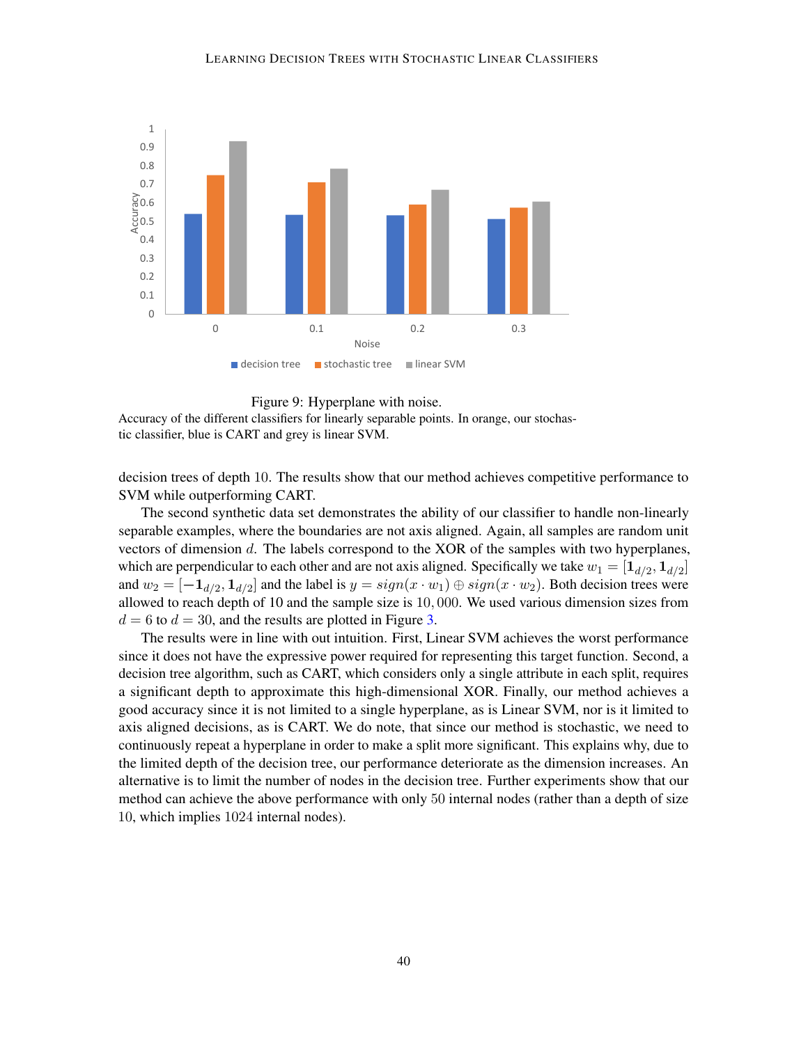1
0.9
0.8
0.7
0.6
0.5
0.4
0.3
0.2
0.1
0

Accuracy

0
0.1
0.2
0.3

Noise

decision tree
stochastic tree
linear SVM

Figure 9: Hyperplane with noise.
Accuracy of the different classifiers for linearly separable points. In orange, our stochastic classifier, blue is CART and grey is linear SVM.

decision trees of depth $10$. The results show that our method achieves competitive performance to SVM while outperforming CART.

The second synthetic data set demonstrates the ability of our classifier to handle non-linearly separable examples, where the boundaries are not axis aligned. Again, all samples are random unit vectors of dimension $d$. The labels correspond to the XOR of the samples with two hyperplanes, which are perpendicular to each other and are not axis aligned. Specifically we take $w_1 = [\mathbf{1}_{d/2}, \mathbf{1}_{d/2}]$ and $w_2 = [-\mathbf{1}_{d/2}, \mathbf{1}_{d/2}]$ and the label is $y = sign(x \cdot w_1) \oplus sign(x \cdot w_2)$. Both decision trees were allowed to reach depth of 10 and the sample size is $10,000$. We used various dimension sizes from $d = 6$ to $d = 30$, and the results are plotted in Figure 3.

The results were in line with out intuition. First, Linear SVM achieves the worst performance since it does not have the expressive power required for representing this target function. Second, a decision tree algorithm, such as CART, which considers only a single attribute in each split, requires a significant depth to approximate this high-dimensional XOR. Finally, our method achieves a good accuracy since it is not limited to a single hyperplane, as is Linear SVM, nor is it limited to axis aligned decisions, as is CART. We do note, that since our method is stochastic, we need to continuously repeat a hyperplane in order to make a split more significant. This explains why, due to the limited depth of the decision tree, our performance deteriorate as the dimension increases. An alternative is to limit the number of nodes in the decision tree. Further experiments show that our method can achieve the above performance with only $50$ internal nodes (rather than a depth of size $10$, which implies $1024$ internal nodes).